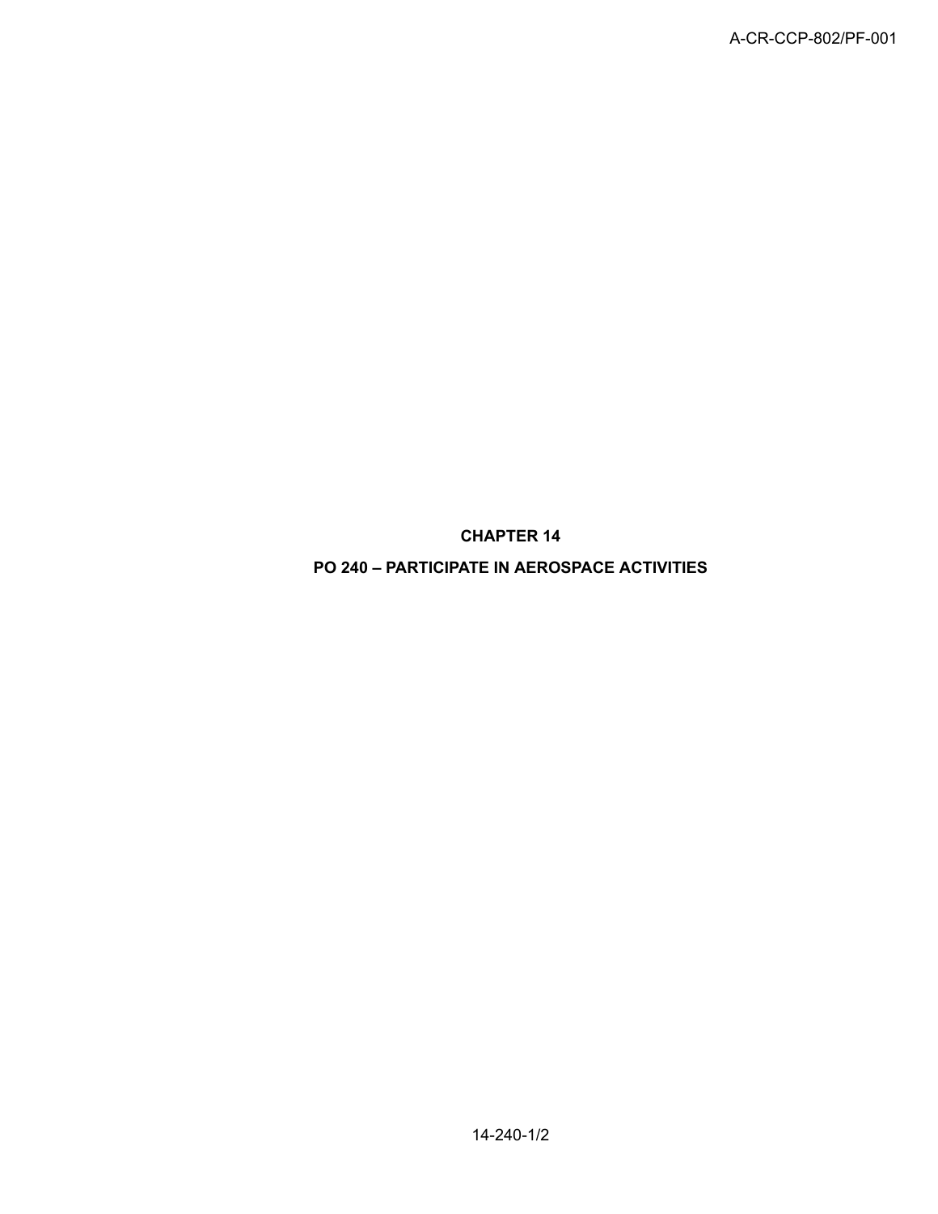# CHAPTER 14

# PO 240 – PARTICIPATE IN AEROSPACE ACTIVITIES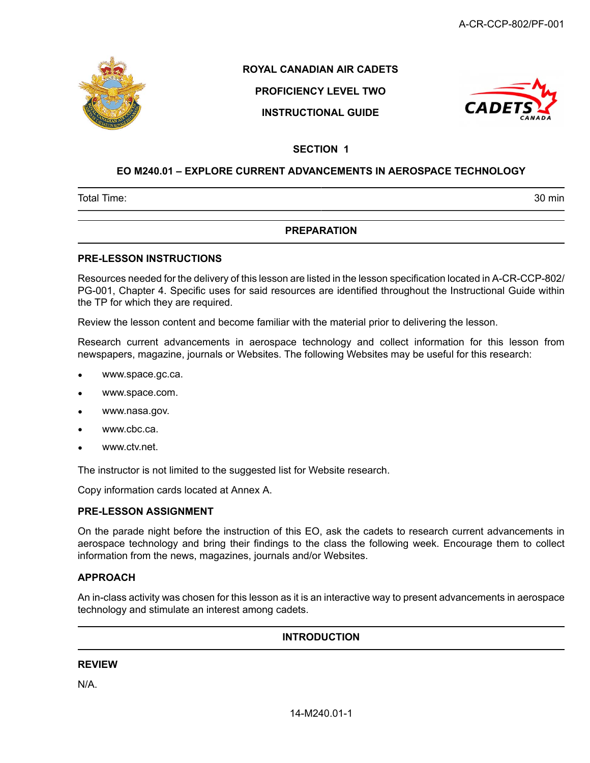ROYAL CANADIAN AIR CADETS

PROFICIENCY LEVEL TWO

INSTRUCTIONAL GUIDE

# SECTION 1

## EO M240.01 – EXPLORE CURRENT ADVANCEMENTS IN AEROSPACE TECHNOLOGY

| Total Time: | 30 min |
|---|---|

## PREPARATION

### PRE-LESSON INSTRUCTIONS

Resources needed for the delivery of this lesson are listed in the lesson specification located in A-CR-CCP-802/PG-001, Chapter 4. Specific uses for said resources are identified throughout the Instructional Guide within the TP for which they are required.

Review the lesson content and become familiar with the material prior to delivering the lesson.

Research current advancements in aerospace technology and collect information for this lesson from newspapers, magazine, journals or Websites. The following Websites may be useful for this research:

- www.space.gc.ca.
- www.space.com.
- www.nasa.gov.
- www.cbc.ca.
- www.ctv.net.

The instructor is not limited to the suggested list for Website research.

Copy information cards located at Annex A.

### PRE-LESSON ASSIGNMENT

On the parade night before the instruction of this EO, ask the cadets to research current advancements in aerospace technology and bring their findings to the class the following week. Encourage them to collect information from the news, magazines, journals and/or Websites.

### APPROACH

An in-class activity was chosen for this lesson as it is an interactive way to present advancements in aerospace technology and stimulate an interest among cadets.

## INTRODUCTION

### REVIEW

N/A.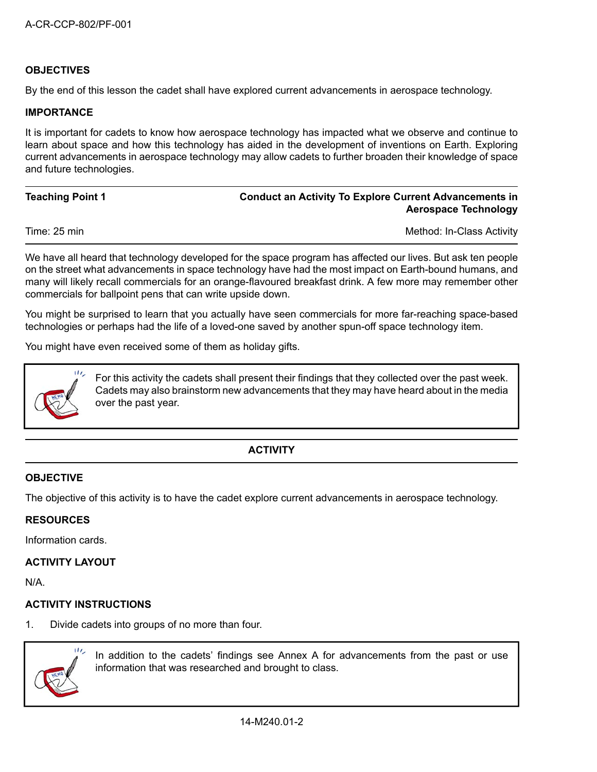**OBJECTIVES**

By the end of this lesson the cadet shall have explored current advancements in aerospace technology.

**IMPORTANCE**

It is important for cadets to know how aerospace technology has impacted what we observe and continue to learn about space and how this technology has aided in the development of inventions on Earth. Exploring current advancements in aerospace technology may allow cadets to further broaden their knowledge of space and future technologies.

---

| **Teaching Point 1** | **Conduct an Activity To Explore Current Advancements in Aerospace Technology** |
|---|---|
| Time: 25 min | Method: In-Class Activity |

---

We have all heard that technology developed for the space program has affected our lives. But ask ten people on the street what advancements in space technology have had the most impact on Earth-bound humans, and many will likely recall commercials for an orange-flavoured breakfast drink. A few more may remember other commercials for ballpoint pens that can write upside down.

You might be surprised to learn that you actually have seen commercials for more far-reaching space-based technologies or perhaps had the life of a loved-one saved by another spun-off space technology item.

You might have even received some of them as holiday gifts.

> For this activity the cadets shall present their findings that they collected over the past week. Cadets may also brainstorm new advancements that they may have heard about in the media over the past year.

---

**ACTIVITY**

---

**OBJECTIVE**

The objective of this activity is to have the cadet explore current advancements in aerospace technology.

**RESOURCES**

Information cards.

**ACTIVITY LAYOUT**

N/A.

**ACTIVITY INSTRUCTIONS**

1. Divide cadets into groups of no more than four.

> In addition to the cadets' findings see Annex A for advancements from the past or use information that was researched and brought to class.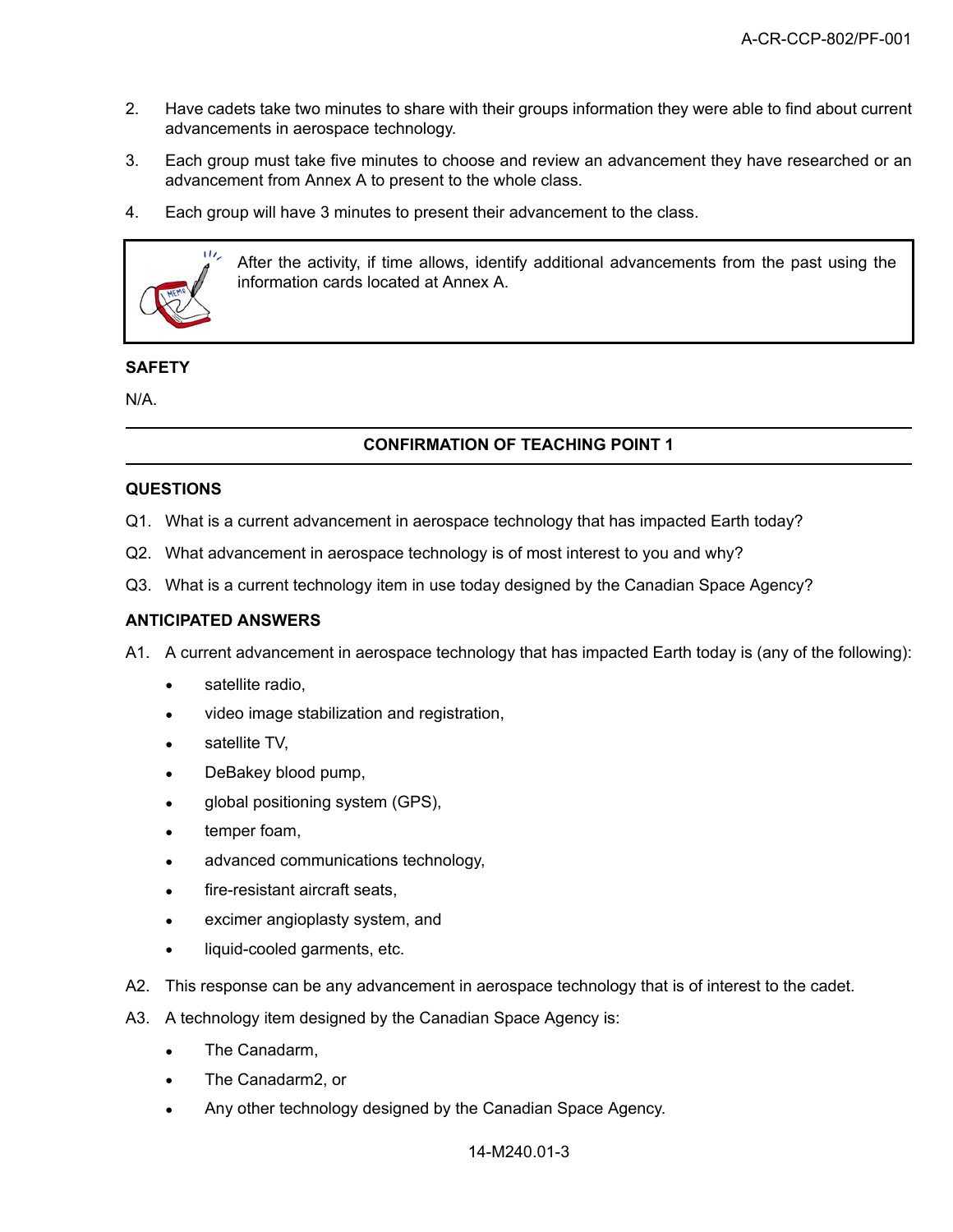2. Have cadets take two minutes to share with their groups information they were able to find about current advancements in aerospace technology.
3. Each group must take five minutes to choose and review an advancement they have researched or an advancement from Annex A to present to the whole class.
4. Each group will have 3 minutes to present their advancement to the class.

> After the activity, if time allows, identify additional advancements from the past using the information cards located at Annex A.

**SAFETY**

N/A.

---

**CONFIRMATION OF TEACHING POINT 1**

---

**QUESTIONS**

Q1. What is a current advancement in aerospace technology that has impacted Earth today?

Q2. What advancement in aerospace technology is of most interest to you and why?

Q3. What is a current technology item in use today designed by the Canadian Space Agency?

**ANTICIPATED ANSWERS**

A1. A current advancement in aerospace technology that has impacted Earth today is (any of the following):

- satellite radio,
- video image stabilization and registration,
- satellite TV,
- DeBakey blood pump,
- global positioning system (GPS),
- temper foam,
- advanced communications technology,
- fire-resistant aircraft seats,
- excimer angioplasty system, and
- liquid-cooled garments, etc.

A2. This response can be any advancement in aerospace technology that is of interest to the cadet.

A3. A technology item designed by the Canadian Space Agency is:

- The Canadarm,
- The Canadarm2, or
- Any other technology designed by the Canadian Space Agency.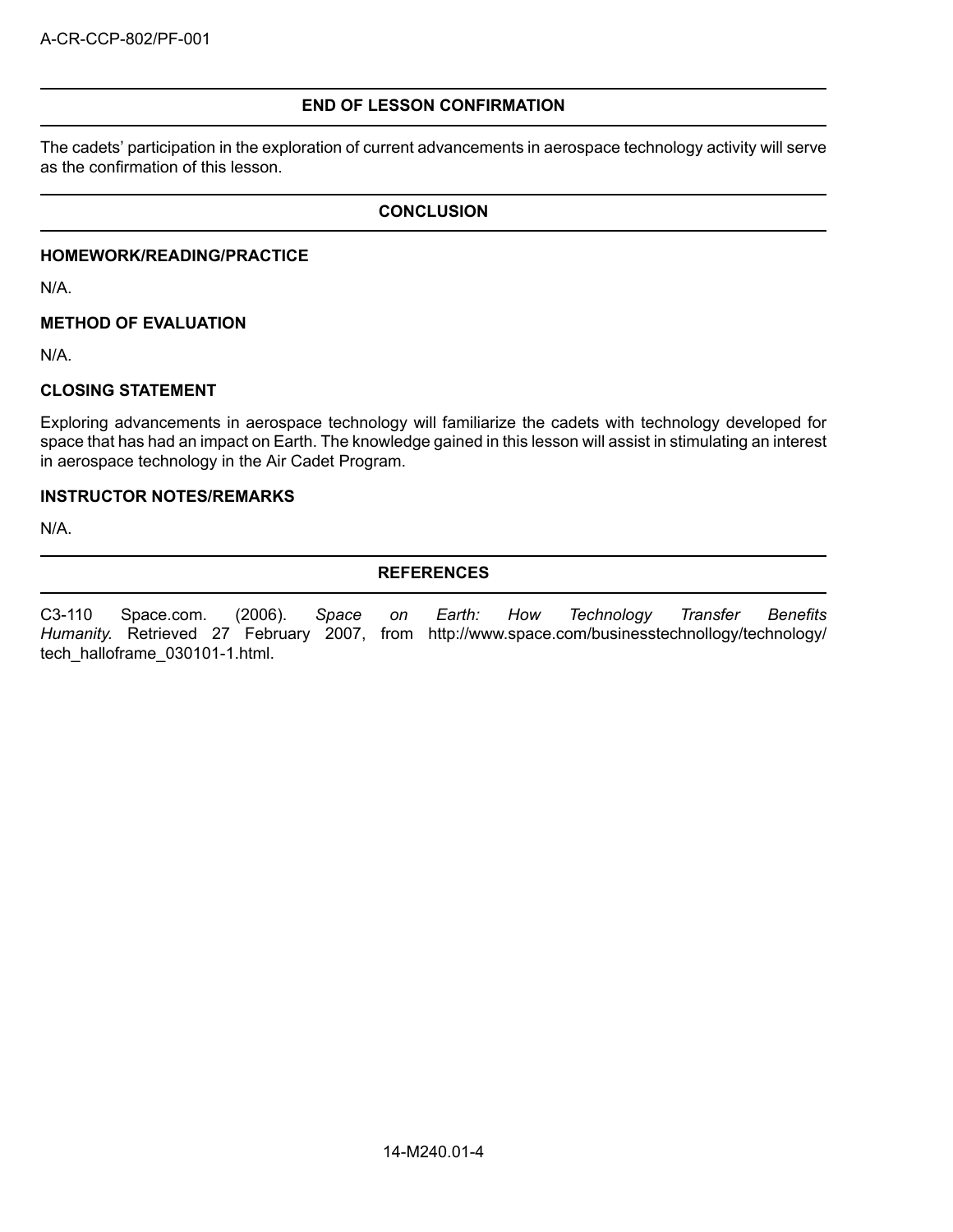## END OF LESSON CONFIRMATION

The cadets' participation in the exploration of current advancements in aerospace technology activity will serve as the confirmation of this lesson.

## CONCLUSION

### HOMEWORK/READING/PRACTICE

N/A.

### METHOD OF EVALUATION

N/A.

### CLOSING STATEMENT

Exploring advancements in aerospace technology will familiarize the cadets with technology developed for space that has had an impact on Earth. The knowledge gained in this lesson will assist in stimulating an interest in aerospace technology in the Air Cadet Program.

### INSTRUCTOR NOTES/REMARKS

N/A.

## REFERENCES

C3-110 Space.com. (2006). *Space on Earth: How Technology Transfer Benefits Humanity.* Retrieved 27 February 2007, from http://www.space.com/businesstechnollogy/technology/tech_halloframe_030101-1.html.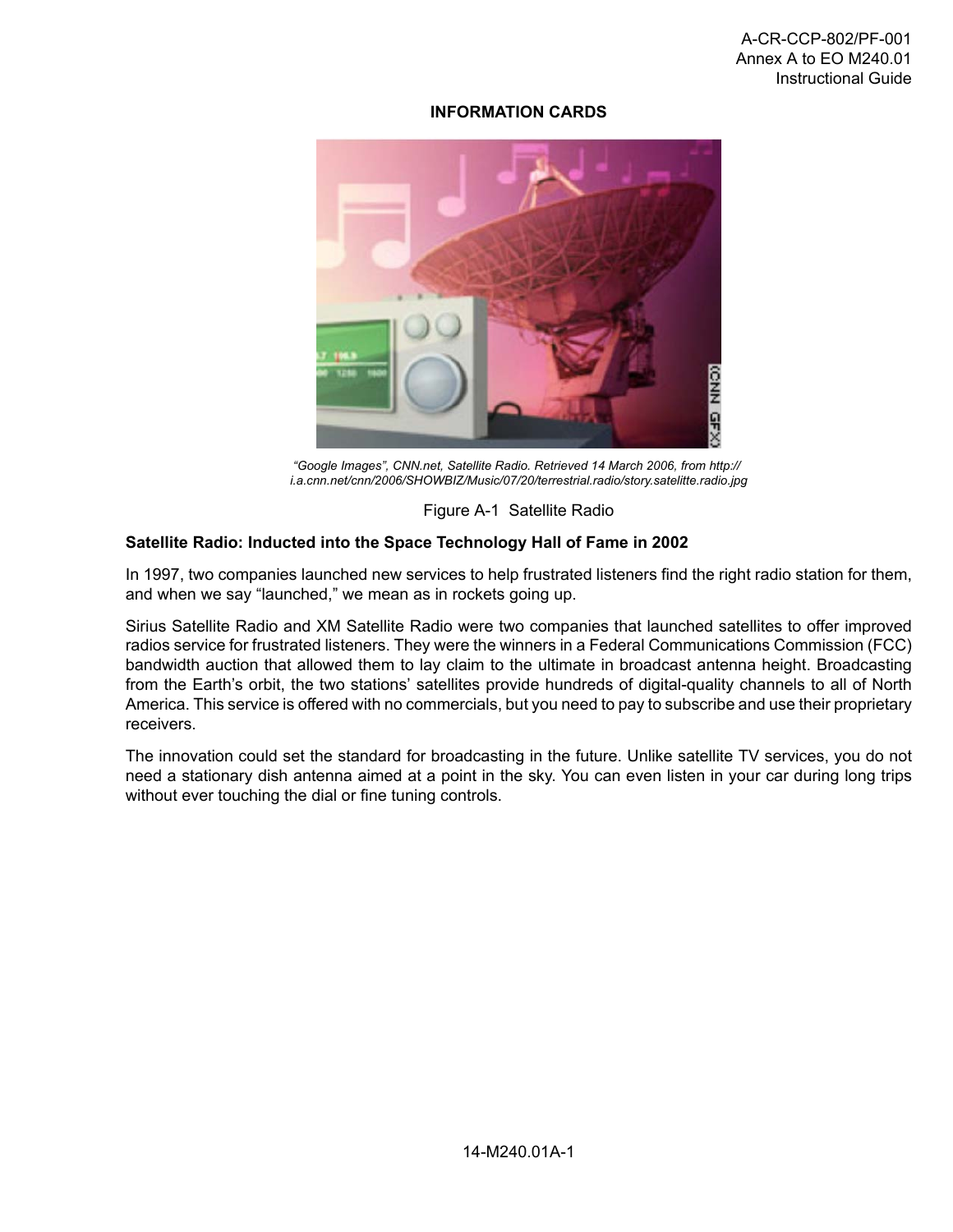## INFORMATION CARDS

*"Google Images", CNN.net, Satellite Radio. Retrieved 14 March 2006, from http://i.a.cnn.net/cnn/2006/SHOWBIZ/Music/07/20/terrestrial.radio/story.satelitte.radio.jpg*

Figure A-1 Satellite Radio

**Satellite Radio: Inducted into the Space Technology Hall of Fame in 2002**

In 1997, two companies launched new services to help frustrated listeners find the right radio station for them, and when we say "launched," we mean as in rockets going up.

Sirius Satellite Radio and XM Satellite Radio were two companies that launched satellites to offer improved radios service for frustrated listeners. They were the winners in a Federal Communications Commission (FCC) bandwidth auction that allowed them to lay claim to the ultimate in broadcast antenna height. Broadcasting from the Earth's orbit, the two stations' satellites provide hundreds of digital-quality channels to all of North America. This service is offered with no commercials, but you need to pay to subscribe and use their proprietary receivers.

The innovation could set the standard for broadcasting in the future. Unlike satellite TV services, you do not need a stationary dish antenna aimed at a point in the sky. You can even listen in your car during long trips without ever touching the dial or fine tuning controls.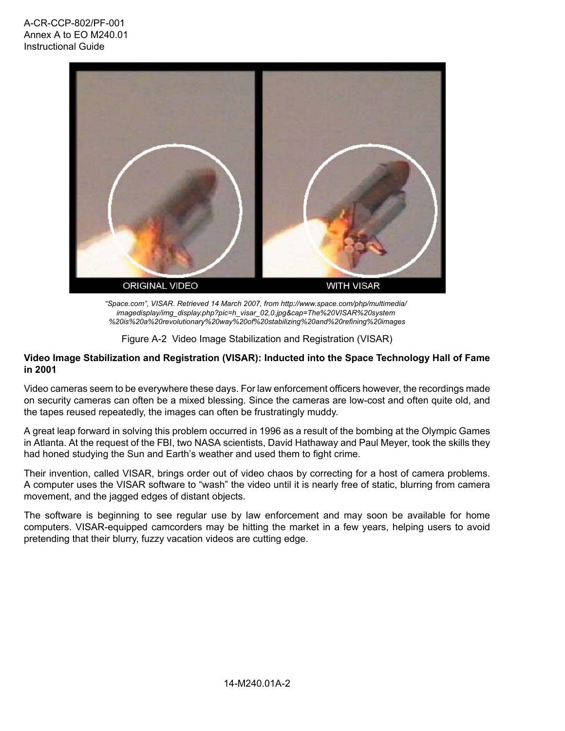“Space.com”, VISAR. Retrieved 14 March 2007, from http://www.space.com/php/multimedia/imagedisplay/img_display.php?pic=h_visar_02,0.jpg&cap=The%20VISAR%20system%20is%20a%20revolutionary%20way%20of%20stabilizing%20and%20refining%20images

Figure A-2 Video Image Stabilization and Registration (VISAR)

**Video Image Stabilization and Registration (VISAR): Inducted into the Space Technology Hall of Fame in 2001**

Video cameras seem to be everywhere these days. For law enforcement officers however, the recordings made on security cameras can often be a mixed blessing. Since the cameras are low-cost and often quite old, and the tapes reused repeatedly, the images can often be frustratingly muddy.

A great leap forward in solving this problem occurred in 1996 as a result of the bombing at the Olympic Games in Atlanta. At the request of the FBI, two NASA scientists, David Hathaway and Paul Meyer, took the skills they had honed studying the Sun and Earth’s weather and used them to fight crime.

Their invention, called VISAR, brings order out of video chaos by correcting for a host of camera problems. A computer uses the VISAR software to “wash” the video until it is nearly free of static, blurring from camera movement, and the jagged edges of distant objects.

The software is beginning to see regular use by law enforcement and may soon be available for home computers. VISAR-equipped camcorders may be hitting the market in a few years, helping users to avoid pretending that their blurry, fuzzy vacation videos are cutting edge.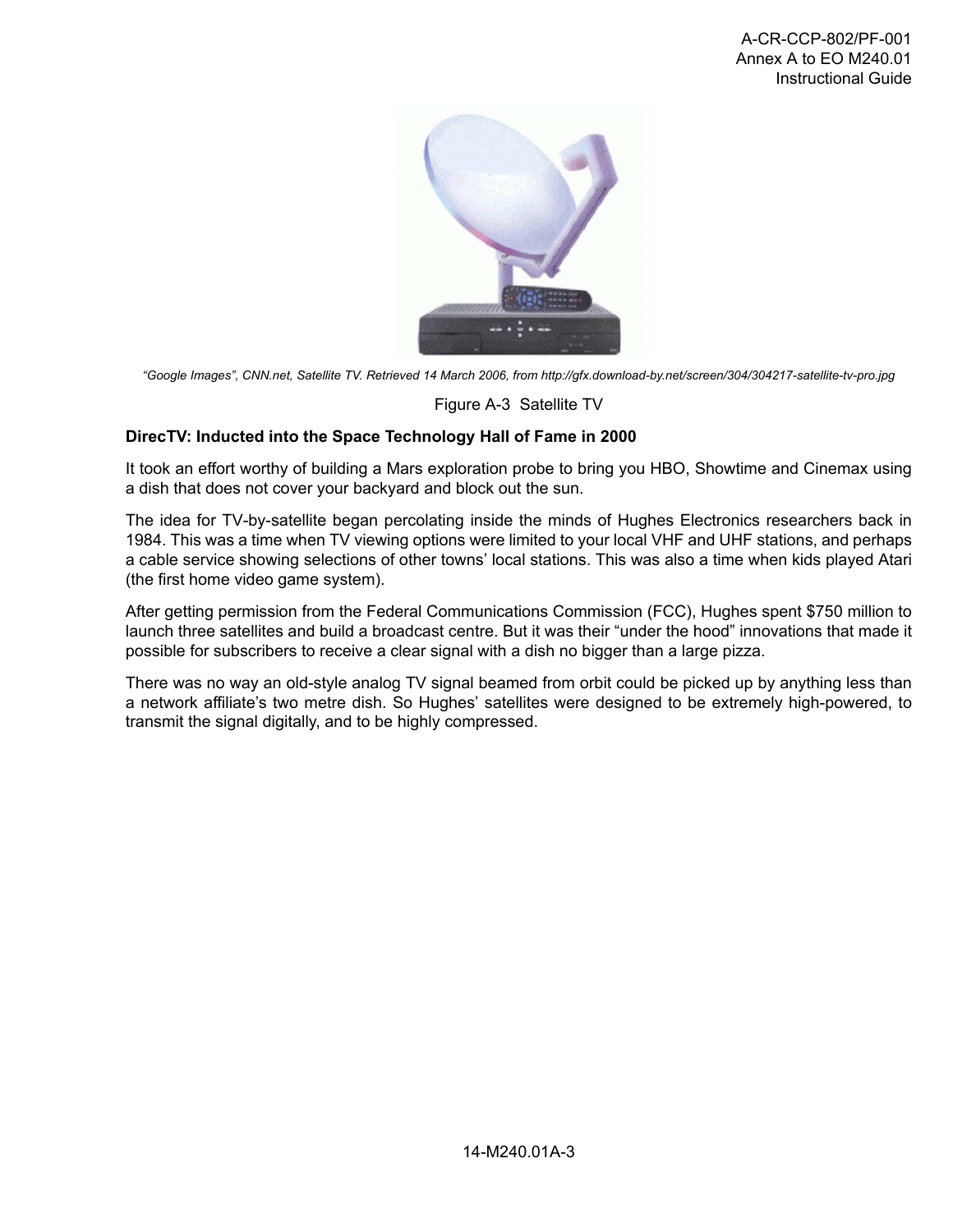*“Google Images”, CNN.net, Satellite TV. Retrieved 14 March 2006, from http://gfx.download-by.net/screen/304/304217-satellite-tv-pro.jpg*

Figure A-3 Satellite TV

**DirecTV: Inducted into the Space Technology Hall of Fame in 2000**

It took an effort worthy of building a Mars exploration probe to bring you HBO, Showtime and Cinemax using a dish that does not cover your backyard and block out the sun.

The idea for TV-by-satellite began percolating inside the minds of Hughes Electronics researchers back in 1984. This was a time when TV viewing options were limited to your local VHF and UHF stations, and perhaps a cable service showing selections of other towns’ local stations. This was also a time when kids played Atari (the first home video game system).

After getting permission from the Federal Communications Commission (FCC), Hughes spent $750 million to launch three satellites and build a broadcast centre. But it was their “under the hood” innovations that made it possible for subscribers to receive a clear signal with a dish no bigger than a large pizza.

There was no way an old-style analog TV signal beamed from orbit could be picked up by anything less than a network affiliate’s two metre dish. So Hughes’ satellites were designed to be extremely high-powered, to transmit the signal digitally, and to be highly compressed.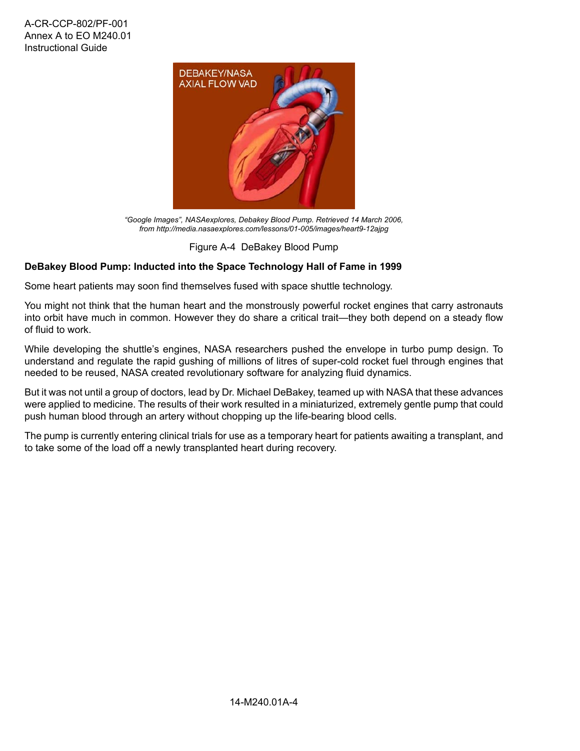*"Google Images", NASAexplores, Debakey Blood Pump. Retrieved 14 March 2006, from http://media.nasaexplores.com/lessons/01-005/images/heart9-12ajpg*

Figure A-4 DeBakey Blood Pump

**DeBakey Blood Pump: Inducted into the Space Technology Hall of Fame in 1999**

Some heart patients may soon find themselves fused with space shuttle technology.

You might not think that the human heart and the monstrously powerful rocket engines that carry astronauts into orbit have much in common. However they do share a critical trait—they both depend on a steady flow of fluid to work.

While developing the shuttle's engines, NASA researchers pushed the envelope in turbo pump design. To understand and regulate the rapid gushing of millions of litres of super-cold rocket fuel through engines that needed to be reused, NASA created revolutionary software for analyzing fluid dynamics.

But it was not until a group of doctors, lead by Dr. Michael DeBakey, teamed up with NASA that these advances were applied to medicine. The results of their work resulted in a miniaturized, extremely gentle pump that could push human blood through an artery without chopping up the life-bearing blood cells.

The pump is currently entering clinical trials for use as a temporary heart for patients awaiting a transplant, and to take some of the load off a newly transplanted heart during recovery.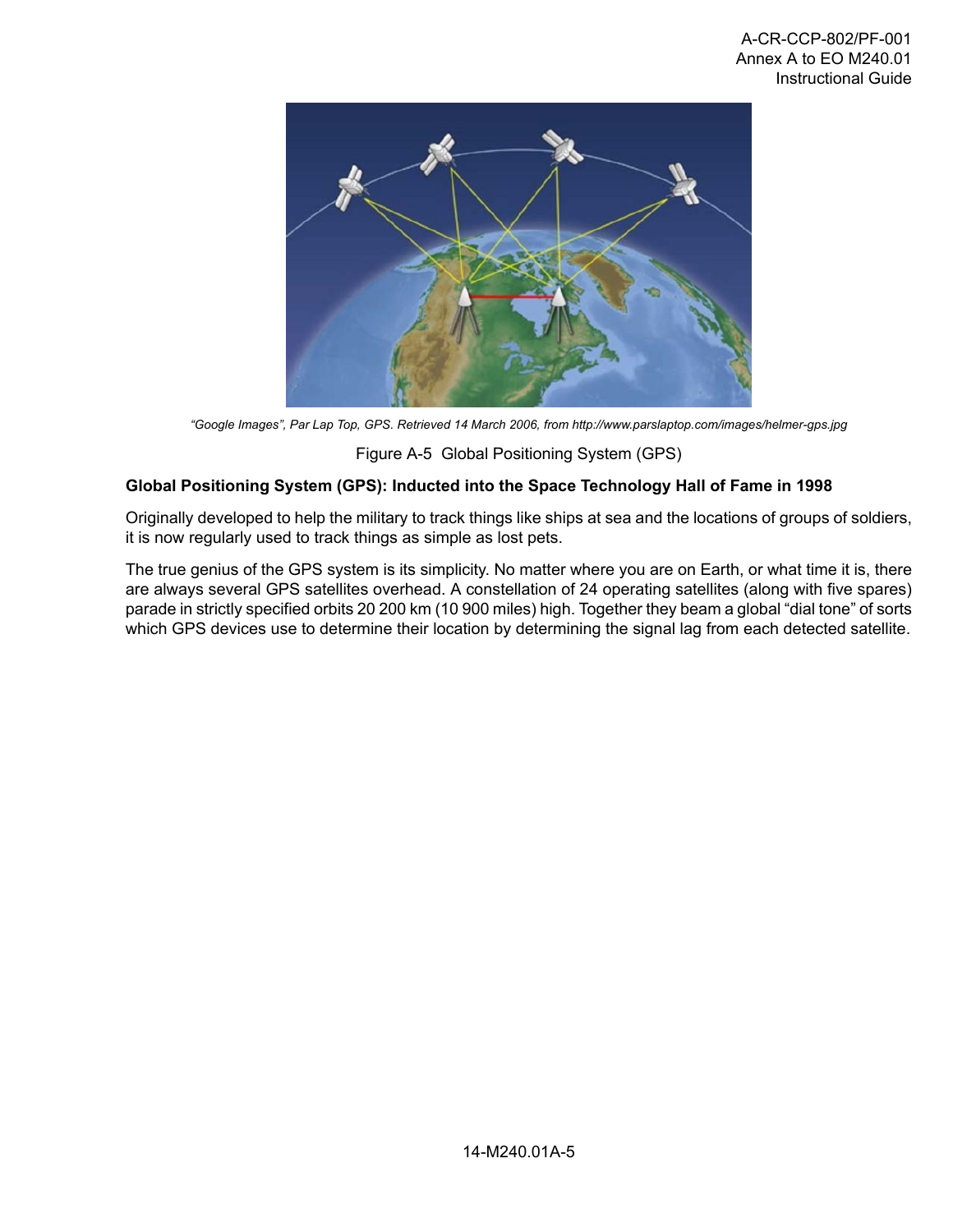*"Google Images", Par Lap Top, GPS. Retrieved 14 March 2006, from http://www.parslaptop.com/images/helmer-gps.jpg*

Figure A-5 Global Positioning System (GPS)

**Global Positioning System (GPS): Inducted into the Space Technology Hall of Fame in 1998**

Originally developed to help the military to track things like ships at sea and the locations of groups of soldiers, it is now regularly used to track things as simple as lost pets.

The true genius of the GPS system is its simplicity. No matter where you are on Earth, or what time it is, there are always several GPS satellites overhead. A constellation of 24 operating satellites (along with five spares) parade in strictly specified orbits 20 200 km (10 900 miles) high. Together they beam a global "dial tone" of sorts which GPS devices use to determine their location by determining the signal lag from each detected satellite.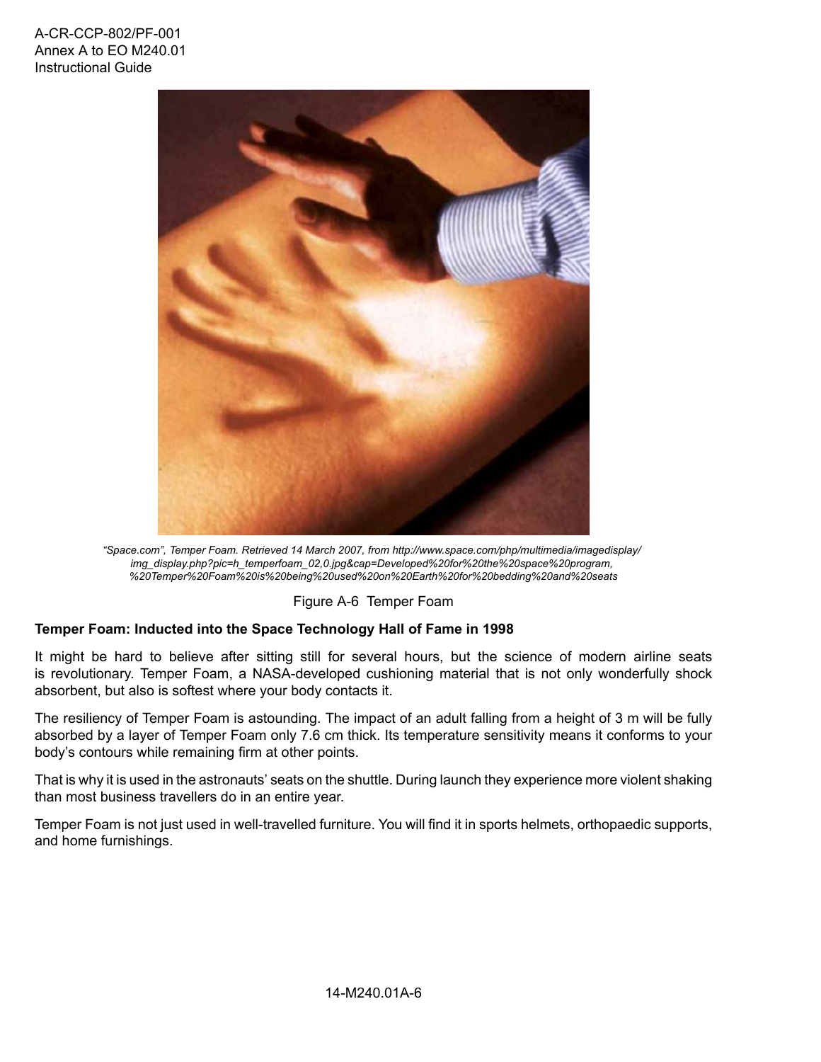*"Space.com", Temper Foam. Retrieved 14 March 2007, from http://www.space.com/php/multimedia/imagedisplay/img_display.php?pic=h_temperfoam_02,0.jpg&cap=Developed%20for%20the%20space%20program,%20Temper%20Foam%20is%20being%20used%20on%20Earth%20for%20bedding%20and%20seats*

Figure A-6 Temper Foam

**Temper Foam: Inducted into the Space Technology Hall of Fame in 1998**

It might be hard to believe after sitting still for several hours, but the science of modern airline seats is revolutionary. Temper Foam, a NASA-developed cushioning material that is not only wonderfully shock absorbent, but also is softest where your body contacts it.

The resiliency of Temper Foam is astounding. The impact of an adult falling from a height of 3 m will be fully absorbed by a layer of Temper Foam only 7.6 cm thick. Its temperature sensitivity means it conforms to your body's contours while remaining firm at other points.

That is why it is used in the astronauts' seats on the shuttle. During launch they experience more violent shaking than most business travellers do in an entire year.

Temper Foam is not just used in well-travelled furniture. You will find it in sports helmets, orthopaedic supports, and home furnishings.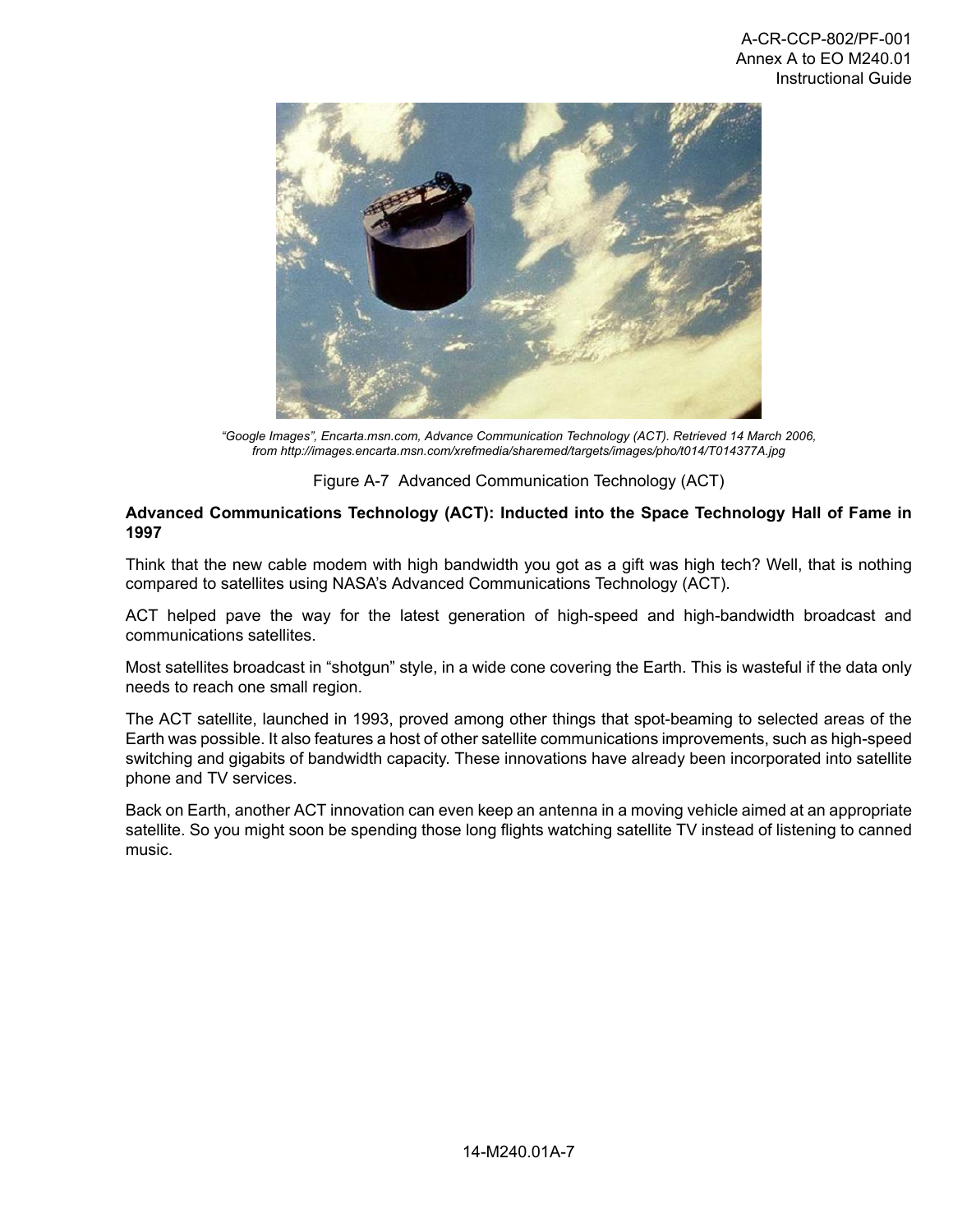*"Google Images", Encarta.msn.com, Advance Communication Technology (ACT). Retrieved 14 March 2006, from http://images.encarta.msn.com/xrefmedia/sharemed/targets/images/pho/t014/T014377A.jpg*

Figure A-7 Advanced Communication Technology (ACT)

**Advanced Communications Technology (ACT): Inducted into the Space Technology Hall of Fame in 1997**

Think that the new cable modem with high bandwidth you got as a gift was high tech? Well, that is nothing compared to satellites using NASA's Advanced Communications Technology (ACT).

ACT helped pave the way for the latest generation of high-speed and high-bandwidth broadcast and communications satellites.

Most satellites broadcast in "shotgun" style, in a wide cone covering the Earth. This is wasteful if the data only needs to reach one small region.

The ACT satellite, launched in 1993, proved among other things that spot-beaming to selected areas of the Earth was possible. It also features a host of other satellite communications improvements, such as high-speed switching and gigabits of bandwidth capacity. These innovations have already been incorporated into satellite phone and TV services.

Back on Earth, another ACT innovation can even keep an antenna in a moving vehicle aimed at an appropriate satellite. So you might soon be spending those long flights watching satellite TV instead of listening to canned music.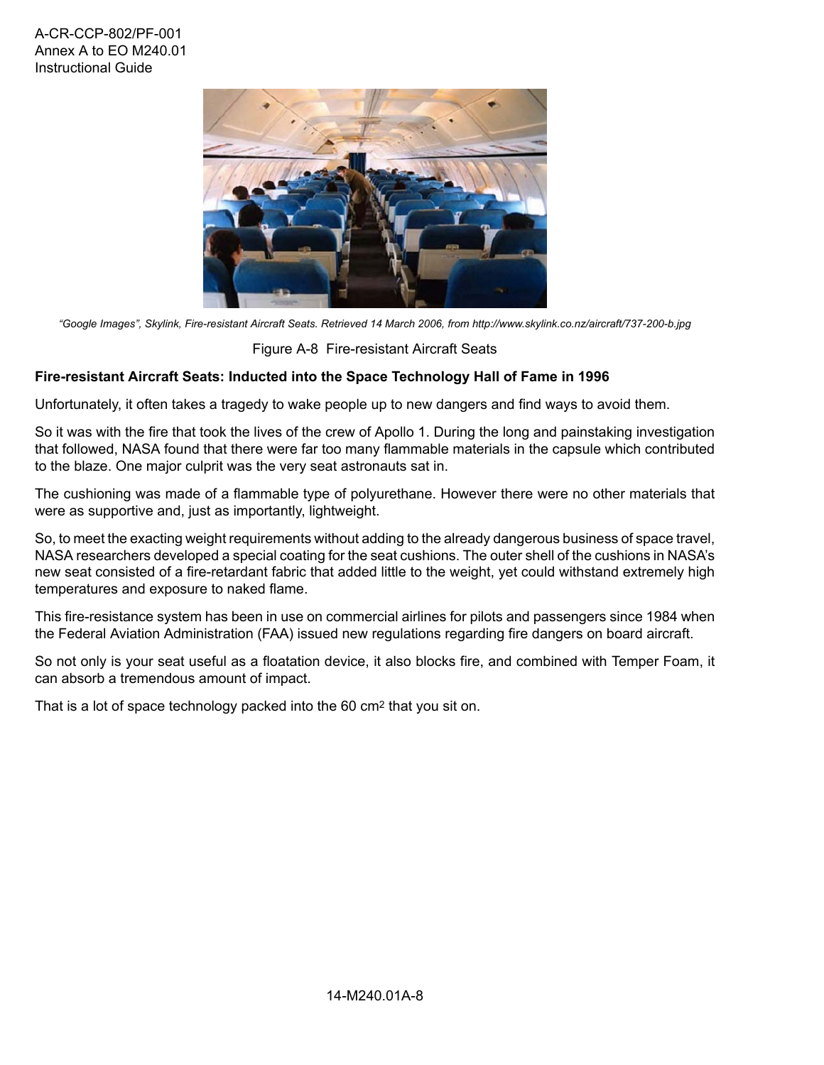*"Google Images", Skylink, Fire-resistant Aircraft Seats. Retrieved 14 March 2006, from http://www.skylink.co.nz/aircraft/737-200-b.jpg*

Figure A-8 Fire-resistant Aircraft Seats

**Fire-resistant Aircraft Seats: Inducted into the Space Technology Hall of Fame in 1996**

Unfortunately, it often takes a tragedy to wake people up to new dangers and find ways to avoid them.

So it was with the fire that took the lives of the crew of Apollo 1. During the long and painstaking investigation that followed, NASA found that there were far too many flammable materials in the capsule which contributed to the blaze. One major culprit was the very seat astronauts sat in.

The cushioning was made of a flammable type of polyurethane. However there were no other materials that were as supportive and, just as importantly, lightweight.

So, to meet the exacting weight requirements without adding to the already dangerous business of space travel, NASA researchers developed a special coating for the seat cushions. The outer shell of the cushions in NASA's new seat consisted of a fire-retardant fabric that added little to the weight, yet could withstand extremely high temperatures and exposure to naked flame.

This fire-resistance system has been in use on commercial airlines for pilots and passengers since 1984 when the Federal Aviation Administration (FAA) issued new regulations regarding fire dangers on board aircraft.

So not only is your seat useful as a floatation device, it also blocks fire, and combined with Temper Foam, it can absorb a tremendous amount of impact.

That is a lot of space technology packed into the 60 $cm^2$ that you sit on.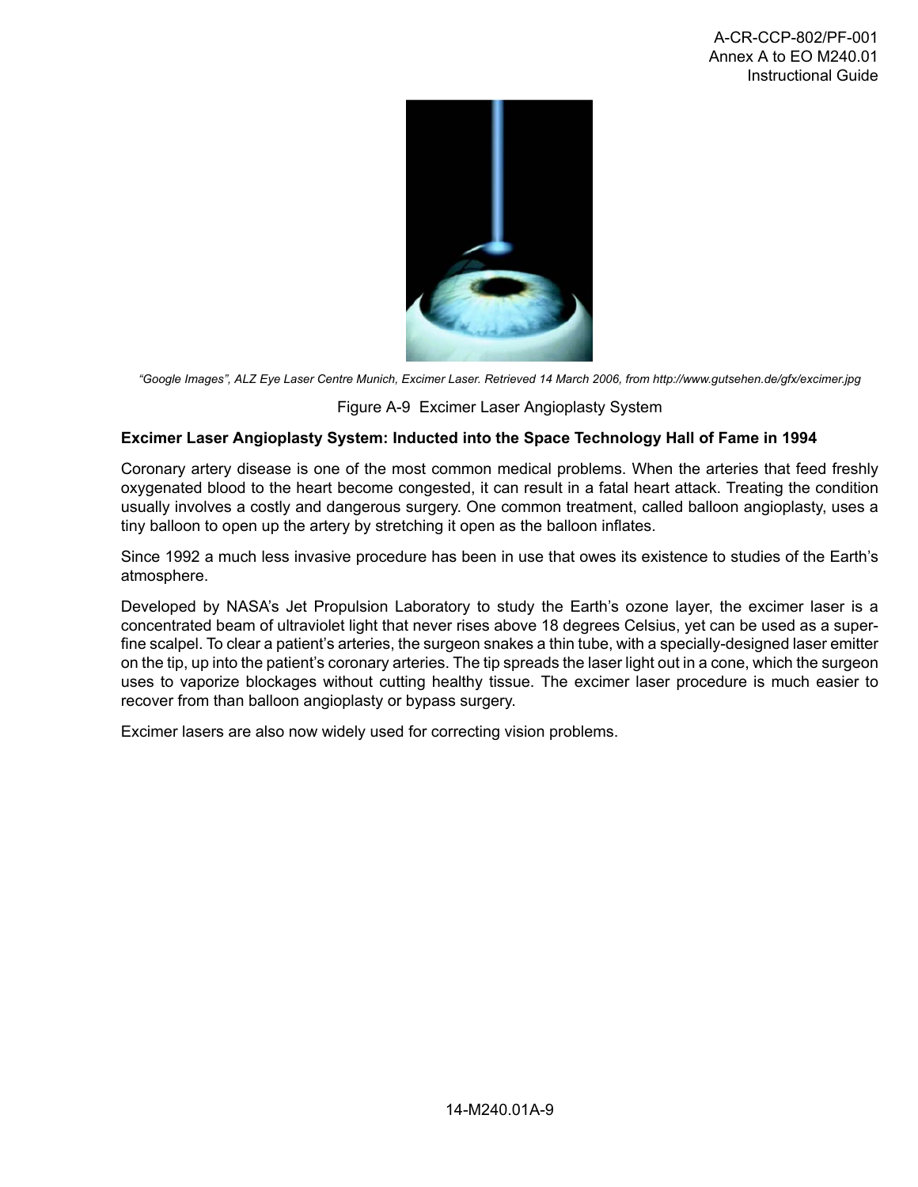*“Google Images”, ALZ Eye Laser Centre Munich, Excimer Laser. Retrieved 14 March 2006, from http://www.gutsehen.de/gfx/excimer.jpg*

Figure A-9 Excimer Laser Angioplasty System

**Excimer Laser Angioplasty System: Inducted into the Space Technology Hall of Fame in 1994**

Coronary artery disease is one of the most common medical problems. When the arteries that feed freshly oxygenated blood to the heart become congested, it can result in a fatal heart attack. Treating the condition usually involves a costly and dangerous surgery. One common treatment, called balloon angioplasty, uses a tiny balloon to open up the artery by stretching it open as the balloon inflates.

Since 1992 a much less invasive procedure has been in use that owes its existence to studies of the Earth’s atmosphere.

Developed by NASA’s Jet Propulsion Laboratory to study the Earth’s ozone layer, the excimer laser is a concentrated beam of ultraviolet light that never rises above 18 degrees Celsius, yet can be used as a super-fine scalpel. To clear a patient’s arteries, the surgeon snakes a thin tube, with a specially-designed laser emitter on the tip, up into the patient’s coronary arteries. The tip spreads the laser light out in a cone, which the surgeon uses to vaporize blockages without cutting healthy tissue. The excimer laser procedure is much easier to recover from than balloon angioplasty or bypass surgery.

Excimer lasers are also now widely used for correcting vision problems.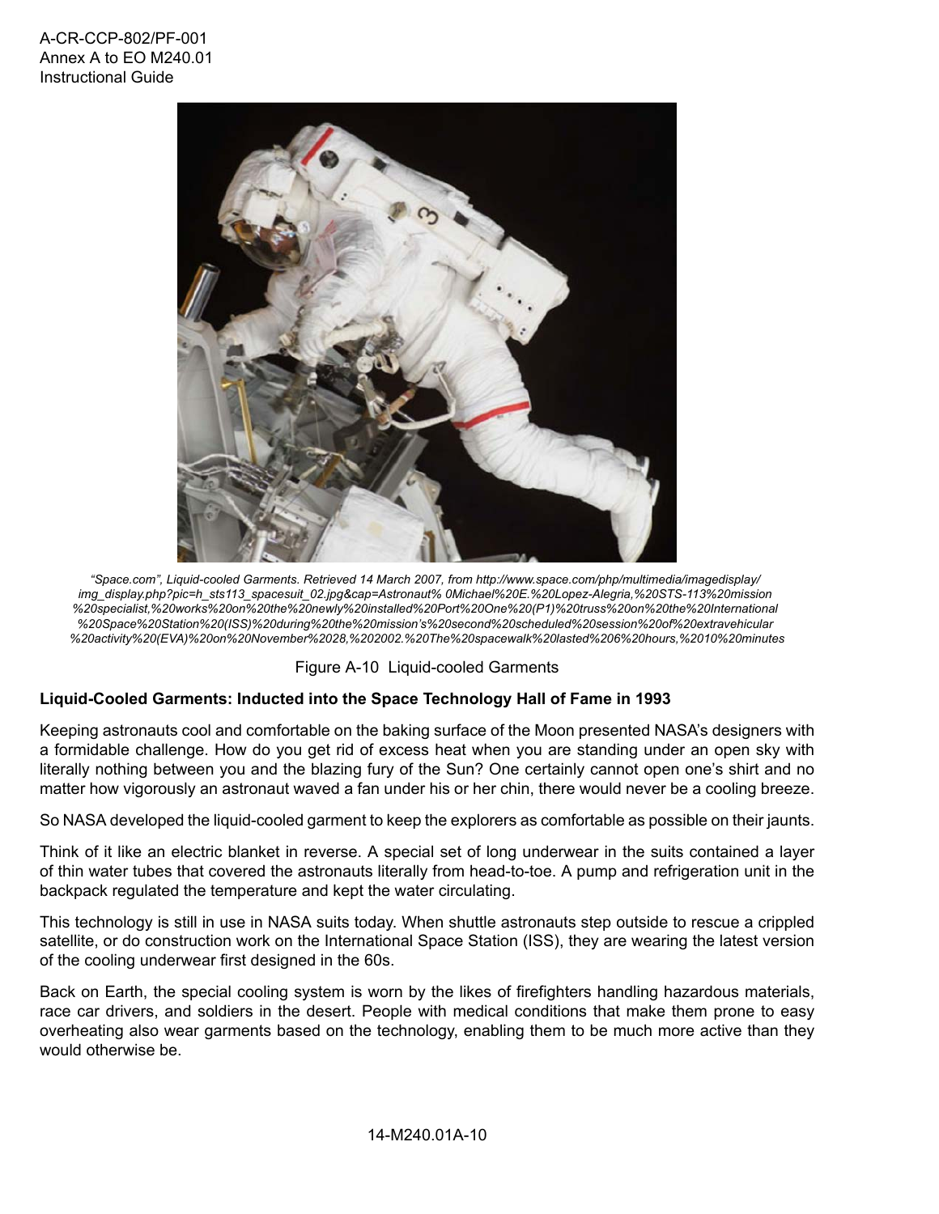*"Space.com", Liquid-cooled Garments. Retrieved 14 March 2007, from http://www.space.com/php/multimedia/imagedisplay/img_display.php?pic=h_sts113_spacesuit_02.jpg&cap=Astronaut% 0Michael%20E.%20Lopez-Alegria,%20STS-113%20mission%20specialist,%20works%20on%20the%20newly%20installed%20Port%20One%20(P1)%20truss%20on%20the%20International%20Space%20Station%20(ISS)%20during%20the%20mission's%20second%20scheduled%20session%20of%20extravehicular%20activity%20(EVA)%20on%20November%2028,%202002.%20The%20spacewalk%20lasted%206%20hours,%2010%20minutes*

Figure A-10 Liquid-cooled Garments

**Liquid-Cooled Garments: Inducted into the Space Technology Hall of Fame in 1993**

Keeping astronauts cool and comfortable on the baking surface of the Moon presented NASA's designers with a formidable challenge. How do you get rid of excess heat when you are standing under an open sky with literally nothing between you and the blazing fury of the Sun? One certainly cannot open one's shirt and no matter how vigorously an astronaut waved a fan under his or her chin, there would never be a cooling breeze.

So NASA developed the liquid-cooled garment to keep the explorers as comfortable as possible on their jaunts.

Think of it like an electric blanket in reverse. A special set of long underwear in the suits contained a layer of thin water tubes that covered the astronauts literally from head-to-toe. A pump and refrigeration unit in the backpack regulated the temperature and kept the water circulating.

This technology is still in use in NASA suits today. When shuttle astronauts step outside to rescue a crippled satellite, or do construction work on the International Space Station (ISS), they are wearing the latest version of the cooling underwear first designed in the 60s.

Back on Earth, the special cooling system is worn by the likes of firefighters handling hazardous materials, race car drivers, and soldiers in the desert. People with medical conditions that make them prone to easy overheating also wear garments based on the technology, enabling them to be much more active than they would otherwise be.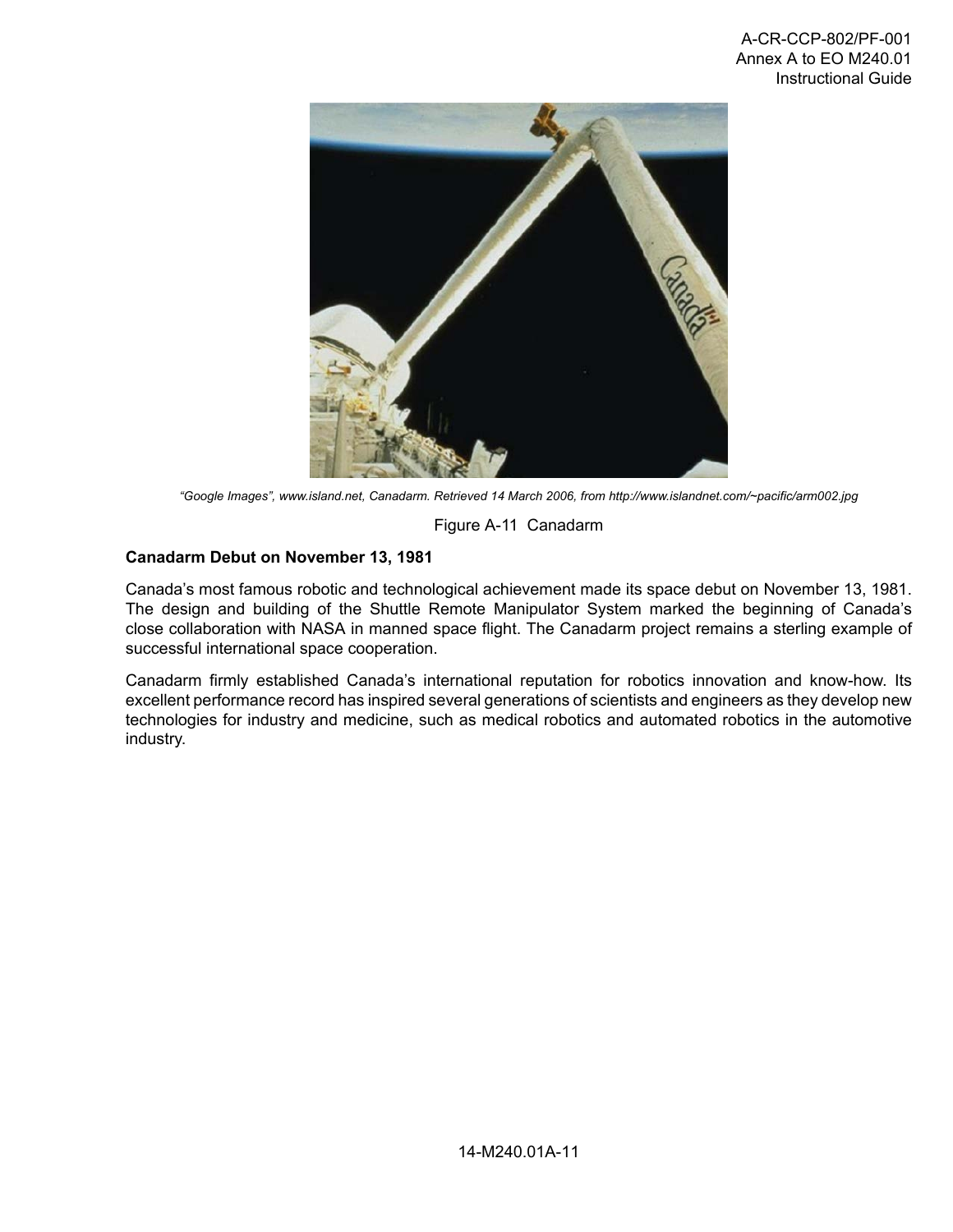*"Google Images", www.island.net, Canadarm. Retrieved 14 March 2006, from http://www.islandnet.com/~pacific/arm002.jpg*

Figure A-11 Canadarm

**Canadarm Debut on November 13, 1981**

Canada's most famous robotic and technological achievement made its space debut on November 13, 1981. The design and building of the Shuttle Remote Manipulator System marked the beginning of Canada's close collaboration with NASA in manned space flight. The Canadarm project remains a sterling example of successful international space cooperation.

Canadarm firmly established Canada's international reputation for robotics innovation and know-how. Its excellent performance record has inspired several generations of scientists and engineers as they develop new technologies for industry and medicine, such as medical robotics and automated robotics in the automotive industry.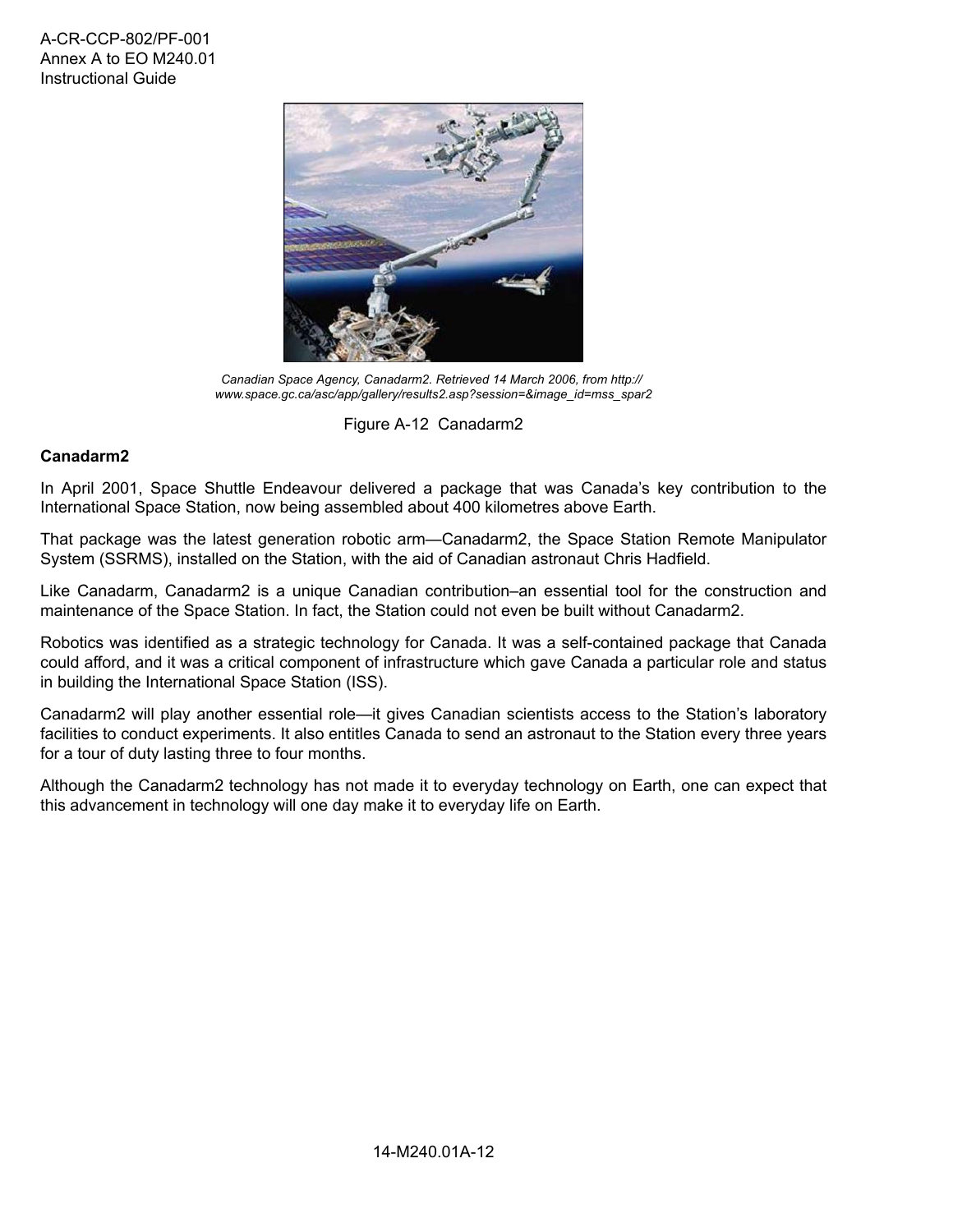*Canadian Space Agency, Canadarm2. Retrieved 14 March 2006, from http://www.space.gc.ca/asc/app/gallery/results2.asp?session=&image_id=mss_spar2*

Figure A-12 Canadarm2

**Canadarm2**

In April 2001, Space Shuttle Endeavour delivered a package that was Canada's key contribution to the International Space Station, now being assembled about 400 kilometres above Earth.

That package was the latest generation robotic arm—Canadarm2, the Space Station Remote Manipulator System (SSRMS), installed on the Station, with the aid of Canadian astronaut Chris Hadfield.

Like Canadarm, Canadarm2 is a unique Canadian contribution–an essential tool for the construction and maintenance of the Space Station. In fact, the Station could not even be built without Canadarm2.

Robotics was identified as a strategic technology for Canada. It was a self-contained package that Canada could afford, and it was a critical component of infrastructure which gave Canada a particular role and status in building the International Space Station (ISS).

Canadarm2 will play another essential role—it gives Canadian scientists access to the Station's laboratory facilities to conduct experiments. It also entitles Canada to send an astronaut to the Station every three years for a tour of duty lasting three to four months.

Although the Canadarm2 technology has not made it to everyday technology on Earth, one can expect that this advancement in technology will one day make it to everyday life on Earth.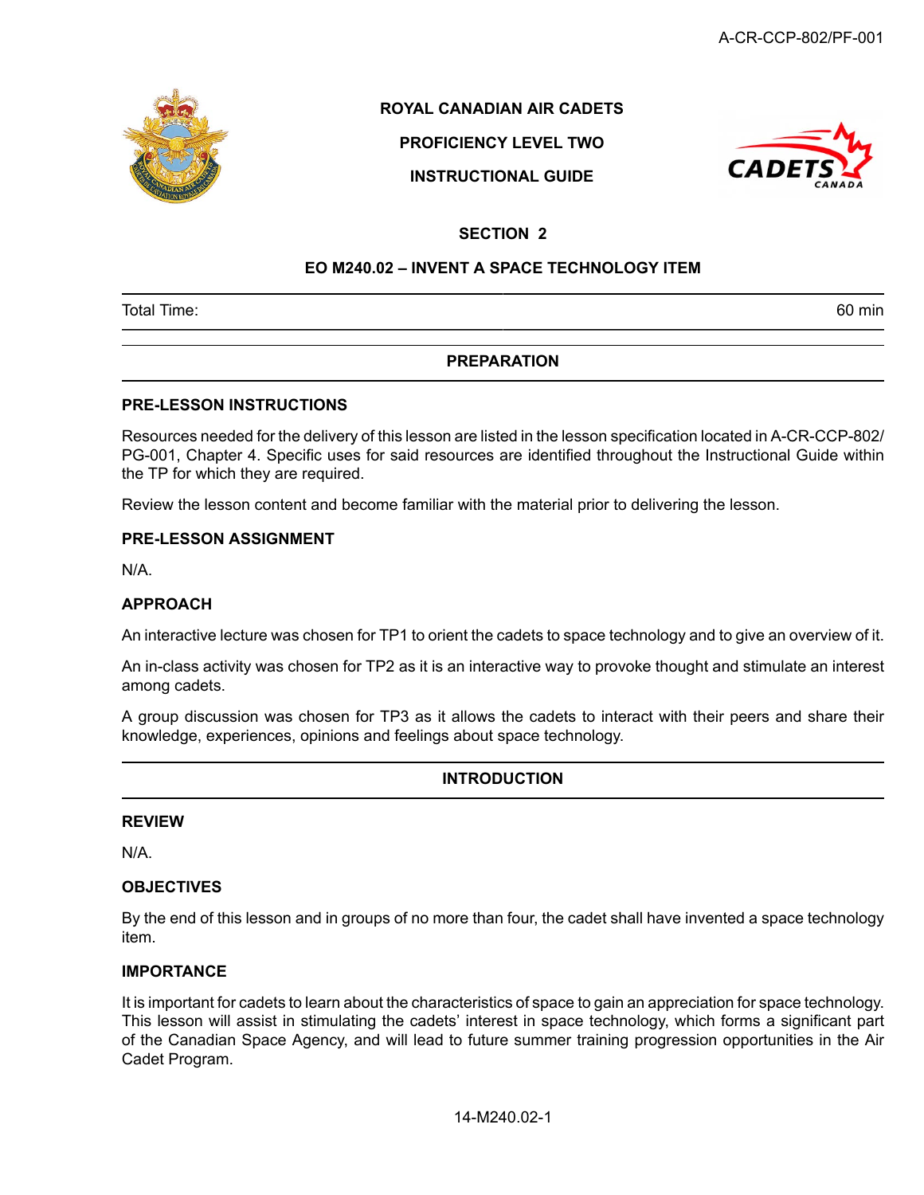ROYAL CANADIAN AIR CADETS

PROFICIENCY LEVEL TWO

INSTRUCTIONAL GUIDE

SECTION 2

# EO M240.02 – INVENT A SPACE TECHNOLOGY ITEM

| Total Time: | 60 min |
|---|---|

## PREPARATION

### PRE-LESSON INSTRUCTIONS

Resources needed for the delivery of this lesson are listed in the lesson specification located in A-CR-CCP-802/PG-001, Chapter 4. Specific uses for said resources are identified throughout the Instructional Guide within the TP for which they are required.

Review the lesson content and become familiar with the material prior to delivering the lesson.

### PRE-LESSON ASSIGNMENT

N/A.

### APPROACH

An interactive lecture was chosen for TP1 to orient the cadets to space technology and to give an overview of it.

An in-class activity was chosen for TP2 as it is an interactive way to provoke thought and stimulate an interest among cadets.

A group discussion was chosen for TP3 as it allows the cadets to interact with their peers and share their knowledge, experiences, opinions and feelings about space technology.

## INTRODUCTION

### REVIEW

N/A.

### OBJECTIVES

By the end of this lesson and in groups of no more than four, the cadet shall have invented a space technology item.

### IMPORTANCE

It is important for cadets to learn about the characteristics of space to gain an appreciation for space technology. This lesson will assist in stimulating the cadets' interest in space technology, which forms a significant part of the Canadian Space Agency, and will lead to future summer training progression opportunities in the Air Cadet Program.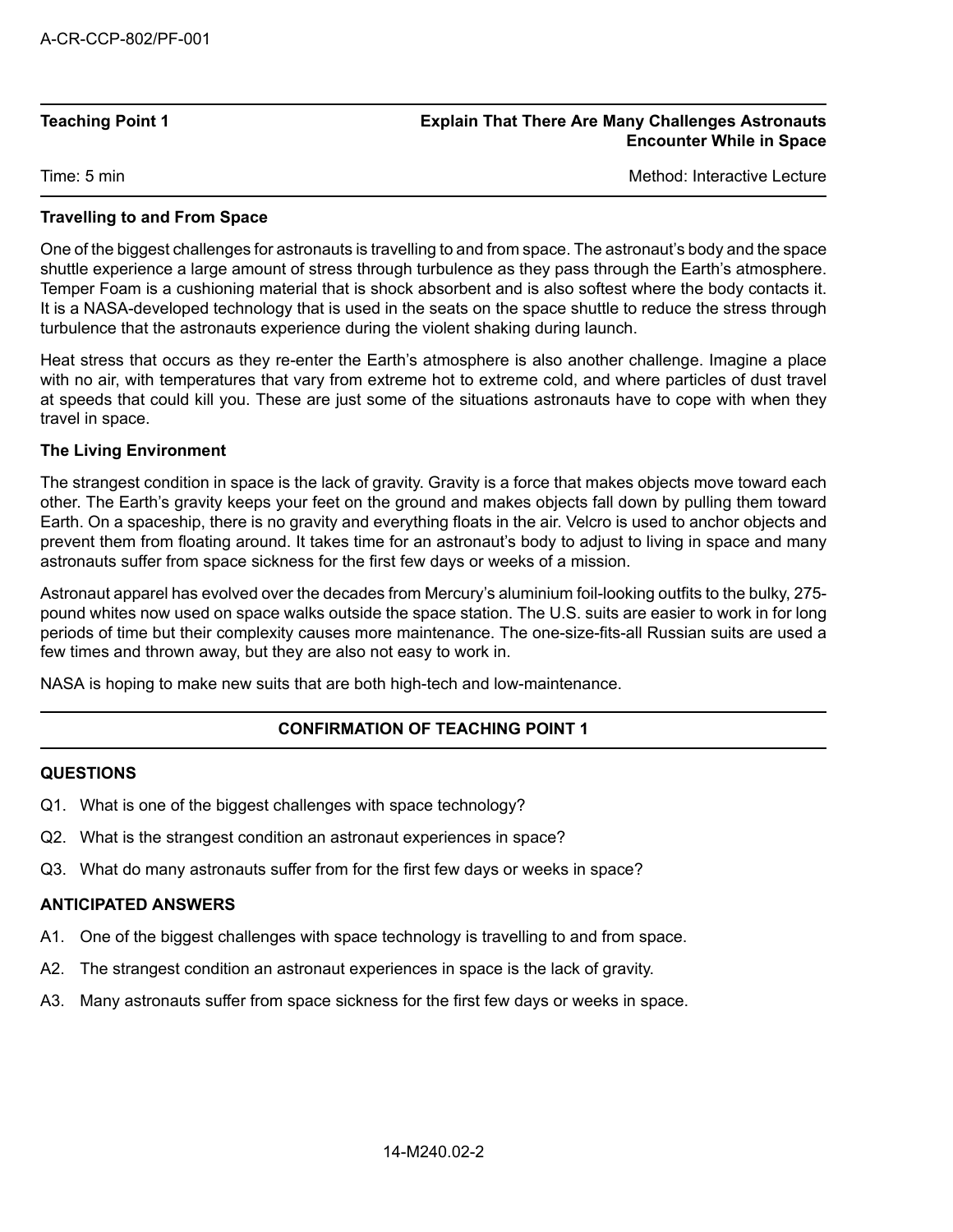**Teaching Point 1** | **Explain That There Are Many Challenges Astronauts Encounter While in Space**

Time: 5 min | Method: Interactive Lecture

**Travelling to and From Space**

One of the biggest challenges for astronauts is travelling to and from space. The astronaut's body and the space shuttle experience a large amount of stress through turbulence as they pass through the Earth's atmosphere. Temper Foam is a cushioning material that is shock absorbent and is also softest where the body contacts it. It is a NASA-developed technology that is used in the seats on the space shuttle to reduce the stress through turbulence that the astronauts experience during the violent shaking during launch.

Heat stress that occurs as they re-enter the Earth's atmosphere is also another challenge. Imagine a place with no air, with temperatures that vary from extreme hot to extreme cold, and where particles of dust travel at speeds that could kill you. These are just some of the situations astronauts have to cope with when they travel in space.

**The Living Environment**

The strangest condition in space is the lack of gravity. Gravity is a force that makes objects move toward each other. The Earth's gravity keeps your feet on the ground and makes objects fall down by pulling them toward Earth. On a spaceship, there is no gravity and everything floats in the air. Velcro is used to anchor objects and prevent them from floating around. It takes time for an astronaut's body to adjust to living in space and many astronauts suffer from space sickness for the first few days or weeks of a mission.

Astronaut apparel has evolved over the decades from Mercury's aluminium foil-looking outfits to the bulky, 275-pound whites now used on space walks outside the space station. The U.S. suits are easier to work in for long periods of time but their complexity causes more maintenance. The one-size-fits-all Russian suits are used a few times and thrown away, but they are also not easy to work in.

NASA is hoping to make new suits that are both high-tech and low-maintenance.

**CONFIRMATION OF TEACHING POINT 1**

**QUESTIONS**

Q1. What is one of the biggest challenges with space technology?

Q2. What is the strangest condition an astronaut experiences in space?

Q3. What do many astronauts suffer from for the first few days or weeks in space?

**ANTICIPATED ANSWERS**

A1. One of the biggest challenges with space technology is travelling to and from space.

A2. The strangest condition an astronaut experiences in space is the lack of gravity.

A3. Many astronauts suffer from space sickness for the first few days or weeks in space.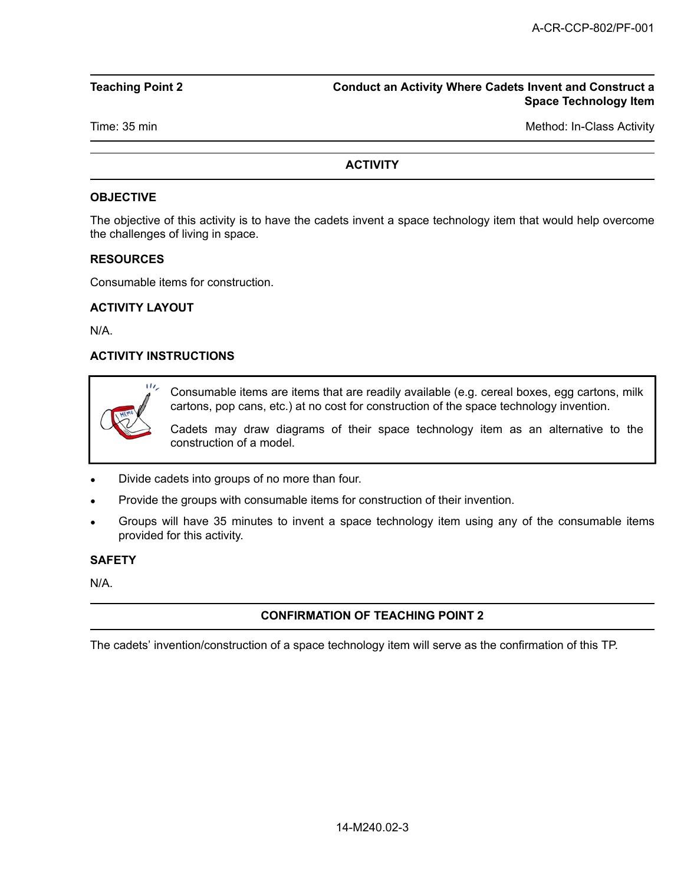**Teaching Point 2** | **Conduct an Activity Where Cadets Invent and Construct a Space Technology Item**

Time: 35 min | Method: In-Class Activity

## ACTIVITY

### OBJECTIVE

The objective of this activity is to have the cadets invent a space technology item that would help overcome the challenges of living in space.

### RESOURCES

Consumable items for construction.

### ACTIVITY LAYOUT

N/A.

### ACTIVITY INSTRUCTIONS

> Consumable items are items that are readily available (e.g. cereal boxes, egg cartons, milk cartons, pop cans, etc.) at no cost for construction of the space technology invention.
>
> Cadets may draw diagrams of their space technology item as an alternative to the construction of a model.

- Divide cadets into groups of no more than four.
- Provide the groups with consumable items for construction of their invention.
- Groups will have 35 minutes to invent a space technology item using any of the consumable items provided for this activity.

### SAFETY

N/A.

## CONFIRMATION OF TEACHING POINT 2

The cadets' invention/construction of a space technology item will serve as the confirmation of this TP.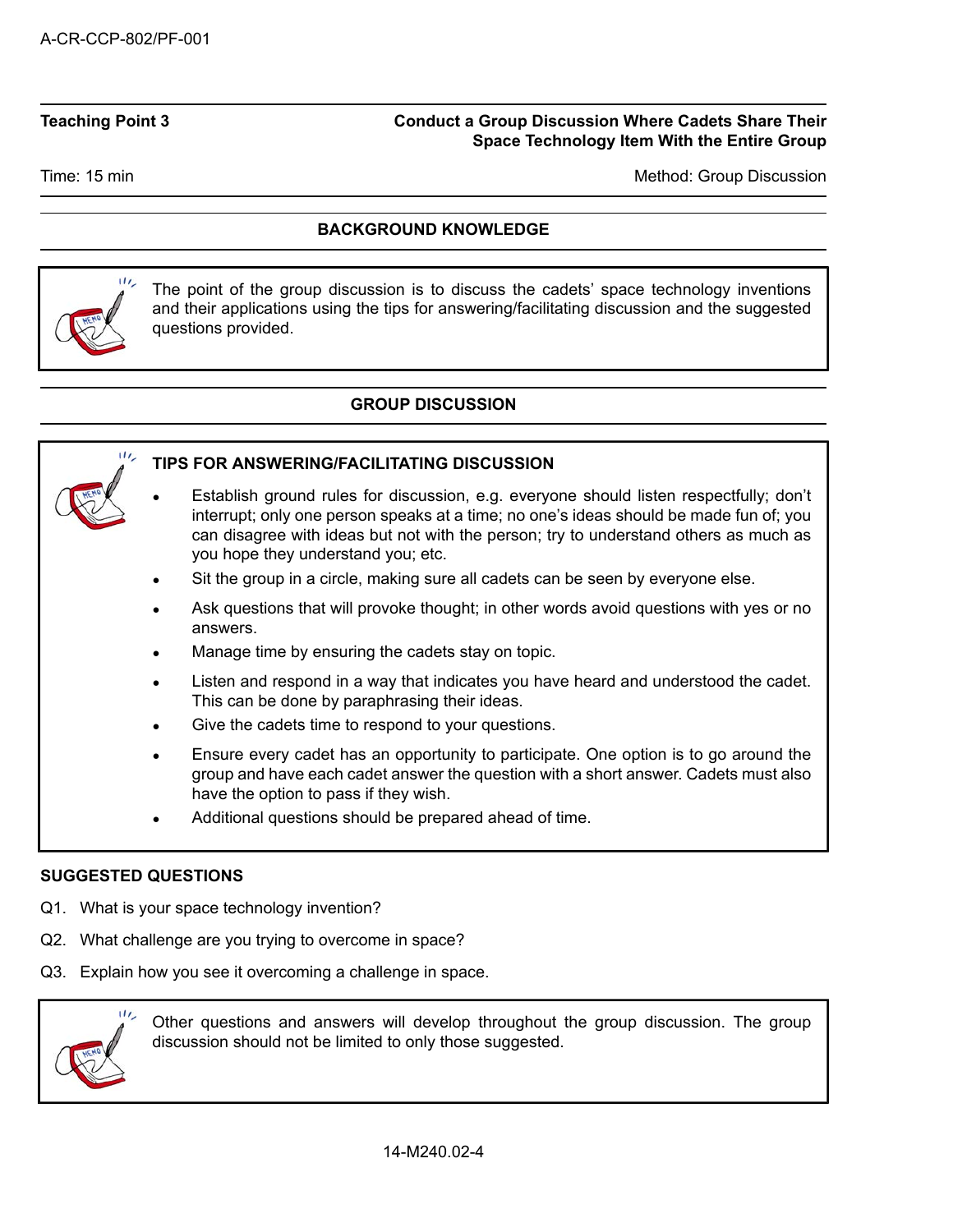**Teaching Point 3** — **Conduct a Group Discussion Where Cadets Share Their Space Technology Item With the Entire Group**

Time: 15 min — Method: Group Discussion

## BACKGROUND KNOWLEDGE

The point of the group discussion is to discuss the cadets' space technology inventions and their applications using the tips for answering/facilitating discussion and the suggested questions provided.

## GROUP DISCUSSION

**TIPS FOR ANSWERING/FACILITATING DISCUSSION**

- Establish ground rules for discussion, e.g. everyone should listen respectfully; don't interrupt; only one person speaks at a time; no one's ideas should be made fun of; you can disagree with ideas but not with the person; try to understand others as much as you hope they understand you; etc.
- Sit the group in a circle, making sure all cadets can be seen by everyone else.
- Ask questions that will provoke thought; in other words avoid questions with yes or no answers.
- Manage time by ensuring the cadets stay on topic.
- Listen and respond in a way that indicates you have heard and understood the cadet. This can be done by paraphrasing their ideas.
- Give the cadets time to respond to your questions.
- Ensure every cadet has an opportunity to participate. One option is to go around the group and have each cadet answer the question with a short answer. Cadets must also have the option to pass if they wish.
- Additional questions should be prepared ahead of time.

**SUGGESTED QUESTIONS**

Q1. What is your space technology invention?

Q2. What challenge are you trying to overcome in space?

Q3. Explain how you see it overcoming a challenge in space.

Other questions and answers will develop throughout the group discussion. The group discussion should not be limited to only those suggested.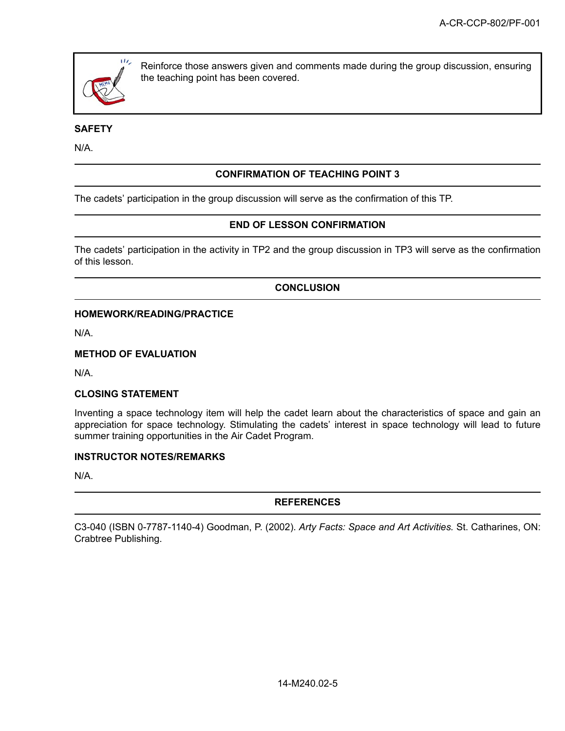> Reinforce those answers given and comments made during the group discussion, ensuring the teaching point has been covered.

**SAFETY**

N/A.

## CONFIRMATION OF TEACHING POINT 3

The cadets' participation in the group discussion will serve as the confirmation of this TP.

## END OF LESSON CONFIRMATION

The cadets' participation in the activity in TP2 and the group discussion in TP3 will serve as the confirmation of this lesson.

## CONCLUSION

**HOMEWORK/READING/PRACTICE**

N/A.

**METHOD OF EVALUATION**

N/A.

**CLOSING STATEMENT**

Inventing a space technology item will help the cadet learn about the characteristics of space and gain an appreciation for space technology. Stimulating the cadets' interest in space technology will lead to future summer training opportunities in the Air Cadet Program.

**INSTRUCTOR NOTES/REMARKS**

N/A.

## REFERENCES

C3-040 (ISBN 0-7787-1140-4) Goodman, P. (2002). *Arty Facts: Space and Art Activities.* St. Catharines, ON: Crabtree Publishing.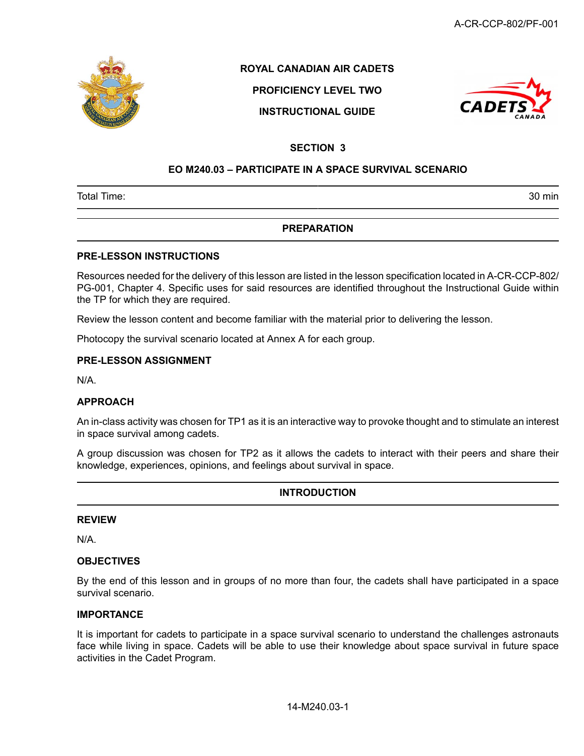**ROYAL CANADIAN AIR CADETS**

**PROFICIENCY LEVEL TWO**

**INSTRUCTIONAL GUIDE**

## SECTION 3

## EO M240.03 – PARTICIPATE IN A SPACE SURVIVAL SCENARIO

| Total Time: | 30 min |
|---|---|

## PREPARATION

### PRE-LESSON INSTRUCTIONS

Resources needed for the delivery of this lesson are listed in the lesson specification located in A-CR-CCP-802/PG-001, Chapter 4. Specific uses for said resources are identified throughout the Instructional Guide within the TP for which they are required.

Review the lesson content and become familiar with the material prior to delivering the lesson.

Photocopy the survival scenario located at Annex A for each group.

### PRE-LESSON ASSIGNMENT

N/A.

### APPROACH

An in-class activity was chosen for TP1 as it is an interactive way to provoke thought and to stimulate an interest in space survival among cadets.

A group discussion was chosen for TP2 as it allows the cadets to interact with their peers and share their knowledge, experiences, opinions, and feelings about survival in space.

## INTRODUCTION

### REVIEW

N/A.

### OBJECTIVES

By the end of this lesson and in groups of no more than four, the cadets shall have participated in a space survival scenario.

### IMPORTANCE

It is important for cadets to participate in a space survival scenario to understand the challenges astronauts face while living in space. Cadets will be able to use their knowledge about space survival in future space activities in the Cadet Program.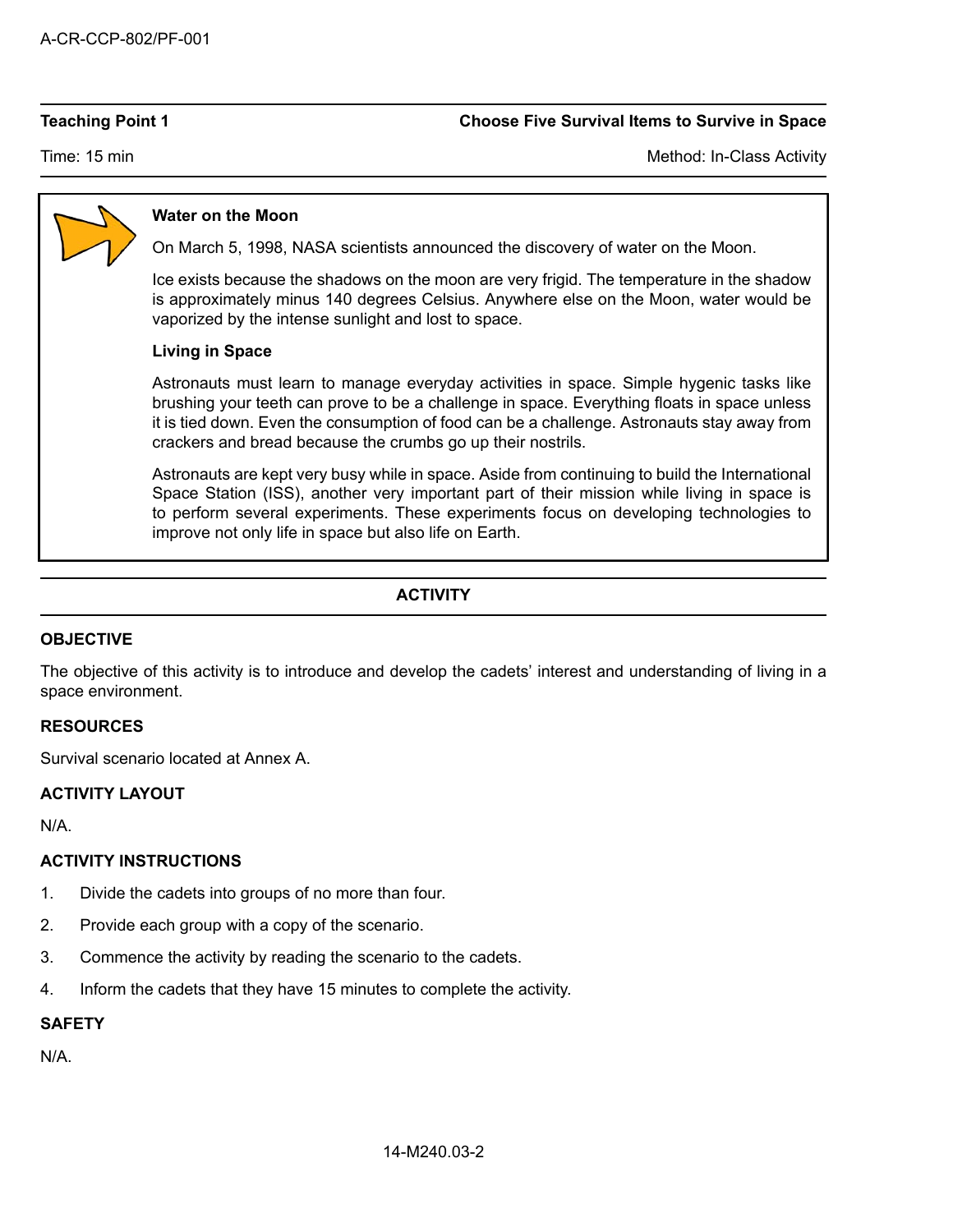**Teaching Point 1** — **Choose Five Survival Items to Survive in Space**

Time: 15 min — Method: In-Class Activity

> **Water on the Moon**
>
> On March 5, 1998, NASA scientists announced the discovery of water on the Moon.
>
> Ice exists because the shadows on the moon are very frigid. The temperature in the shadow is approximately minus 140 degrees Celsius. Anywhere else on the Moon, water would be vaporized by the intense sunlight and lost to space.
>
> **Living in Space**
>
> Astronauts must learn to manage everyday activities in space. Simple hygenic tasks like brushing your teeth can prove to be a challenge in space. Everything floats in space unless it is tied down. Even the consumption of food can be a challenge. Astronauts stay away from crackers and bread because the crumbs go up their nostrils.
>
> Astronauts are kept very busy while in space. Aside from continuing to build the International Space Station (ISS), another very important part of their mission while living in space is to perform several experiments. These experiments focus on developing technologies to improve not only life in space but also life on Earth.

## ACTIVITY

### OBJECTIVE

The objective of this activity is to introduce and develop the cadets' interest and understanding of living in a space environment.

### RESOURCES

Survival scenario located at Annex A.

### ACTIVITY LAYOUT

N/A.

### ACTIVITY INSTRUCTIONS

1. Divide the cadets into groups of no more than four.
2. Provide each group with a copy of the scenario.
3. Commence the activity by reading the scenario to the cadets.
4. Inform the cadets that they have 15 minutes to complete the activity.

### SAFETY

N/A.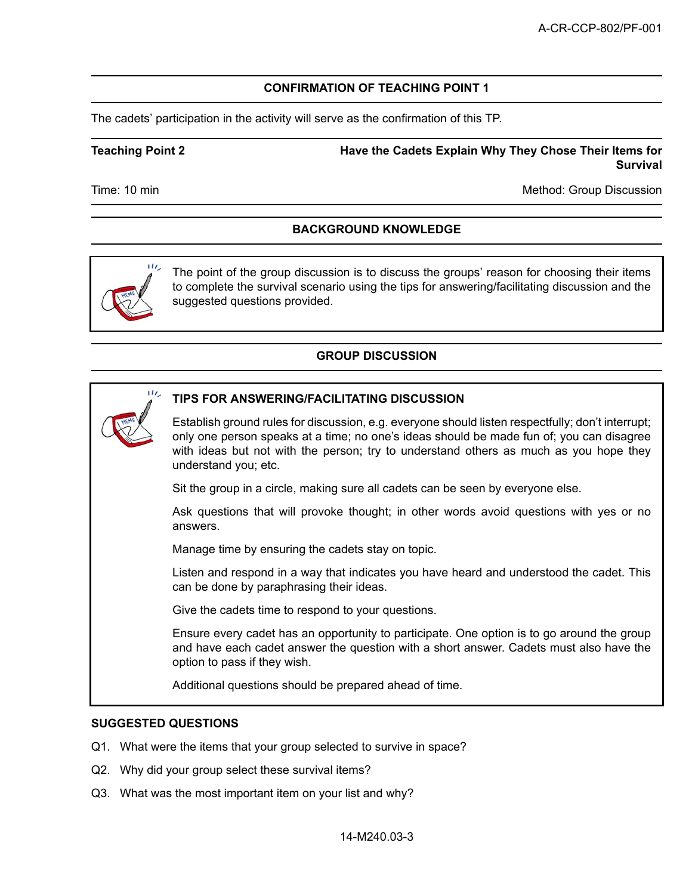## CONFIRMATION OF TEACHING POINT 1

The cadets' participation in the activity will serve as the confirmation of this TP.

**Teaching Point 2** — **Have the Cadets Explain Why They Chose Their Items for Survival**

Time: 10 min — Method: Group Discussion

## BACKGROUND KNOWLEDGE

The point of the group discussion is to discuss the groups' reason for choosing their items to complete the survival scenario using the tips for answering/facilitating discussion and the suggested questions provided.

## GROUP DISCUSSION

**TIPS FOR ANSWERING/FACILITATING DISCUSSION**

Establish ground rules for discussion, e.g. everyone should listen respectfully; don't interrupt; only one person speaks at a time; no one's ideas should be made fun of; you can disagree with ideas but not with the person; try to understand others as much as you hope they understand you; etc.

Sit the group in a circle, making sure all cadets can be seen by everyone else.

Ask questions that will provoke thought; in other words avoid questions with yes or no answers.

Manage time by ensuring the cadets stay on topic.

Listen and respond in a way that indicates you have heard and understood the cadet. This can be done by paraphrasing their ideas.

Give the cadets time to respond to your questions.

Ensure every cadet has an opportunity to participate. One option is to go around the group and have each cadet answer the question with a short answer. Cadets must also have the option to pass if they wish.

Additional questions should be prepared ahead of time.

**SUGGESTED QUESTIONS**

Q1. What were the items that your group selected to survive in space?

Q2. Why did your group select these survival items?

Q3. What was the most important item on your list and why?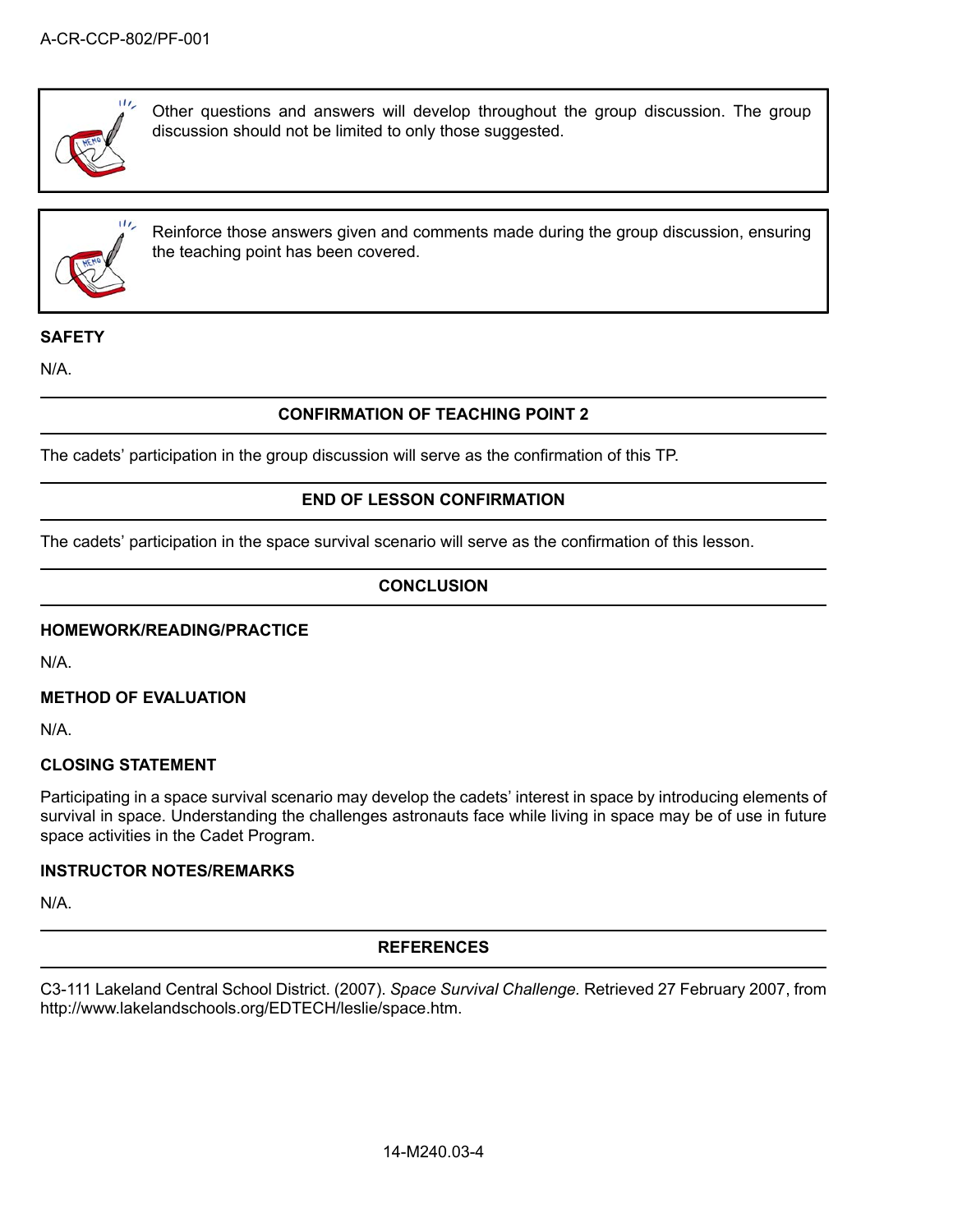Other questions and answers will develop throughout the group discussion. The group discussion should not be limited to only those suggested.

Reinforce those answers given and comments made during the group discussion, ensuring the teaching point has been covered.

**SAFETY**

N/A.

## CONFIRMATION OF TEACHING POINT 2

The cadets' participation in the group discussion will serve as the confirmation of this TP.

## END OF LESSON CONFIRMATION

The cadets' participation in the space survival scenario will serve as the confirmation of this lesson.

## CONCLUSION

**HOMEWORK/READING/PRACTICE**

N/A.

**METHOD OF EVALUATION**

N/A.

**CLOSING STATEMENT**

Participating in a space survival scenario may develop the cadets' interest in space by introducing elements of survival in space. Understanding the challenges astronauts face while living in space may be of use in future space activities in the Cadet Program.

**INSTRUCTOR NOTES/REMARKS**

N/A.

## REFERENCES

C3-111 Lakeland Central School District. (2007). *Space Survival Challenge.* Retrieved 27 February 2007, from http://www.lakelandschools.org/EDTECH/leslie/space.htm.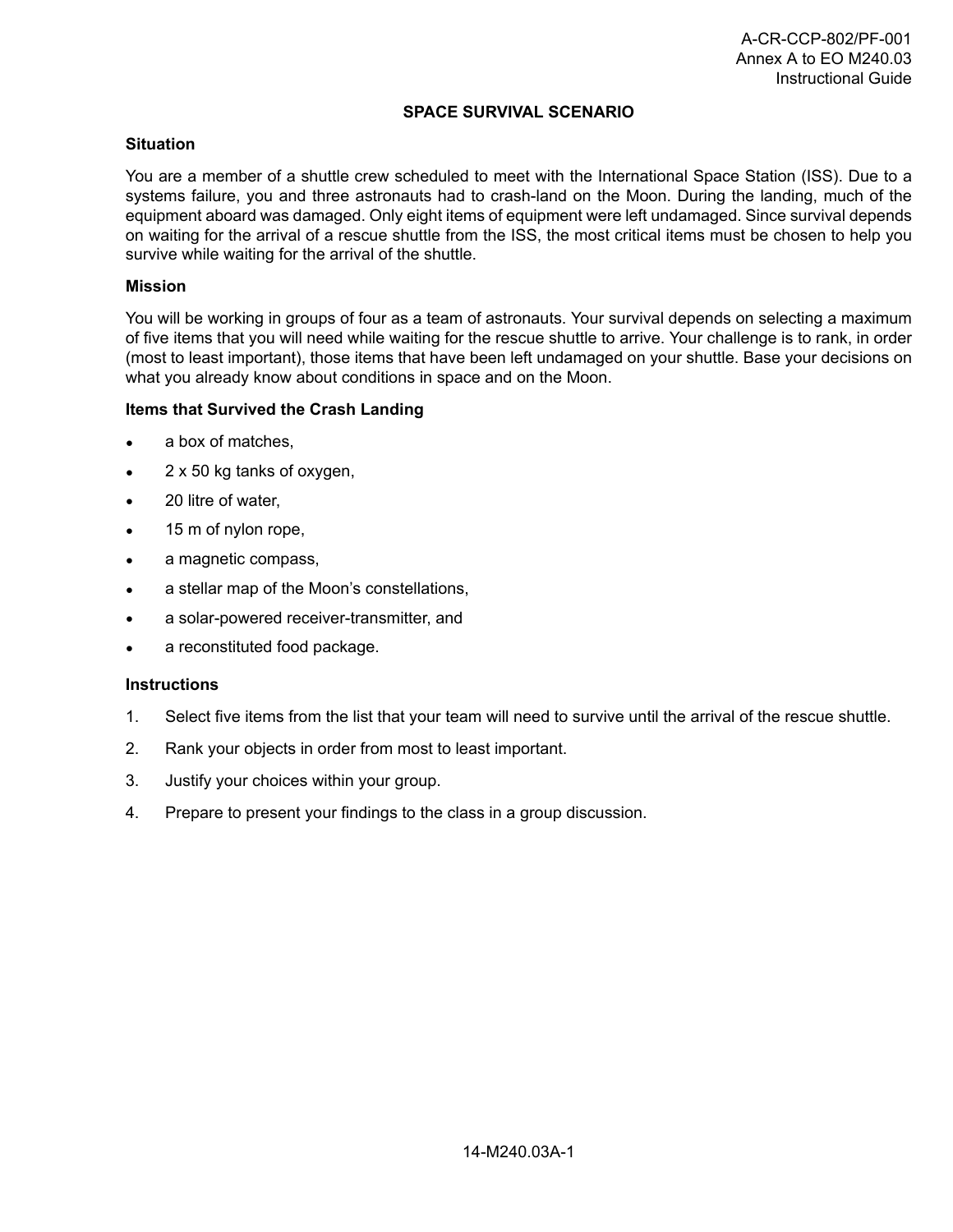## SPACE SURVIVAL SCENARIO

**Situation**

You are a member of a shuttle crew scheduled to meet with the International Space Station (ISS). Due to a systems failure, you and three astronauts had to crash-land on the Moon. During the landing, much of the equipment aboard was damaged. Only eight items of equipment were left undamaged. Since survival depends on waiting for the arrival of a rescue shuttle from the ISS, the most critical items must be chosen to help you survive while waiting for the arrival of the shuttle.

**Mission**

You will be working in groups of four as a team of astronauts. Your survival depends on selecting a maximum of five items that you will need while waiting for the rescue shuttle to arrive. Your challenge is to rank, in order (most to least important), those items that have been left undamaged on your shuttle. Base your decisions on what you already know about conditions in space and on the Moon.

**Items that Survived the Crash Landing**

- a box of matches,
- 2 x 50 kg tanks of oxygen,
- 20 litre of water,
- 15 m of nylon rope,
- a magnetic compass,
- a stellar map of the Moon's constellations,
- a solar-powered receiver-transmitter, and
- a reconstituted food package.

**Instructions**

1. Select five items from the list that your team will need to survive until the arrival of the rescue shuttle.
2. Rank your objects in order from most to least important.
3. Justify your choices within your group.
4. Prepare to present your findings to the class in a group discussion.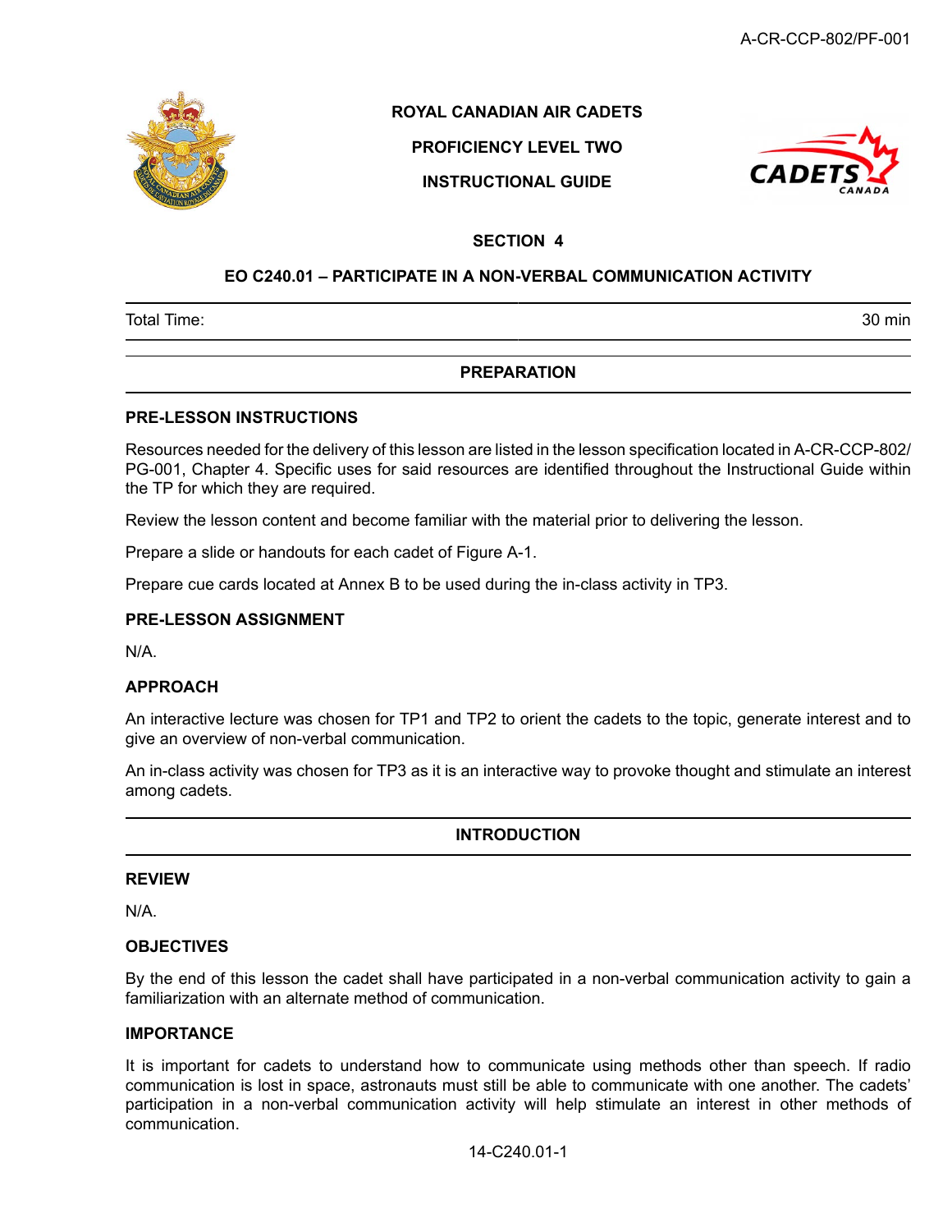**ROYAL CANADIAN AIR CADETS**

**PROFICIENCY LEVEL TWO**

**INSTRUCTIONAL GUIDE**

## SECTION 4

## EO C240.01 – PARTICIPATE IN A NON-VERBAL COMMUNICATION ACTIVITY

| Total Time: | 30 min |
|---|---|

## PREPARATION

### PRE-LESSON INSTRUCTIONS

Resources needed for the delivery of this lesson are listed in the lesson specification located in A-CR-CCP-802/PG-001, Chapter 4. Specific uses for said resources are identified throughout the Instructional Guide within the TP for which they are required.

Review the lesson content and become familiar with the material prior to delivering the lesson.

Prepare a slide or handouts for each cadet of Figure A-1.

Prepare cue cards located at Annex B to be used during the in-class activity in TP3.

### PRE-LESSON ASSIGNMENT

N/A.

### APPROACH

An interactive lecture was chosen for TP1 and TP2 to orient the cadets to the topic, generate interest and to give an overview of non-verbal communication.

An in-class activity was chosen for TP3 as it is an interactive way to provoke thought and stimulate an interest among cadets.

## INTRODUCTION

### REVIEW

N/A.

### OBJECTIVES

By the end of this lesson the cadet shall have participated in a non-verbal communication activity to gain a familiarization with an alternate method of communication.

### IMPORTANCE

It is important for cadets to understand how to communicate using methods other than speech. If radio communication is lost in space, astronauts must still be able to communicate with one another. The cadets' participation in a non-verbal communication activity will help stimulate an interest in other methods of communication.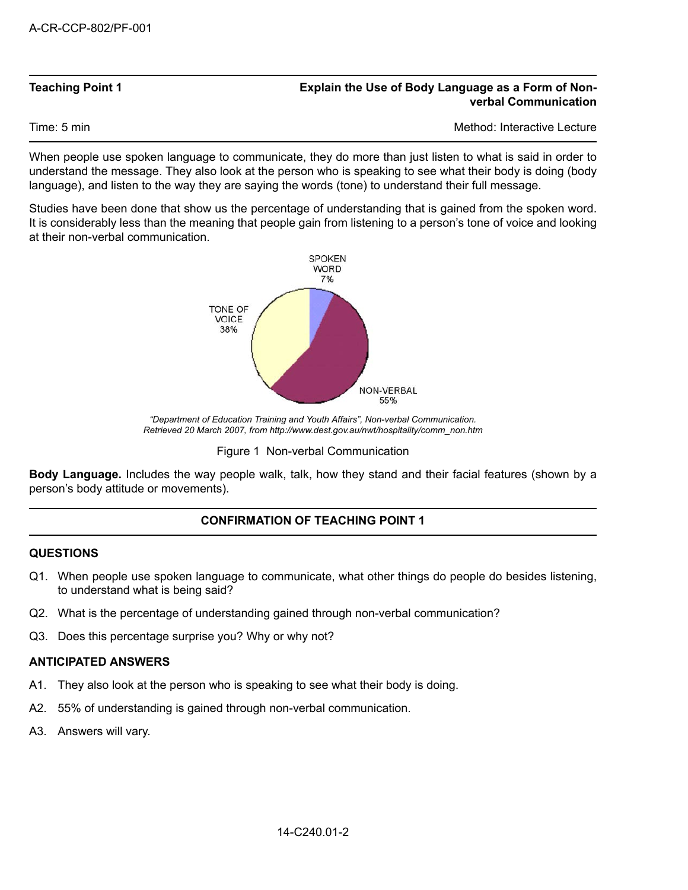| **Teaching Point 1** | **Explain the Use of Body Language as a Form of Non-verbal Communication** |
|---|---|
| Time: 5 min | Method: Interactive Lecture |

When people use spoken language to communicate, they do more than just listen to what is said in order to understand the message. They also look at the person who is speaking to see what their body is doing (body language), and listen to the way they are saying the words (tone) to understand their full message.

Studies have been done that show us the percentage of understanding that is gained from the spoken word. It is considerably less than the meaning that people gain from listening to a person's tone of voice and looking at their non-verbal communication.

SPOKEN WORD 7%

TONE OF VOICE 38%

NON-VERBAL 55%

*"Department of Education Training and Youth Affairs", Non-verbal Communication. Retrieved 20 March 2007, from http://www.dest.gov.au/nwt/hospitality/comm_non.htm*

Figure 1 Non-verbal Communication

**Body Language.** Includes the way people walk, talk, how they stand and their facial features (shown by a person's body attitude or movements).

## CONFIRMATION OF TEACHING POINT 1

### QUESTIONS

Q1. When people use spoken language to communicate, what other things do people do besides listening, to understand what is being said?

Q2. What is the percentage of understanding gained through non-verbal communication?

Q3. Does this percentage surprise you? Why or why not?

### ANTICIPATED ANSWERS

A1. They also look at the person who is speaking to see what their body is doing.

A2. 55% of understanding is gained through non-verbal communication.

A3. Answers will vary.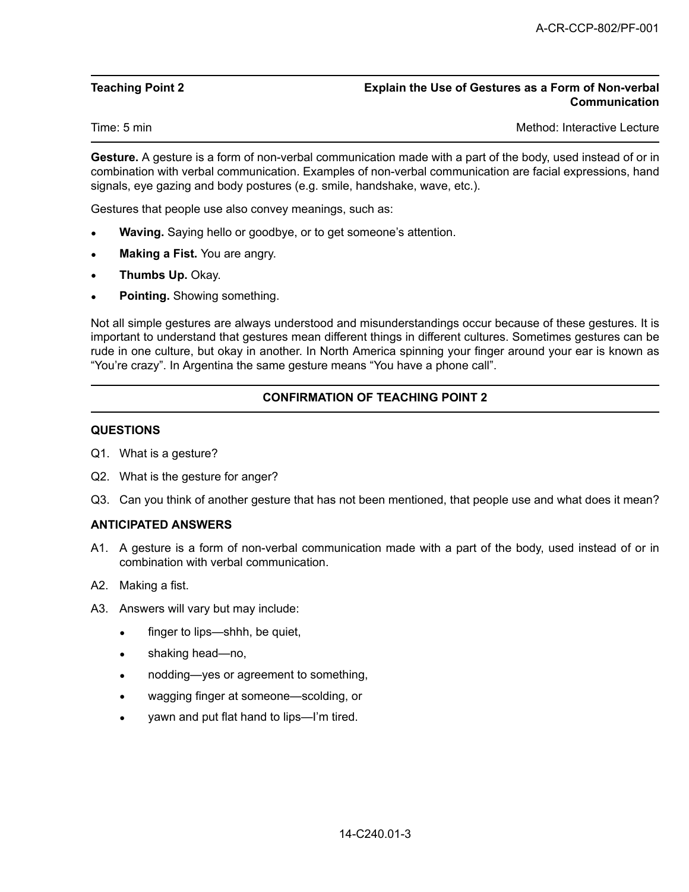| Teaching Point 2 | Explain the Use of Gestures as a Form of Non-verbal Communication |
|---|---|
| Time: 5 min | Method: Interactive Lecture |

**Gesture.** A gesture is a form of non-verbal communication made with a part of the body, used instead of or in combination with verbal communication. Examples of non-verbal communication are facial expressions, hand signals, eye gazing and body postures (e.g. smile, handshake, wave, etc.).

Gestures that people use also convey meanings, such as:

- **Waving.** Saying hello or goodbye, or to get someone's attention.
- **Making a Fist.** You are angry.
- **Thumbs Up.** Okay.
- **Pointing.** Showing something.

Not all simple gestures are always understood and misunderstandings occur because of these gestures. It is important to understand that gestures mean different things in different cultures. Sometimes gestures can be rude in one culture, but okay in another. In North America spinning your finger around your ear is known as "You're crazy". In Argentina the same gesture means "You have a phone call".

## CONFIRMATION OF TEACHING POINT 2

### QUESTIONS

Q1. What is a gesture?

Q2. What is the gesture for anger?

Q3. Can you think of another gesture that has not been mentioned, that people use and what does it mean?

### ANTICIPATED ANSWERS

A1. A gesture is a form of non-verbal communication made with a part of the body, used instead of or in combination with verbal communication.

A2. Making a fist.

A3. Answers will vary but may include:

- finger to lips—shhh, be quiet,
- shaking head—no,
- nodding—yes or agreement to something,
- wagging finger at someone—scolding, or
- yawn and put flat hand to lips—I'm tired.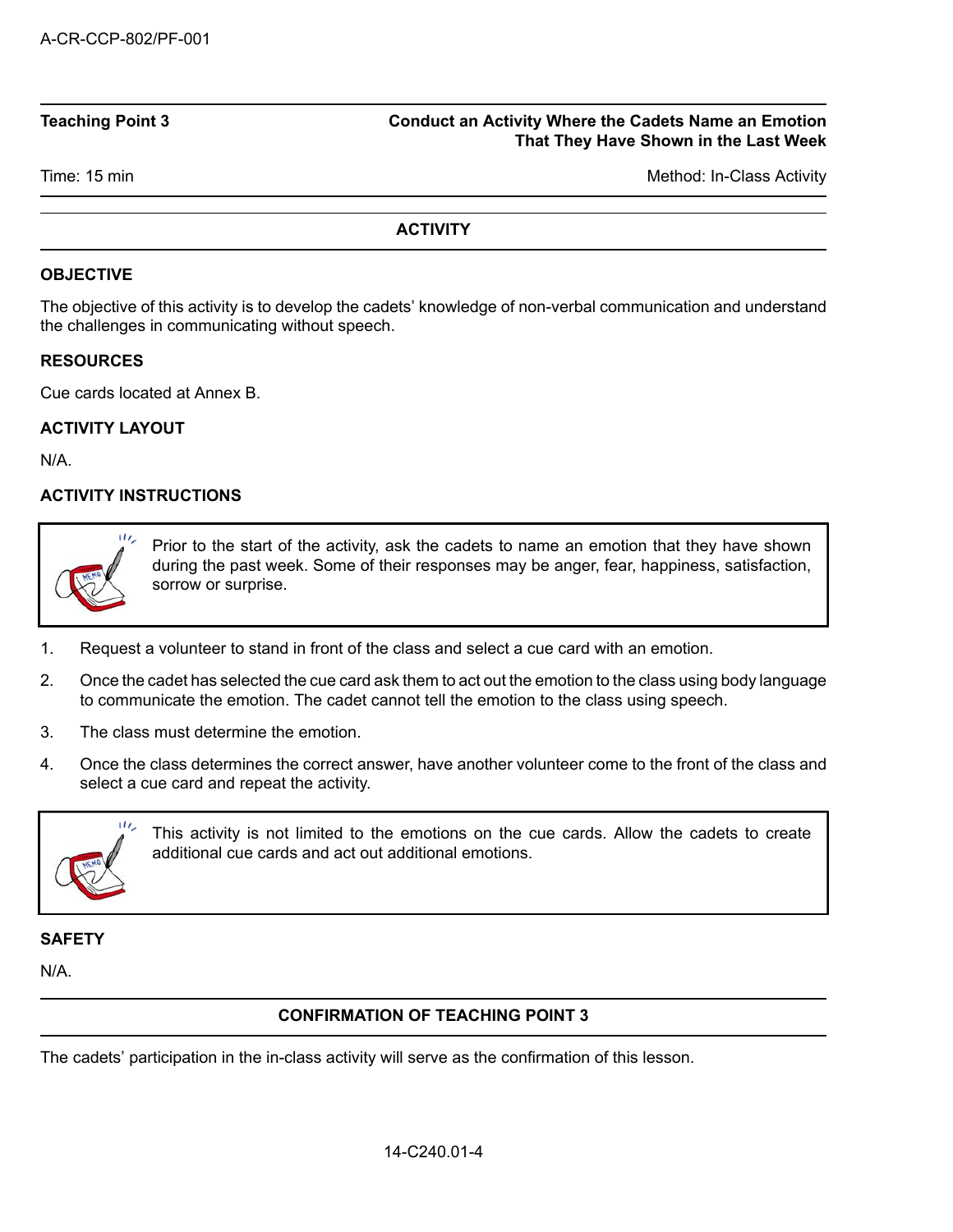| Teaching Point 3 | Conduct an Activity Where the Cadets Name an Emotion That They Have Shown in the Last Week |
|---|---|
| Time: 15 min | Method: In-Class Activity |

## ACTIVITY

**OBJECTIVE**

The objective of this activity is to develop the cadets' knowledge of non-verbal communication and understand the challenges in communicating without speech.

**RESOURCES**

Cue cards located at Annex B.

**ACTIVITY LAYOUT**

N/A.

**ACTIVITY INSTRUCTIONS**

> Prior to the start of the activity, ask the cadets to name an emotion that they have shown during the past week. Some of their responses may be anger, fear, happiness, satisfaction, sorrow or surprise.

1. Request a volunteer to stand in front of the class and select a cue card with an emotion.
2. Once the cadet has selected the cue card ask them to act out the emotion to the class using body language to communicate the emotion. The cadet cannot tell the emotion to the class using speech.
3. The class must determine the emotion.
4. Once the class determines the correct answer, have another volunteer come to the front of the class and select a cue card and repeat the activity.

> This activity is not limited to the emotions on the cue cards. Allow the cadets to create additional cue cards and act out additional emotions.

**SAFETY**

N/A.

## CONFIRMATION OF TEACHING POINT 3

The cadets' participation in the in-class activity will serve as the confirmation of this lesson.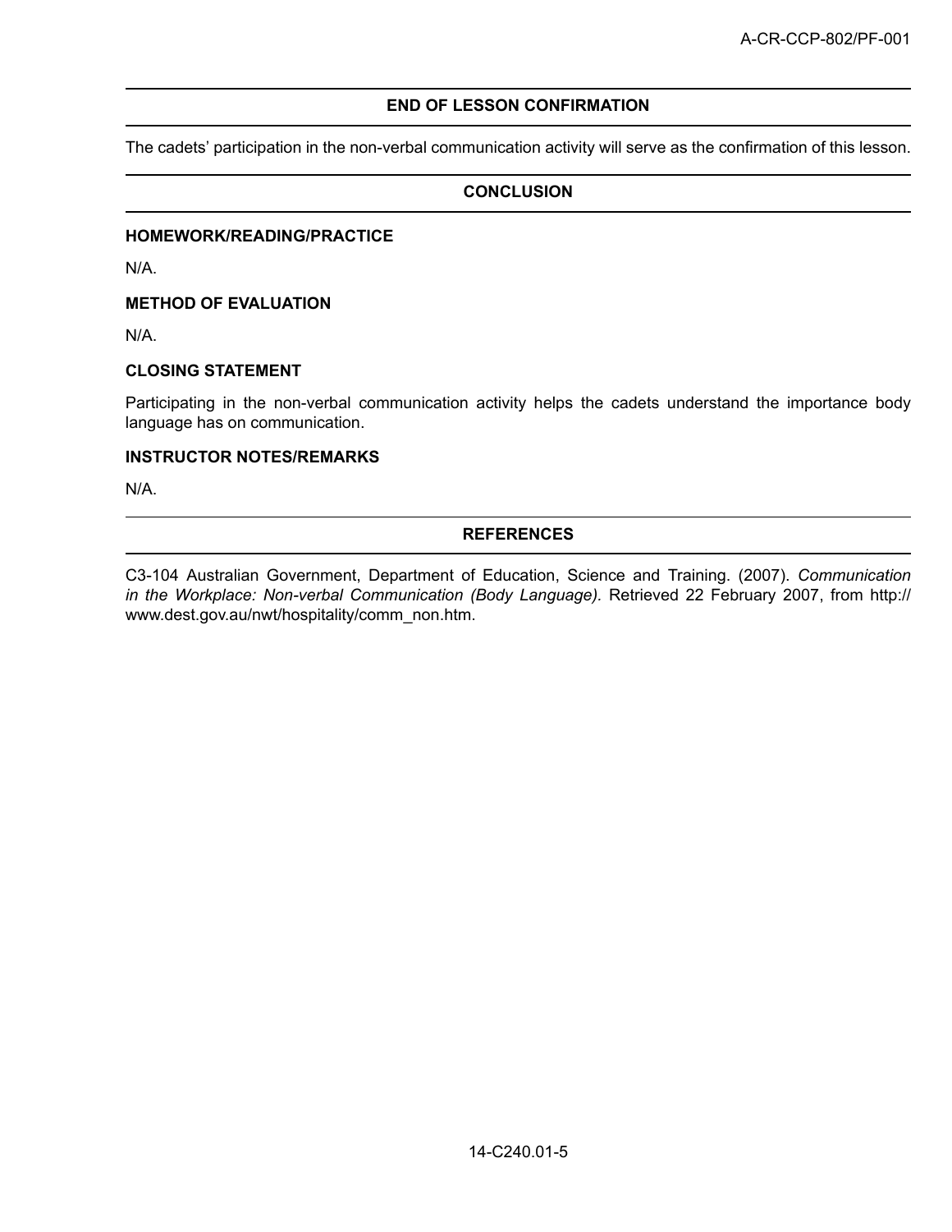## END OF LESSON CONFIRMATION

The cadets' participation in the non-verbal communication activity will serve as the confirmation of this lesson.

## CONCLUSION

### HOMEWORK/READING/PRACTICE

N/A.

### METHOD OF EVALUATION

N/A.

### CLOSING STATEMENT

Participating in the non-verbal communication activity helps the cadets understand the importance body language has on communication.

### INSTRUCTOR NOTES/REMARKS

N/A.

## REFERENCES

C3-104 Australian Government, Department of Education, Science and Training. (2007). *Communication in the Workplace: Non-verbal Communication (Body Language)*. Retrieved 22 February 2007, from http://www.dest.gov.au/nwt/hospitality/comm_non.htm.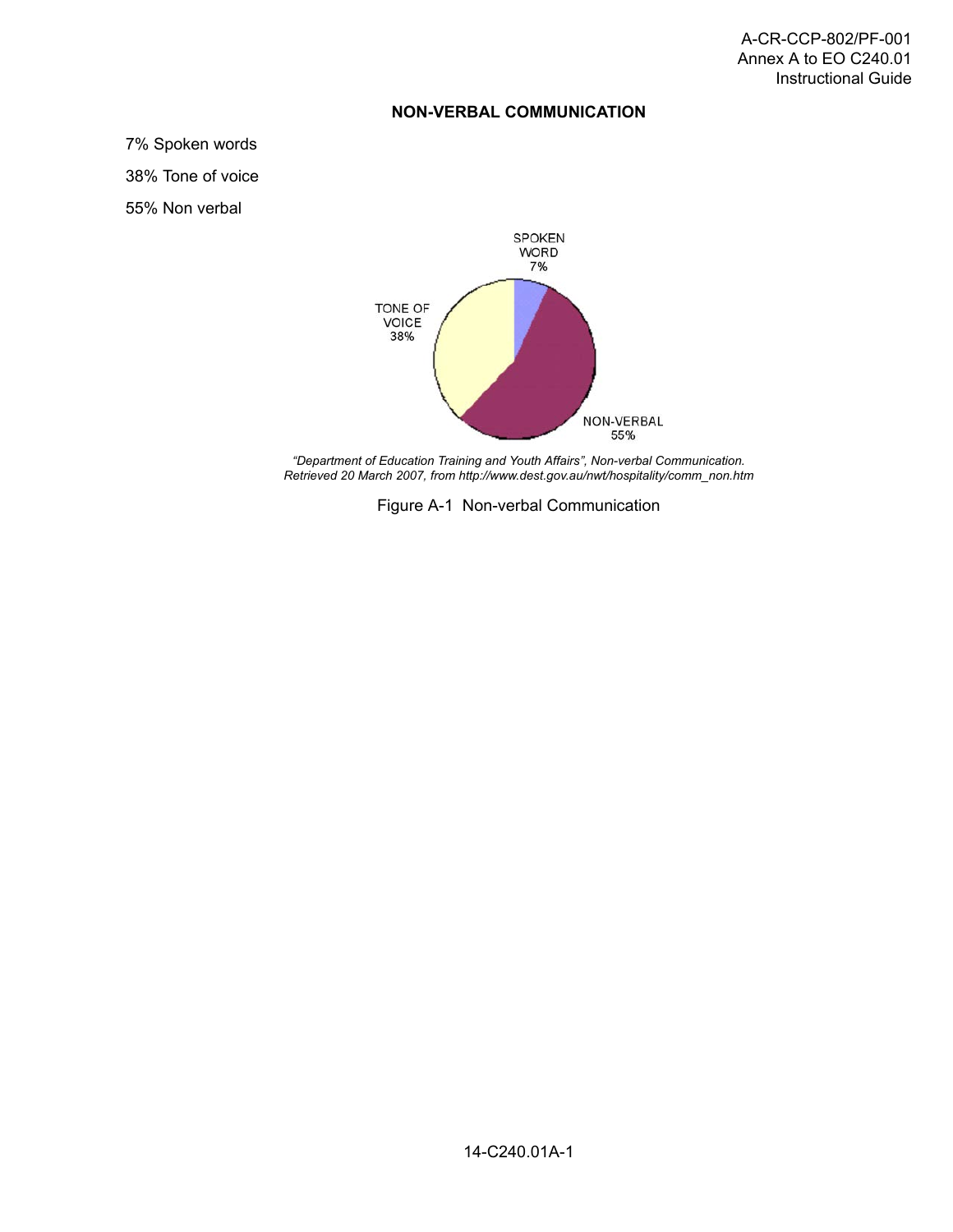## NON-VERBAL COMMUNICATION

7% Spoken words

38% Tone of voice

55% Non verbal

*"Department of Education Training and Youth Affairs", Non-verbal Communication. Retrieved 20 March 2007, from http://www.dest.gov.au/nwt/hospitality/comm_non.htm*

Figure A-1 Non-verbal Communication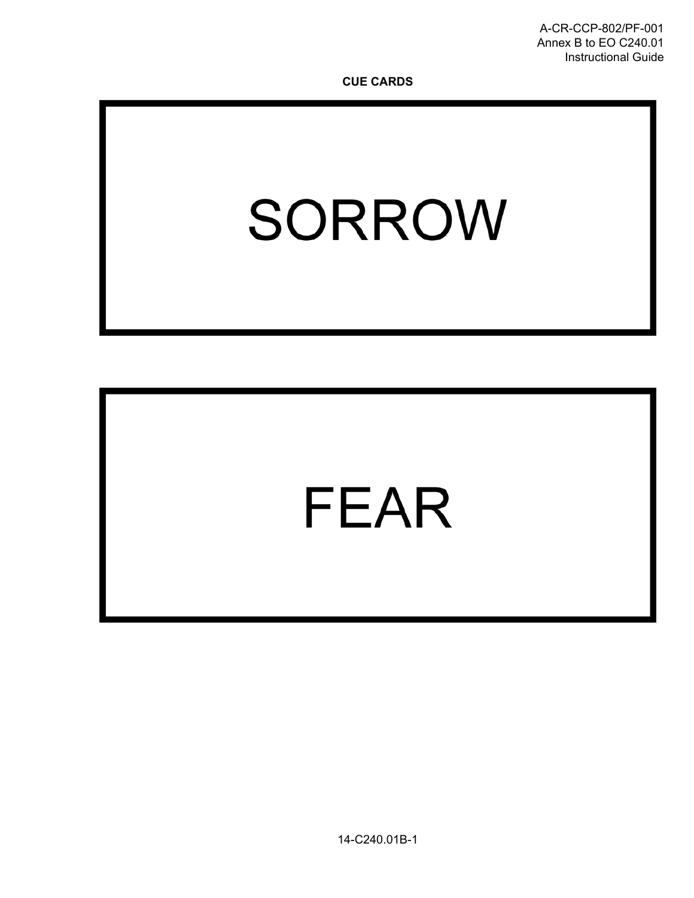**CUE CARDS**

# SORROW

# FEAR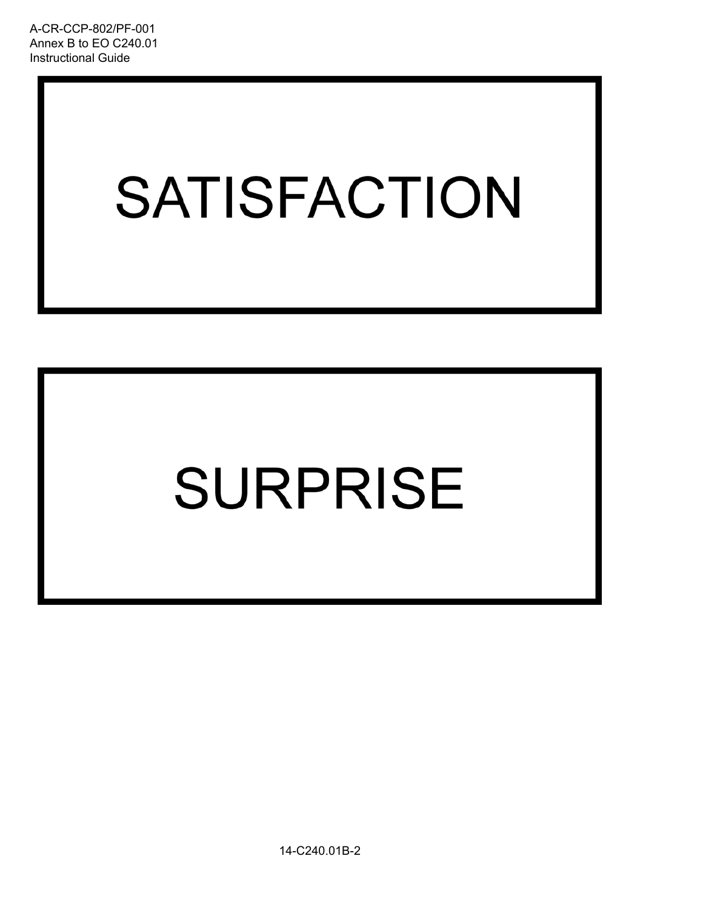SATISFACTION

SURPRISE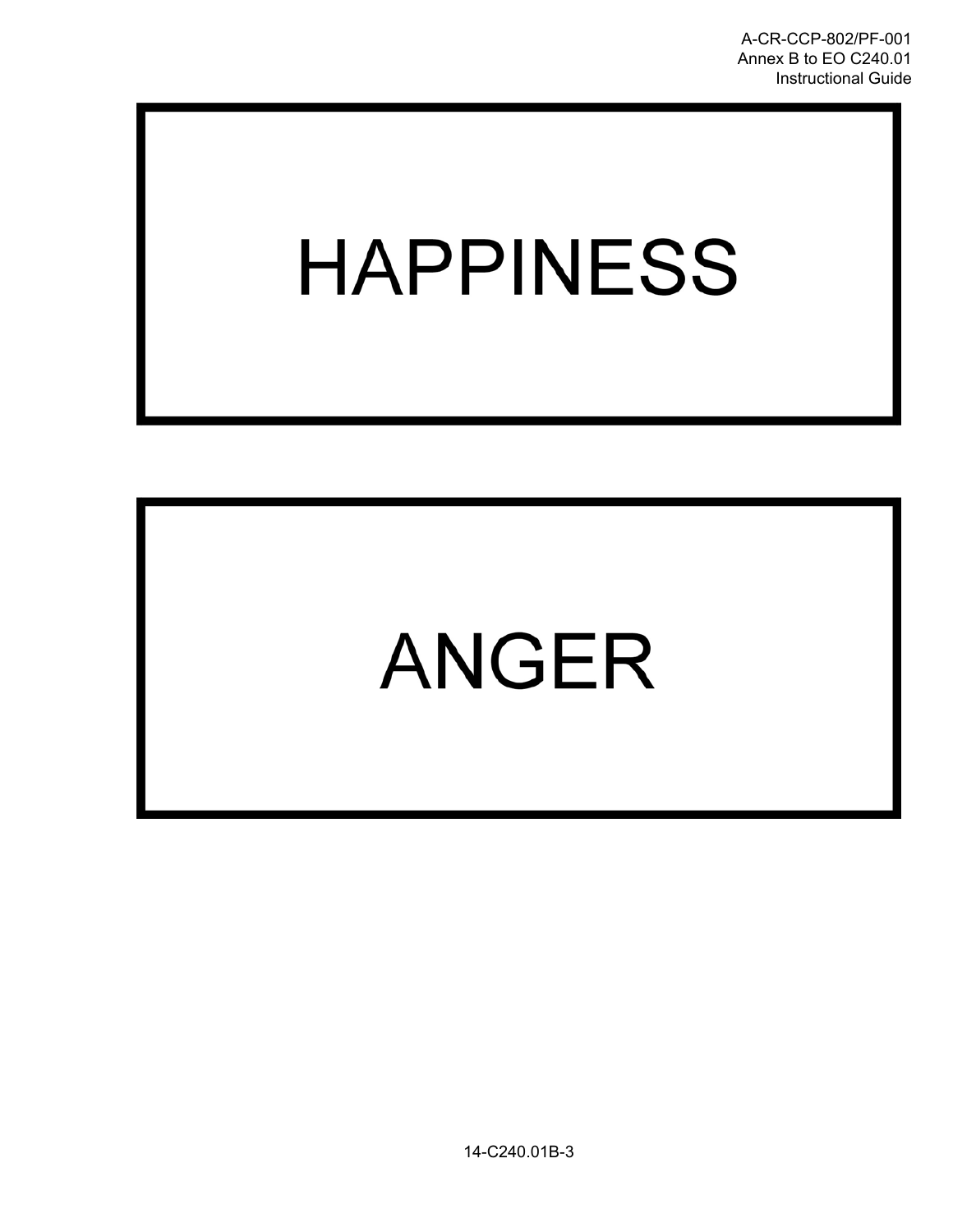HAPPINESS

ANGER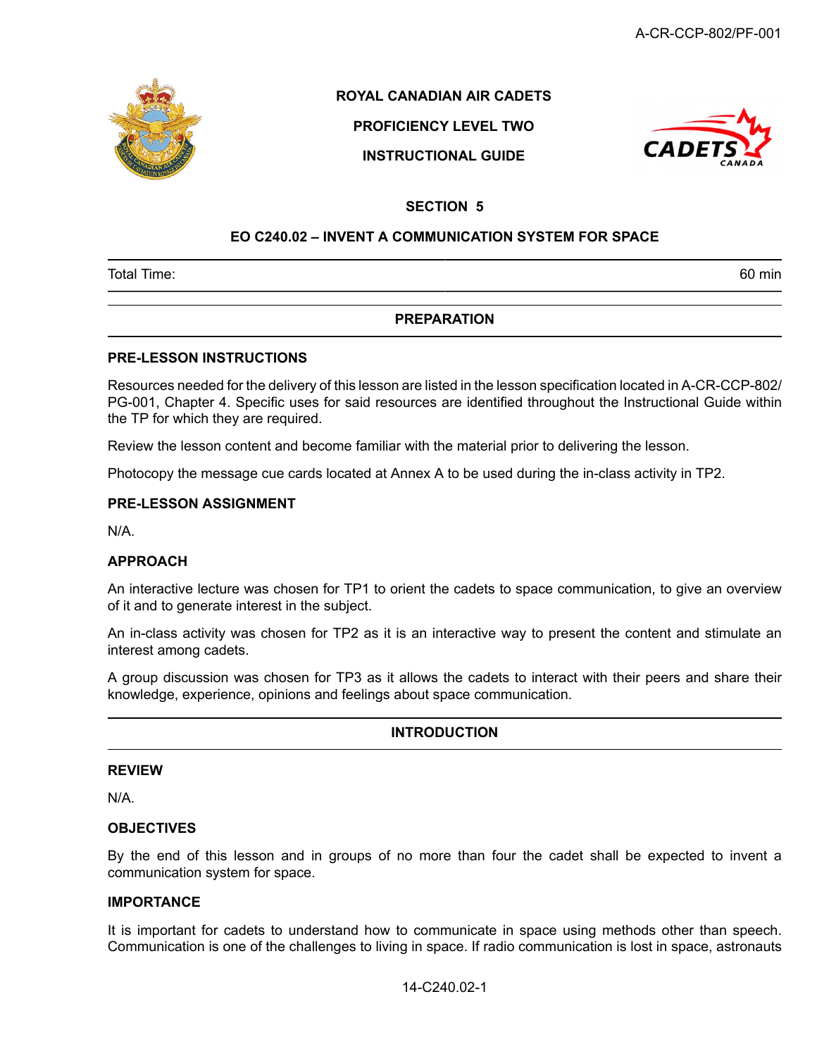ROYAL CANADIAN AIR CADETS

PROFICIENCY LEVEL TWO

INSTRUCTIONAL GUIDE

## SECTION 5

## EO C240.02 – INVENT A COMMUNICATION SYSTEM FOR SPACE

| Total Time: | 60 min |
|---|---|

## PREPARATION

### PRE-LESSON INSTRUCTIONS

Resources needed for the delivery of this lesson are listed in the lesson specification located in A-CR-CCP-802/PG-001, Chapter 4. Specific uses for said resources are identified throughout the Instructional Guide within the TP for which they are required.

Review the lesson content and become familiar with the material prior to delivering the lesson.

Photocopy the message cue cards located at Annex A to be used during the in-class activity in TP2.

### PRE-LESSON ASSIGNMENT

N/A.

### APPROACH

An interactive lecture was chosen for TP1 to orient the cadets to space communication, to give an overview of it and to generate interest in the subject.

An in-class activity was chosen for TP2 as it is an interactive way to present the content and stimulate an interest among cadets.

A group discussion was chosen for TP3 as it allows the cadets to interact with their peers and share their knowledge, experience, opinions and feelings about space communication.

## INTRODUCTION

### REVIEW

N/A.

### OBJECTIVES

By the end of this lesson and in groups of no more than four the cadet shall be expected to invent a communication system for space.

### IMPORTANCE

It is important for cadets to understand how to communicate in space using methods other than speech. Communication is one of the challenges to living in space. If radio communication is lost in space, astronauts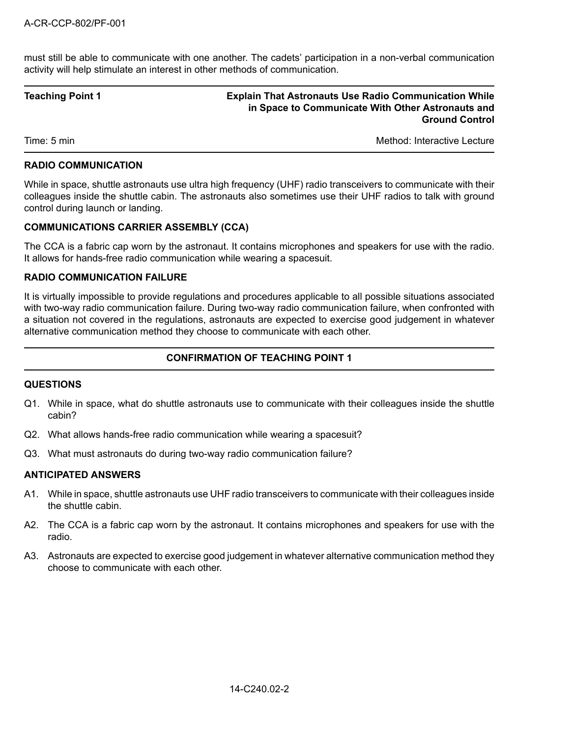must still be able to communicate with one another. The cadets' participation in a non-verbal communication activity will help stimulate an interest in other methods of communication.

| **Teaching Point 1** | **Explain That Astronauts Use Radio Communication While in Space to Communicate With Other Astronauts and Ground Control** |
|---|---|
| Time: 5 min | Method: Interactive Lecture |

**RADIO COMMUNICATION**

While in space, shuttle astronauts use ultra high frequency (UHF) radio transceivers to communicate with their colleagues inside the shuttle cabin. The astronauts also sometimes use their UHF radios to talk with ground control during launch or landing.

**COMMUNICATIONS CARRIER ASSEMBLY (CCA)**

The CCA is a fabric cap worn by the astronaut. It contains microphones and speakers for use with the radio. It allows for hands-free radio communication while wearing a spacesuit.

**RADIO COMMUNICATION FAILURE**

It is virtually impossible to provide regulations and procedures applicable to all possible situations associated with two-way radio communication failure. During two-way radio communication failure, when confronted with a situation not covered in the regulations, astronauts are expected to exercise good judgement in whatever alternative communication method they choose to communicate with each other.

**CONFIRMATION OF TEACHING POINT 1**

**QUESTIONS**

Q1. While in space, what do shuttle astronauts use to communicate with their colleagues inside the shuttle cabin?

Q2. What allows hands-free radio communication while wearing a spacesuit?

Q3. What must astronauts do during two-way radio communication failure?

**ANTICIPATED ANSWERS**

A1. While in space, shuttle astronauts use UHF radio transceivers to communicate with their colleagues inside the shuttle cabin.

A2. The CCA is a fabric cap worn by the astronaut. It contains microphones and speakers for use with the radio.

A3. Astronauts are expected to exercise good judgement in whatever alternative communication method they choose to communicate with each other.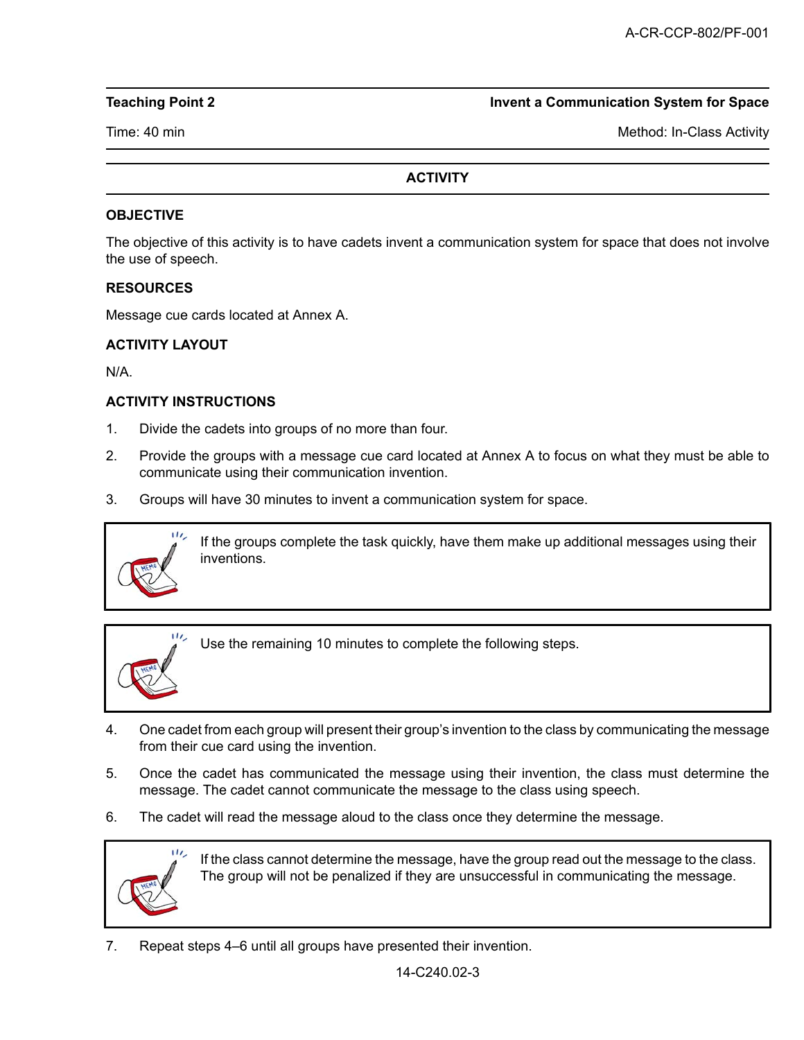| Teaching Point 2 | Invent a Communication System for Space |
|---|---|
| Time: 40 min | Method: In-Class Activity |

## ACTIVITY

### OBJECTIVE

The objective of this activity is to have cadets invent a communication system for space that does not involve the use of speech.

### RESOURCES

Message cue cards located at Annex A.

### ACTIVITY LAYOUT

N/A.

### ACTIVITY INSTRUCTIONS

1. Divide the cadets into groups of no more than four.
2. Provide the groups with a message cue card located at Annex A to focus on what they must be able to communicate using their communication invention.
3. Groups will have 30 minutes to invent a communication system for space.

> If the groups complete the task quickly, have them make up additional messages using their inventions.

> Use the remaining 10 minutes to complete the following steps.

4. One cadet from each group will present their group's invention to the class by communicating the message from their cue card using the invention.
5. Once the cadet has communicated the message using their invention, the class must determine the message. The cadet cannot communicate the message to the class using speech.
6. The cadet will read the message aloud to the class once they determine the message.

> If the class cannot determine the message, have the group read out the message to the class. The group will not be penalized if they are unsuccessful in communicating the message.

7. Repeat steps 4–6 until all groups have presented their invention.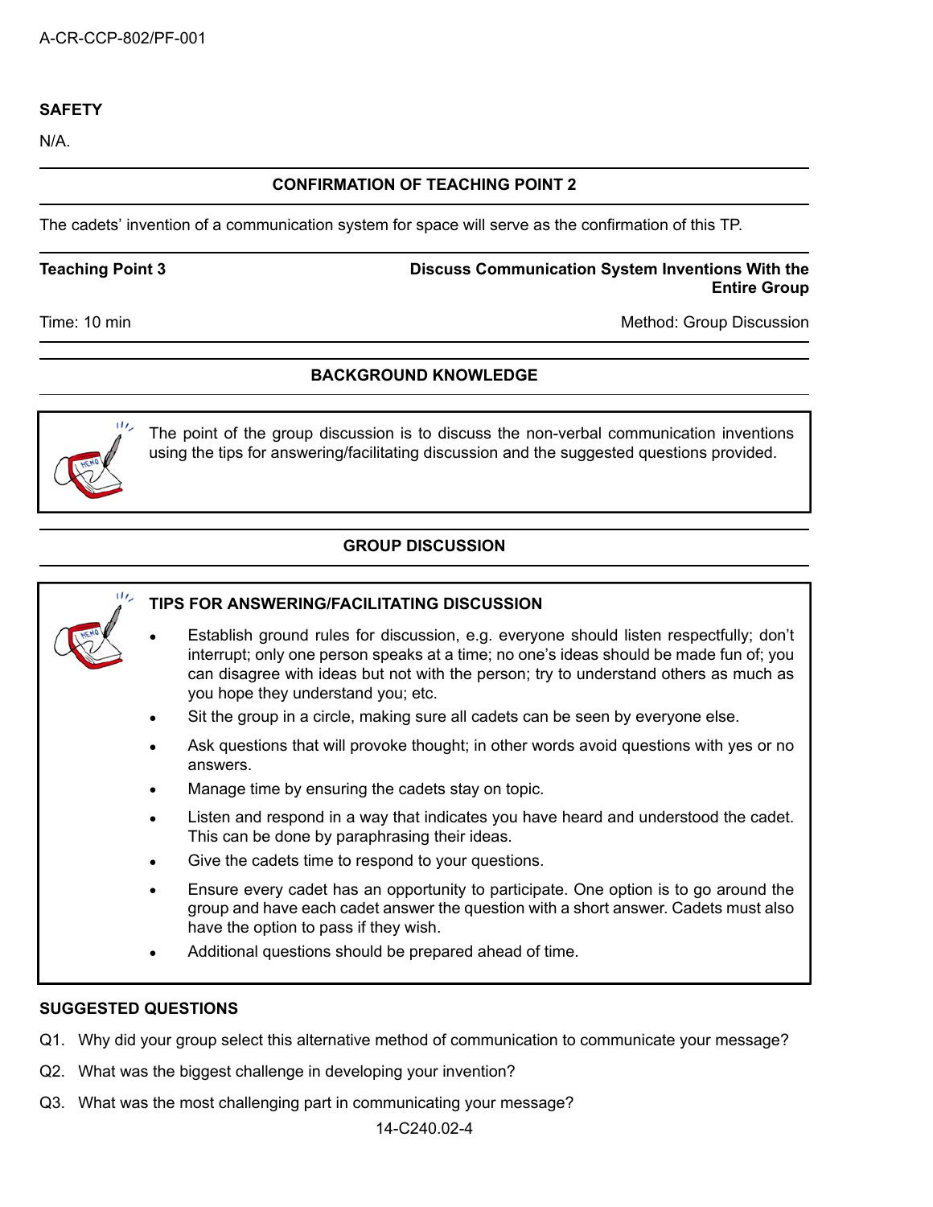**SAFETY**

N/A.

**CONFIRMATION OF TEACHING POINT 2**

The cadets' invention of a communication system for space will serve as the confirmation of this TP.

**Teaching Point 3** — **Discuss Communication System Inventions With the Entire Group**

Time: 10 min — Method: Group Discussion

**BACKGROUND KNOWLEDGE**

The point of the group discussion is to discuss the non-verbal communication inventions using the tips for answering/facilitating discussion and the suggested questions provided.

**GROUP DISCUSSION**

**TIPS FOR ANSWERING/FACILITATING DISCUSSION**

- Establish ground rules for discussion, e.g. everyone should listen respectfully; don't interrupt; only one person speaks at a time; no one's ideas should be made fun of; you can disagree with ideas but not with the person; try to understand others as much as you hope they understand you; etc.
- Sit the group in a circle, making sure all cadets can be seen by everyone else.
- Ask questions that will provoke thought; in other words avoid questions with yes or no answers.
- Manage time by ensuring the cadets stay on topic.
- Listen and respond in a way that indicates you have heard and understood the cadet. This can be done by paraphrasing their ideas.
- Give the cadets time to respond to your questions.
- Ensure every cadet has an opportunity to participate. One option is to go around the group and have each cadet answer the question with a short answer. Cadets must also have the option to pass if they wish.
- Additional questions should be prepared ahead of time.

**SUGGESTED QUESTIONS**

Q1. Why did your group select this alternative method of communication to communicate your message?

Q2. What was the biggest challenge in developing your invention?

Q3. What was the most challenging part in communicating your message?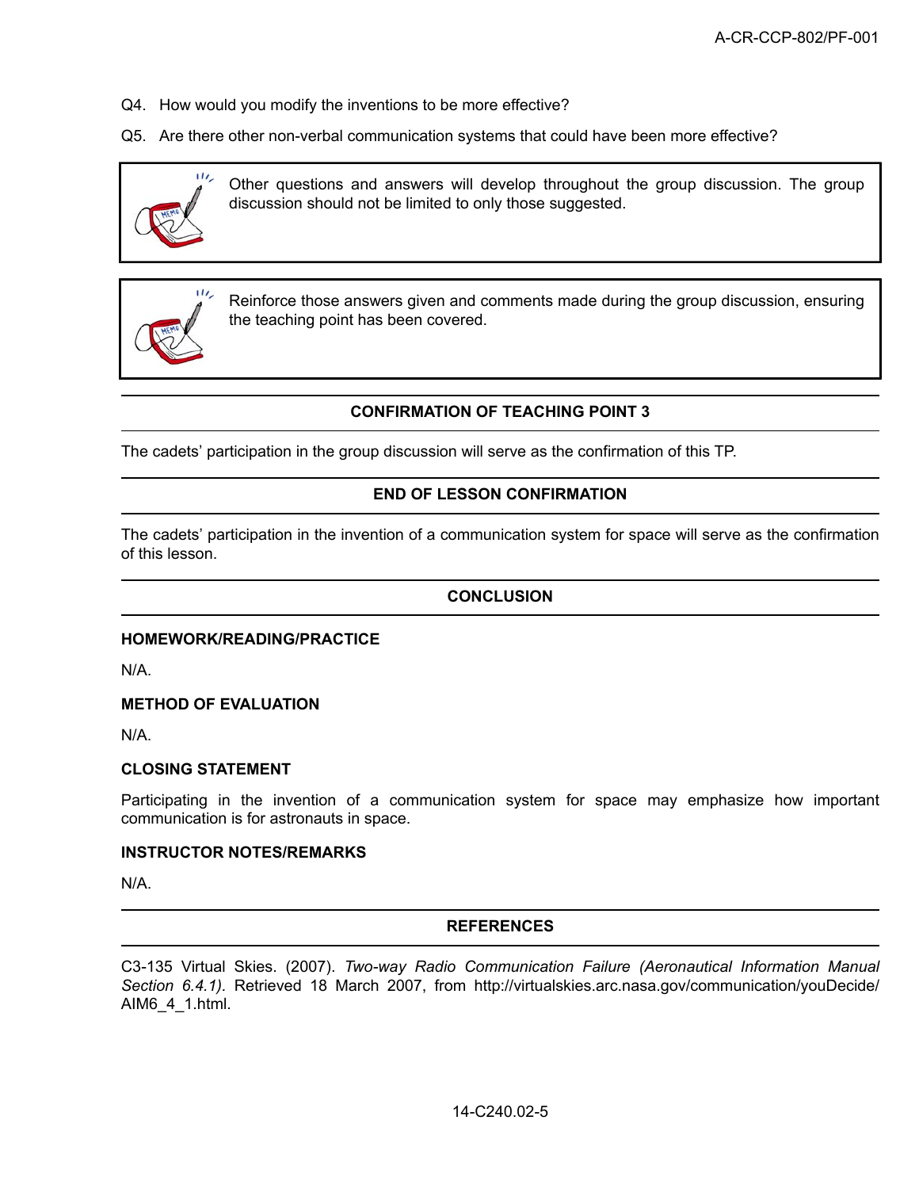Q4. How would you modify the inventions to be more effective?

Q5. Are there other non-verbal communication systems that could have been more effective?

> Other questions and answers will develop throughout the group discussion. The group discussion should not be limited to only those suggested.

> Reinforce those answers given and comments made during the group discussion, ensuring the teaching point has been covered.

## CONFIRMATION OF TEACHING POINT 3

The cadets' participation in the group discussion will serve as the confirmation of this TP.

## END OF LESSON CONFIRMATION

The cadets' participation in the invention of a communication system for space will serve as the confirmation of this lesson.

## CONCLUSION

### HOMEWORK/READING/PRACTICE

N/A.

### METHOD OF EVALUATION

N/A.

### CLOSING STATEMENT

Participating in the invention of a communication system for space may emphasize how important communication is for astronauts in space.

### INSTRUCTOR NOTES/REMARKS

N/A.

## REFERENCES

C3-135 Virtual Skies. (2007). *Two-way Radio Communication Failure (Aeronautical Information Manual Section 6.4.1)*. Retrieved 18 March 2007, from http://virtualskies.arc.nasa.gov/communication/youDecide/AIM6_4_1.html.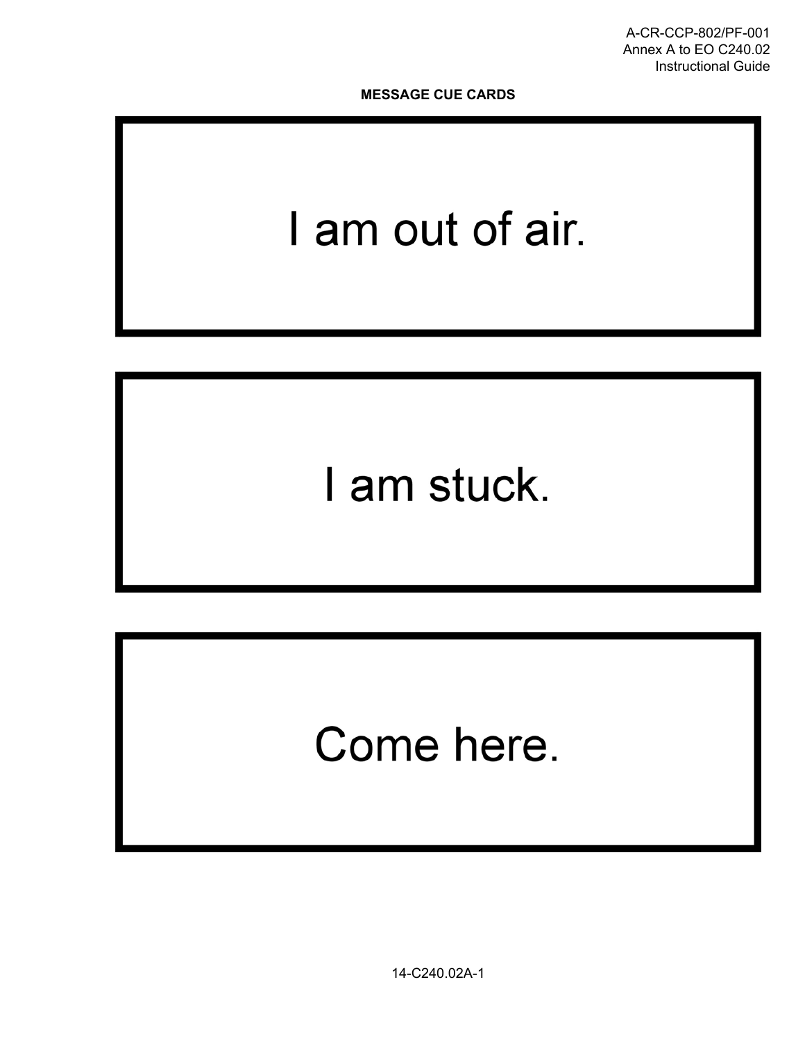**MESSAGE CUE CARDS**

| I am out of air. |
|---|

| I am stuck. |
|---|

| Come here. |
|---|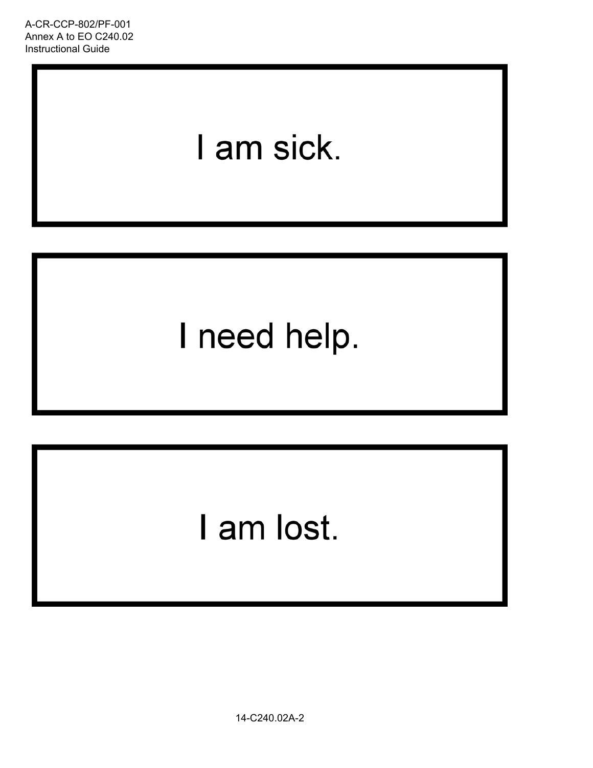I am sick.

I need help.

I am lost.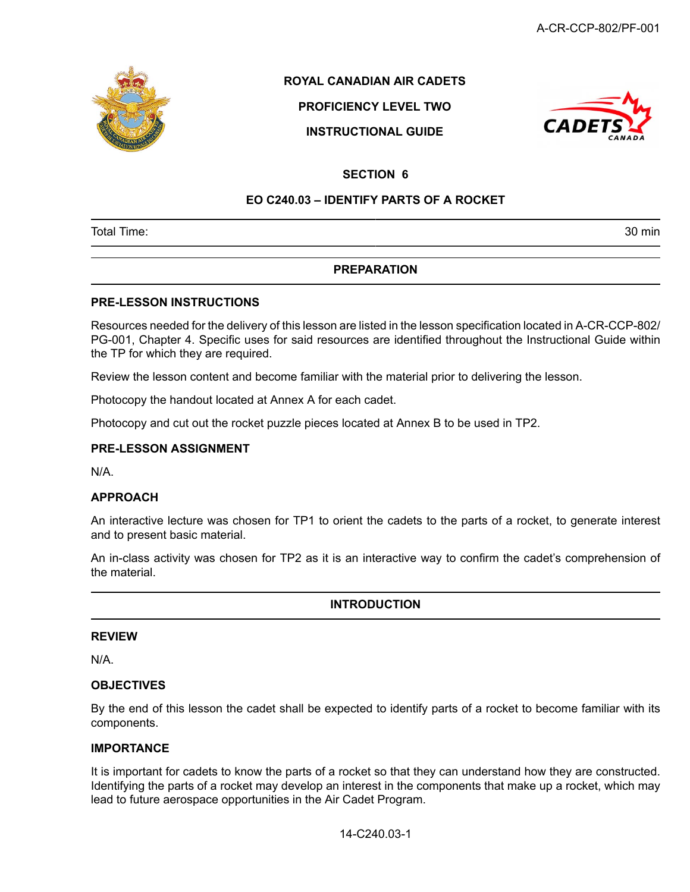**ROYAL CANADIAN AIR CADETS**

**PROFICIENCY LEVEL TWO**

**INSTRUCTIONAL GUIDE**

# SECTION 6

## EO C240.03 – IDENTIFY PARTS OF A ROCKET

| Total Time: | 30 min |
|---|---|

## PREPARATION

### PRE-LESSON INSTRUCTIONS

Resources needed for the delivery of this lesson are listed in the lesson specification located in A-CR-CCP-802/PG-001, Chapter 4. Specific uses for said resources are identified throughout the Instructional Guide within the TP for which they are required.

Review the lesson content and become familiar with the material prior to delivering the lesson.

Photocopy the handout located at Annex A for each cadet.

Photocopy and cut out the rocket puzzle pieces located at Annex B to be used in TP2.

### PRE-LESSON ASSIGNMENT

N/A.

### APPROACH

An interactive lecture was chosen for TP1 to orient the cadets to the parts of a rocket, to generate interest and to present basic material.

An in-class activity was chosen for TP2 as it is an interactive way to confirm the cadet's comprehension of the material.

## INTRODUCTION

### REVIEW

N/A.

### OBJECTIVES

By the end of this lesson the cadet shall be expected to identify parts of a rocket to become familiar with its components.

### IMPORTANCE

It is important for cadets to know the parts of a rocket so that they can understand how they are constructed. Identifying the parts of a rocket may develop an interest in the components that make up a rocket, which may lead to future aerospace opportunities in the Air Cadet Program.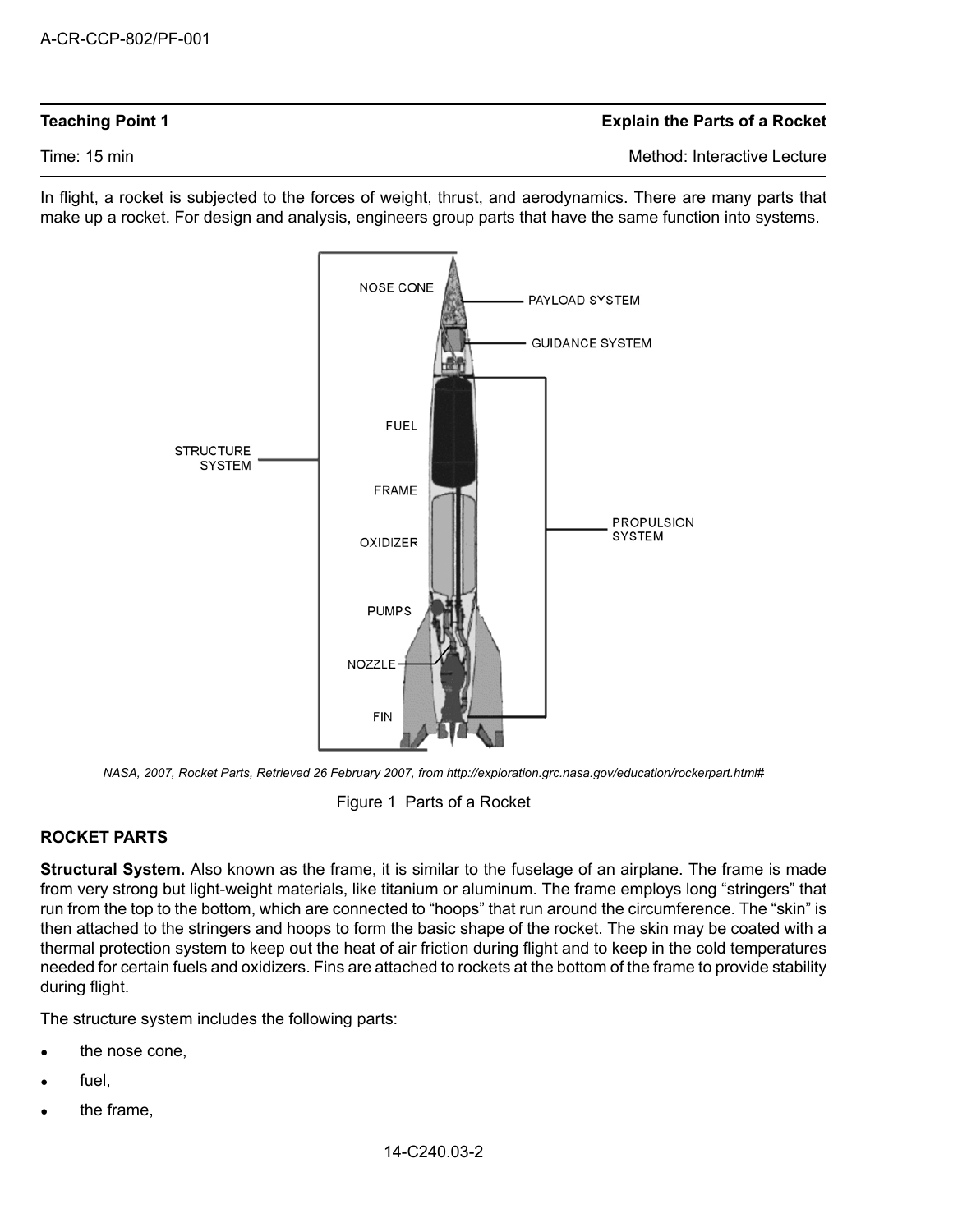| **Teaching Point 1** | **Explain the Parts of a Rocket** |
|---|---|
| Time: 15 min | Method: Interactive Lecture |

In flight, a rocket is subjected to the forces of weight, thrust, and aerodynamics. There are many parts that make up a rocket. For design and analysis, engineers group parts that have the same function into systems.

*NASA, 2007, Rocket Parts, Retrieved 26 February 2007, from http://exploration.grc.nasa.gov/education/rockerpart.html#*

Figure 1 Parts of a Rocket

**ROCKET PARTS**

**Structural System.** Also known as the frame, it is similar to the fuselage of an airplane. The frame is made from very strong but light-weight materials, like titanium or aluminum. The frame employs long "stringers" that run from the top to the bottom, which are connected to "hoops" that run around the circumference. The "skin" is then attached to the stringers and hoops to form the basic shape of the rocket. The skin may be coated with a thermal protection system to keep out the heat of air friction during flight and to keep in the cold temperatures needed for certain fuels and oxidizers. Fins are attached to rockets at the bottom of the frame to provide stability during flight.

The structure system includes the following parts:

- the nose cone,
- fuel,
- the frame,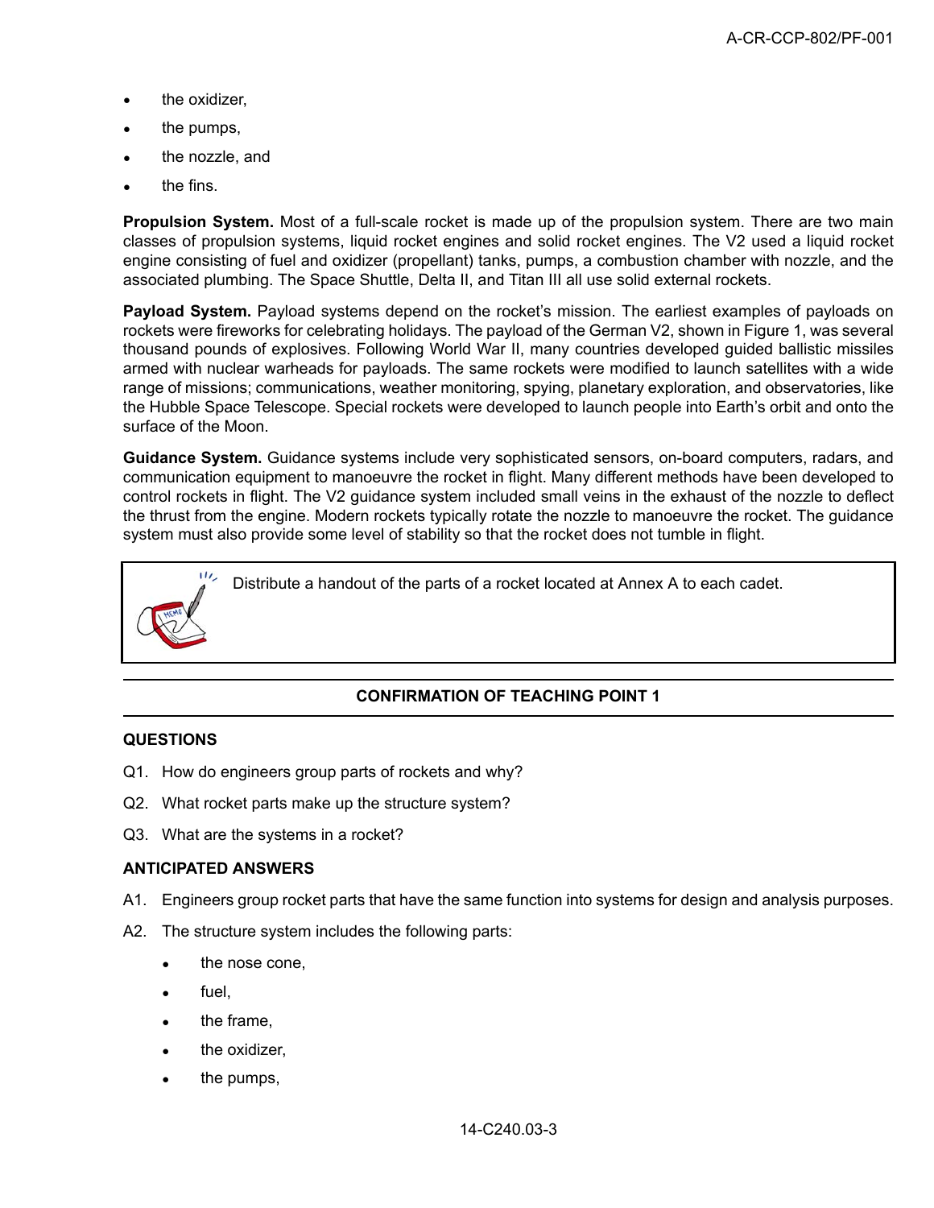- the oxidizer,
- the pumps,
- the nozzle, and
- the fins.

**Propulsion System.** Most of a full-scale rocket is made up of the propulsion system. There are two main classes of propulsion systems, liquid rocket engines and solid rocket engines. The V2 used a liquid rocket engine consisting of fuel and oxidizer (propellant) tanks, pumps, a combustion chamber with nozzle, and the associated plumbing. The Space Shuttle, Delta II, and Titan III all use solid external rockets.

**Payload System.** Payload systems depend on the rocket's mission. The earliest examples of payloads on rockets were fireworks for celebrating holidays. The payload of the German V2, shown in Figure 1, was several thousand pounds of explosives. Following World War II, many countries developed guided ballistic missiles armed with nuclear warheads for payloads. The same rockets were modified to launch satellites with a wide range of missions; communications, weather monitoring, spying, planetary exploration, and observatories, like the Hubble Space Telescope. Special rockets were developed to launch people into Earth's orbit and onto the surface of the Moon.

**Guidance System.** Guidance systems include very sophisticated sensors, on-board computers, radars, and communication equipment to manoeuvre the rocket in flight. Many different methods have been developed to control rockets in flight. The V2 guidance system included small veins in the exhaust of the nozzle to deflect the thrust from the engine. Modern rockets typically rotate the nozzle to manoeuvre the rocket. The guidance system must also provide some level of stability so that the rocket does not tumble in flight.

> Distribute a handout of the parts of a rocket located at Annex A to each cadet.

### CONFIRMATION OF TEACHING POINT 1

**QUESTIONS**

Q1. How do engineers group parts of rockets and why?

Q2. What rocket parts make up the structure system?

Q3. What are the systems in a rocket?

**ANTICIPATED ANSWERS**

A1. Engineers group rocket parts that have the same function into systems for design and analysis purposes.

A2. The structure system includes the following parts:

- the nose cone,
- fuel,
- the frame,
- the oxidizer,
- the pumps,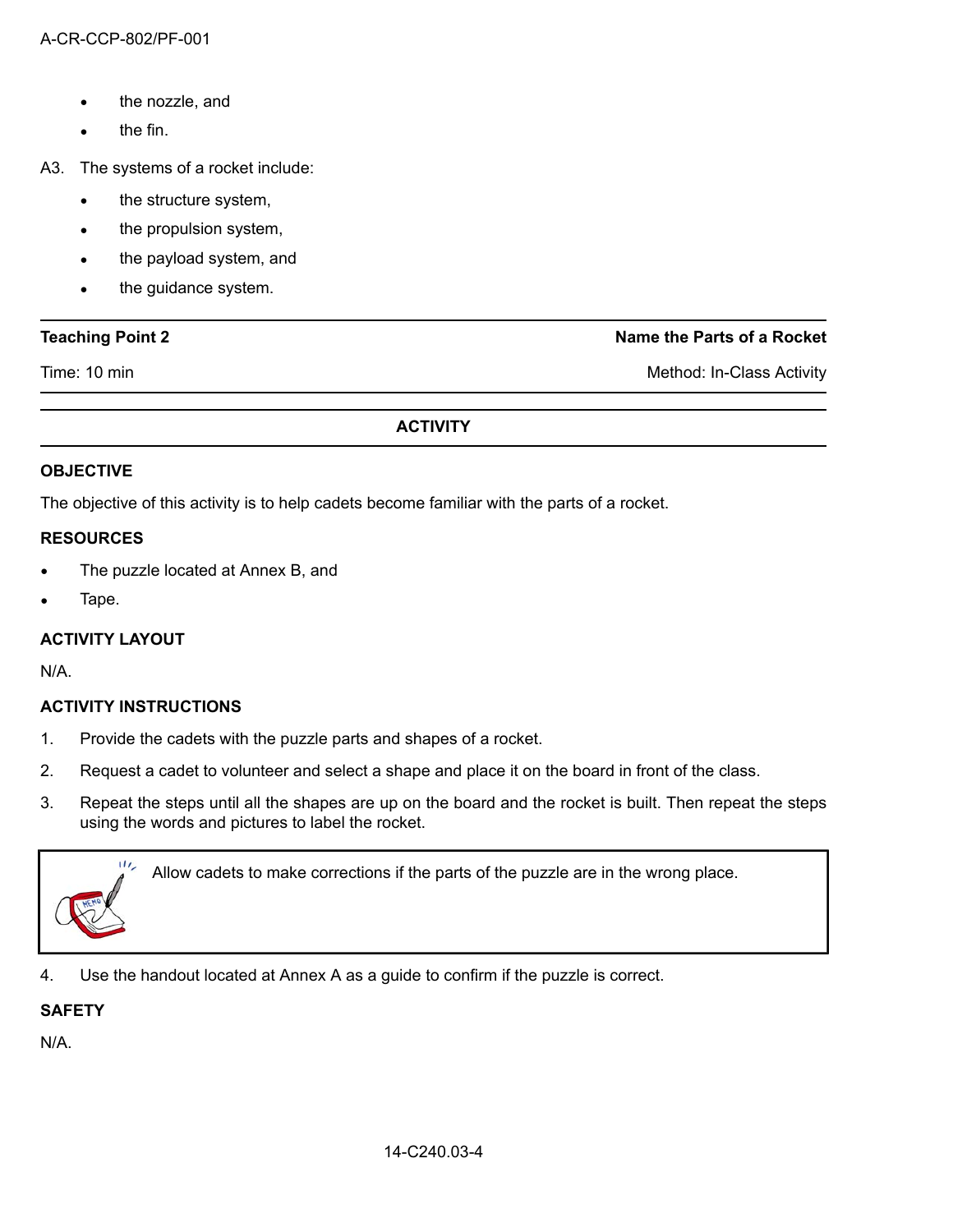- the nozzle, and
- the fin.

A3. The systems of a rocket include:

- the structure system,
- the propulsion system,
- the payload system, and
- the guidance system.

| **Teaching Point 2** | **Name the Parts of a Rocket** |
|---|---|
| Time: 10 min | Method: In-Class Activity |

**ACTIVITY**

**OBJECTIVE**

The objective of this activity is to help cadets become familiar with the parts of a rocket.

**RESOURCES**

- The puzzle located at Annex B, and
- Tape.

**ACTIVITY LAYOUT**

N/A.

**ACTIVITY INSTRUCTIONS**

1. Provide the cadets with the puzzle parts and shapes of a rocket.
2. Request a cadet to volunteer and select a shape and place it on the board in front of the class.
3. Repeat the steps until all the shapes are up on the board and the rocket is built. Then repeat the steps using the words and pictures to label the rocket.

> Allow cadets to make corrections if the parts of the puzzle are in the wrong place.

4. Use the handout located at Annex A as a guide to confirm if the puzzle is correct.

**SAFETY**

N/A.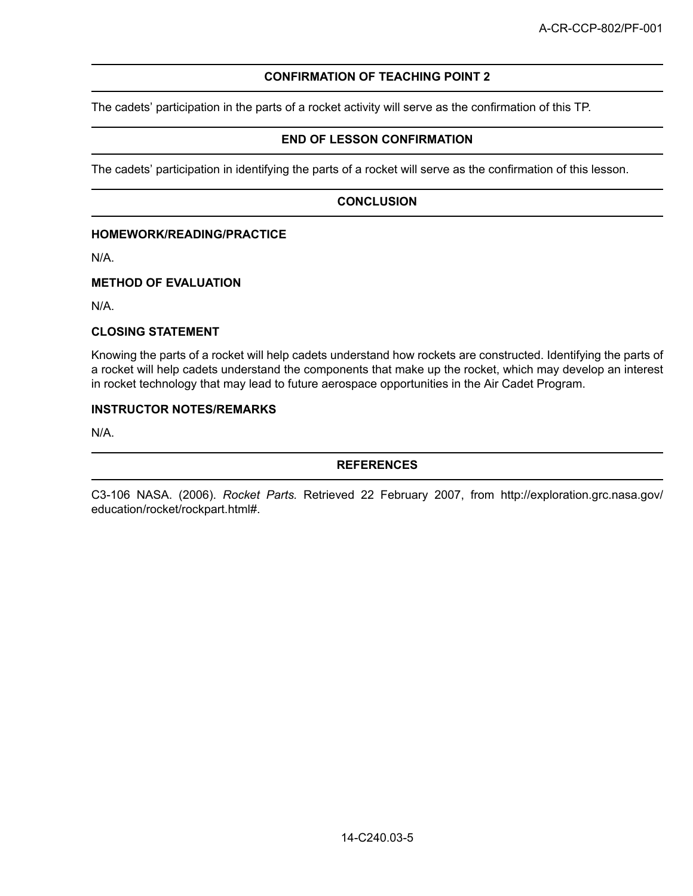## CONFIRMATION OF TEACHING POINT 2

The cadets' participation in the parts of a rocket activity will serve as the confirmation of this TP.

## END OF LESSON CONFIRMATION

The cadets' participation in identifying the parts of a rocket will serve as the confirmation of this lesson.

## CONCLUSION

### HOMEWORK/READING/PRACTICE

N/A.

### METHOD OF EVALUATION

N/A.

### CLOSING STATEMENT

Knowing the parts of a rocket will help cadets understand how rockets are constructed. Identifying the parts of a rocket will help cadets understand the components that make up the rocket, which may develop an interest in rocket technology that may lead to future aerospace opportunities in the Air Cadet Program.

### INSTRUCTOR NOTES/REMARKS

N/A.

## REFERENCES

C3-106 NASA. (2006). *Rocket Parts.* Retrieved 22 February 2007, from http://exploration.grc.nasa.gov/education/rocket/rockpart.html#.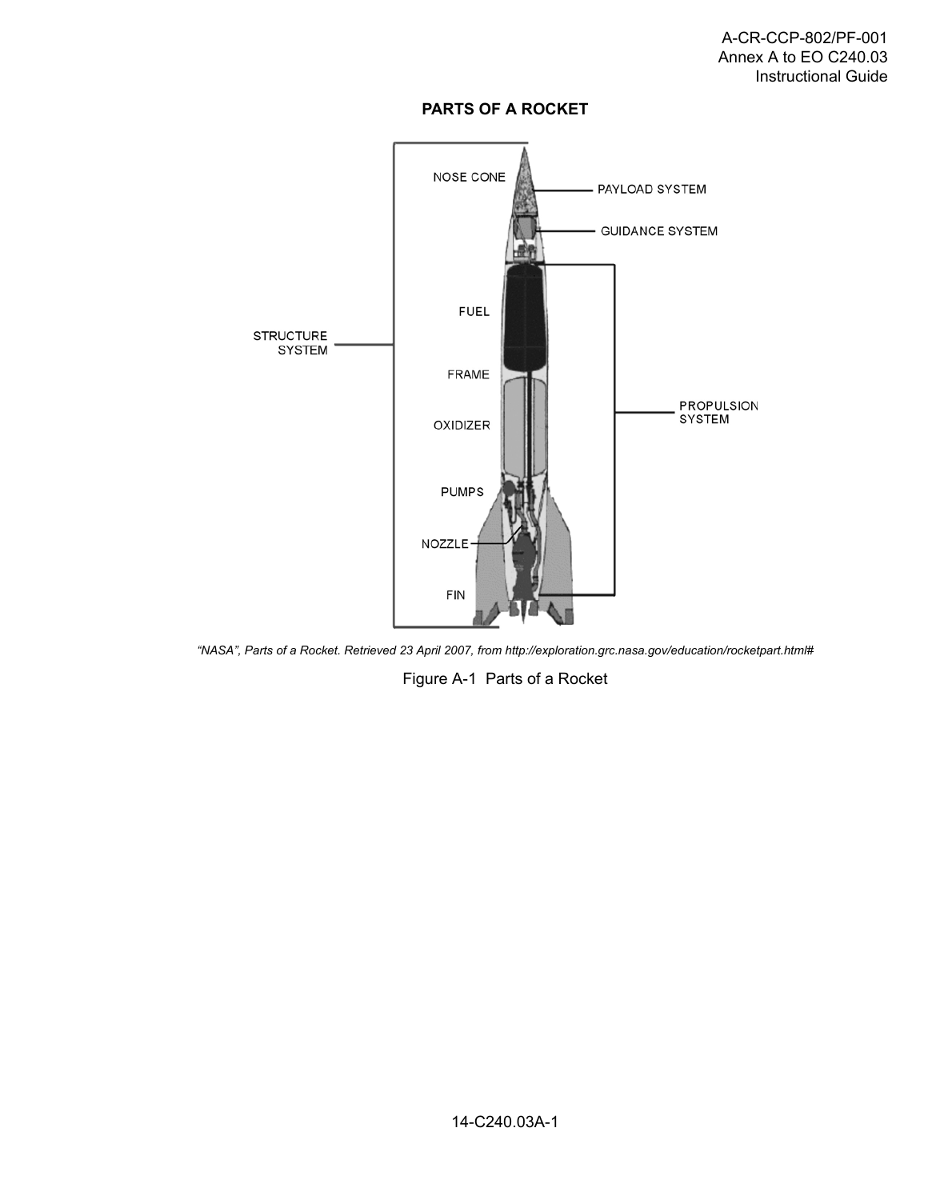# PARTS OF A ROCKET

NOSE CONE

PAYLOAD SYSTEM

GUIDANCE SYSTEM

STRUCTURE SYSTEM

FUEL

FRAME

OXIDIZER

PROPULSION SYSTEM

PUMPS

NOZZLE

FIN

*"NASA", Parts of a Rocket. Retrieved 23 April 2007, from http://exploration.grc.nasa.gov/education/rocketpart.html#*

Figure A-1 Parts of a Rocket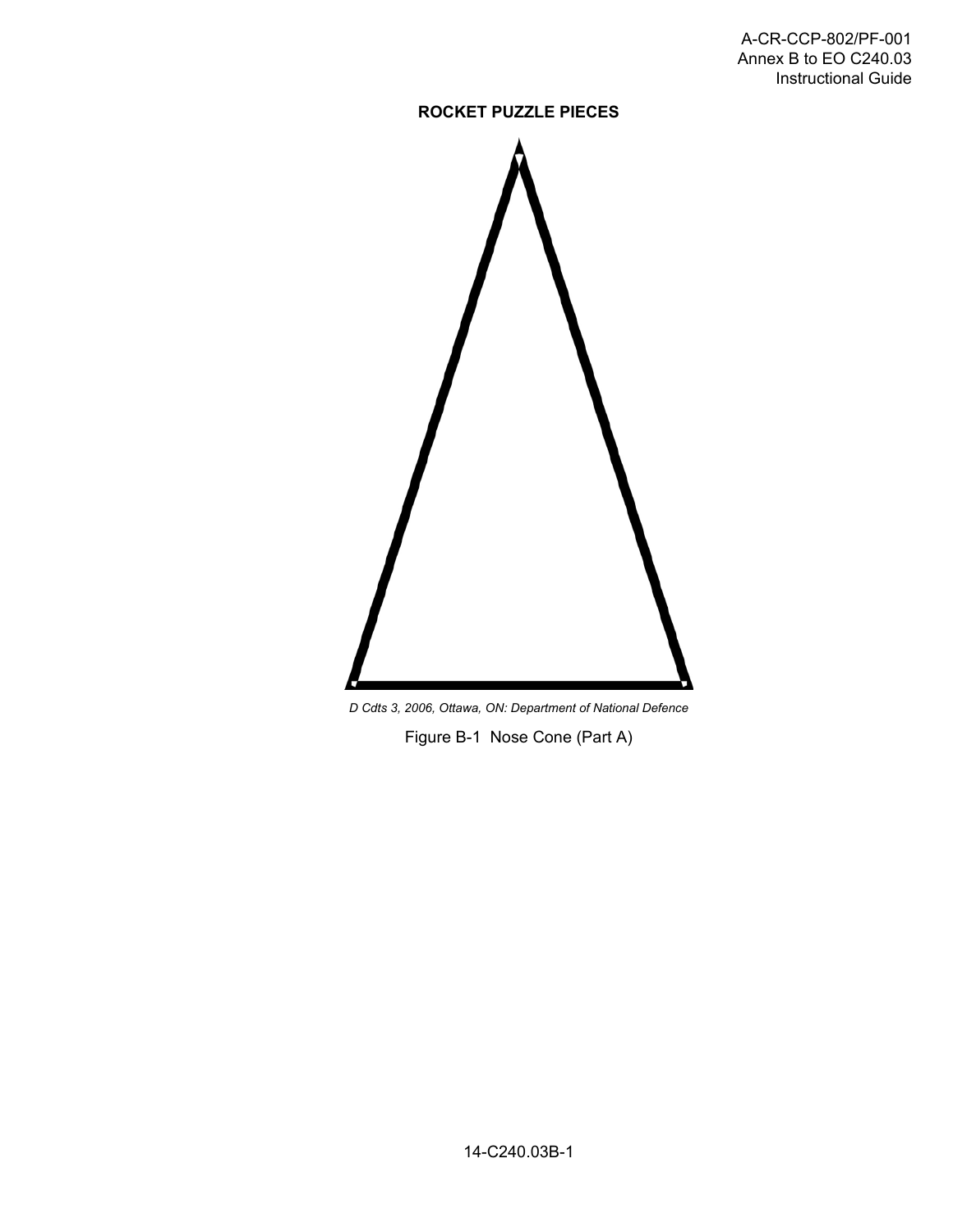**ROCKET PUZZLE PIECES**

*D Cdts 3, 2006, Ottawa, ON: Department of National Defence*

Figure B-1 Nose Cone (Part A)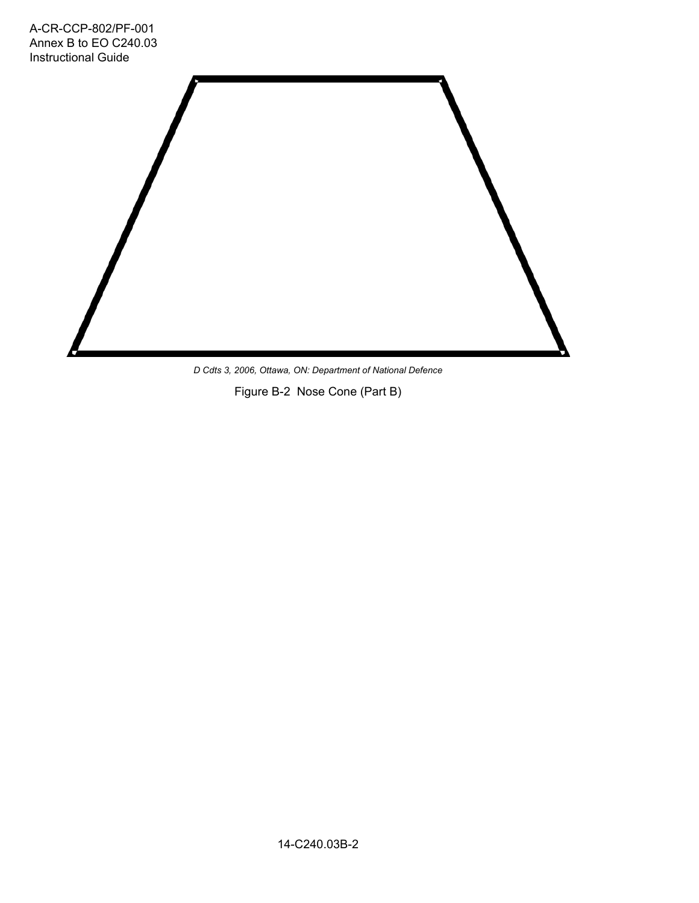*D Cdts 3, 2006, Ottawa, ON: Department of National Defence*

Figure B-2 Nose Cone (Part B)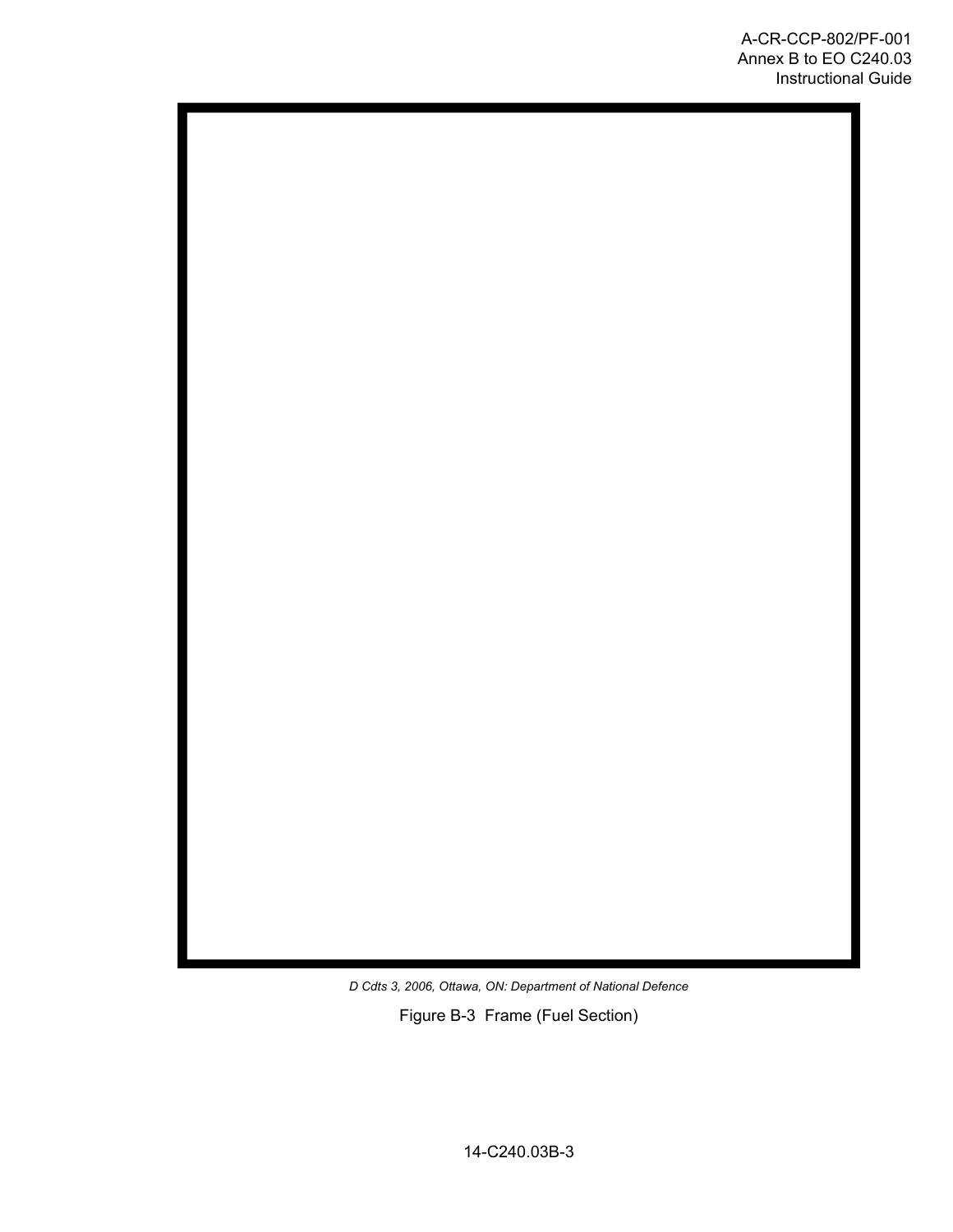*D Cdts 3, 2006, Ottawa, ON: Department of National Defence*

Figure B-3 Frame (Fuel Section)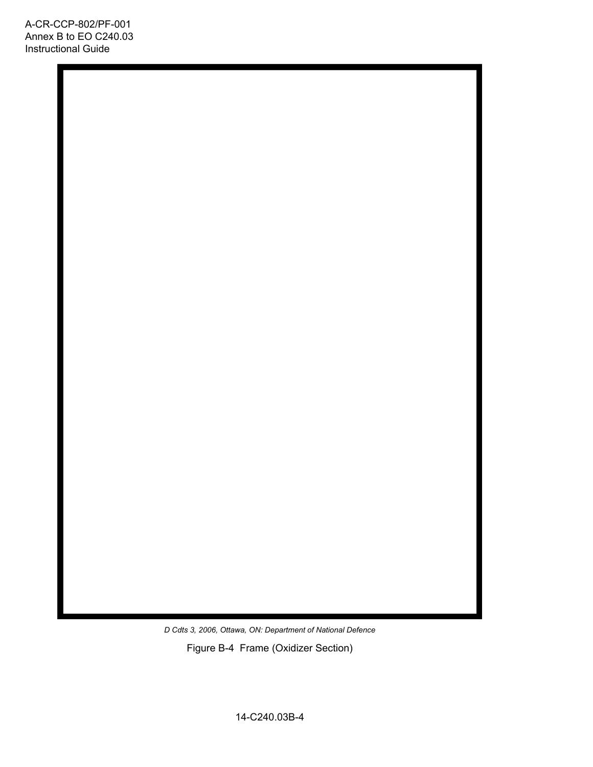*D Cdts 3, 2006, Ottawa, ON: Department of National Defence*

Figure B-4 Frame (Oxidizer Section)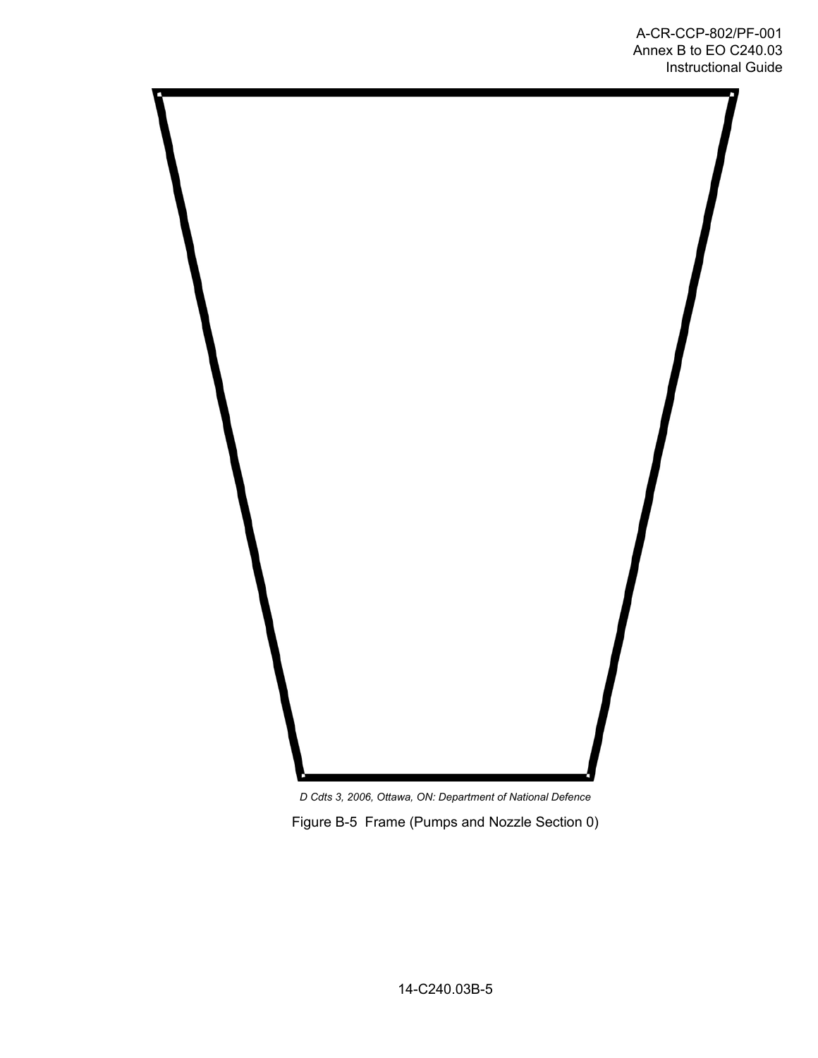*D Cdts 3, 2006, Ottawa, ON: Department of National Defence*

Figure B-5 Frame (Pumps and Nozzle Section 0)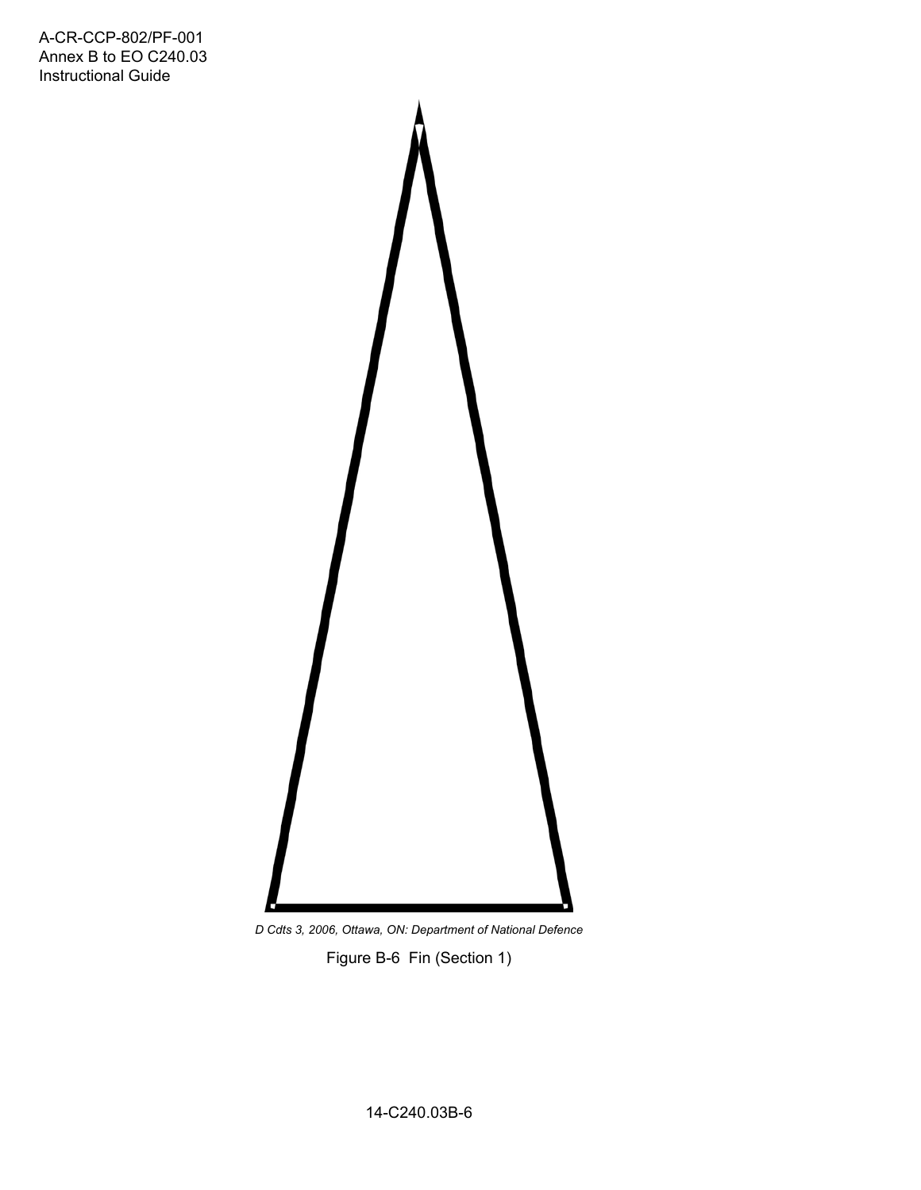*D Cdts 3, 2006, Ottawa, ON: Department of National Defence*

Figure B-6 Fin (Section 1)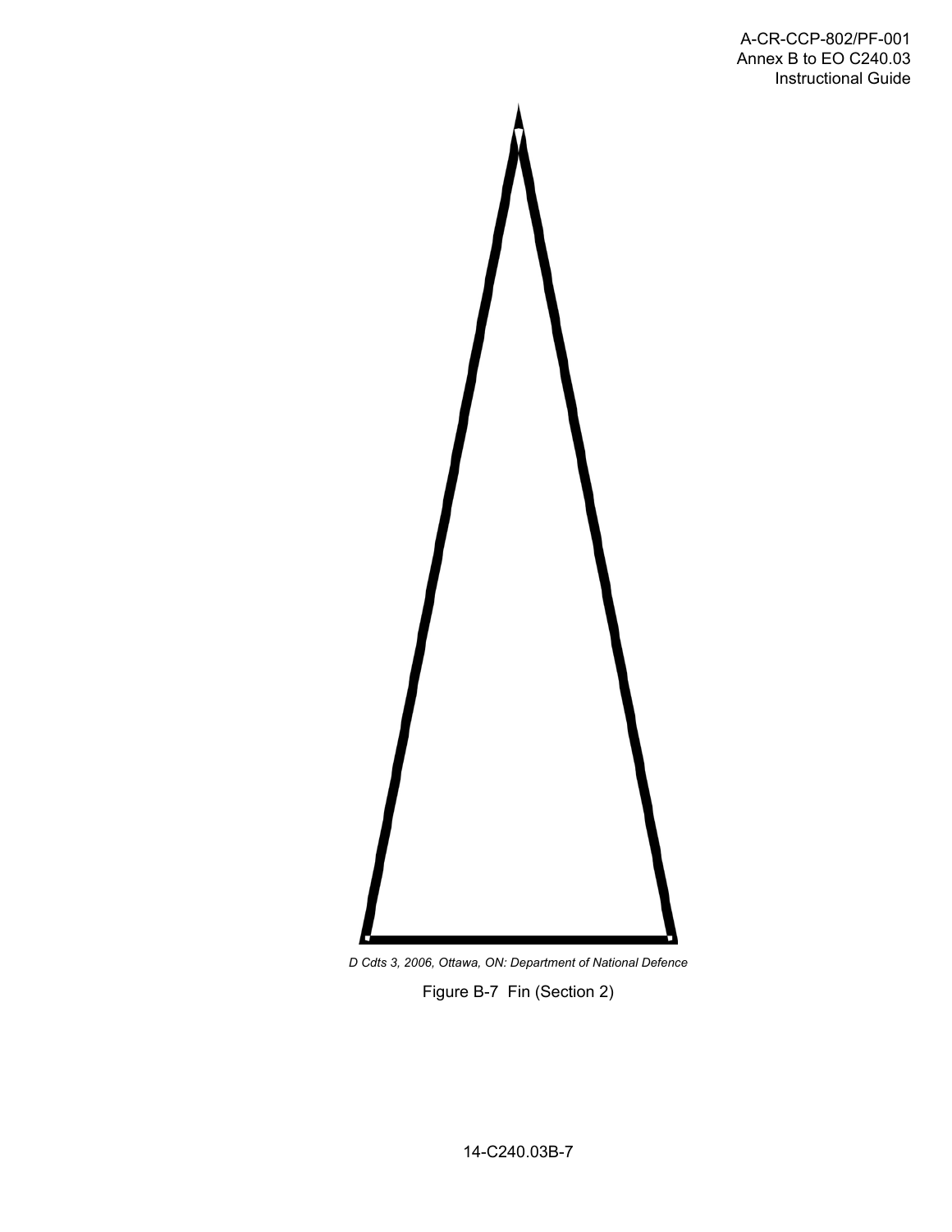*D Cdts 3, 2006, Ottawa, ON: Department of National Defence*

Figure B-7 Fin (Section 2)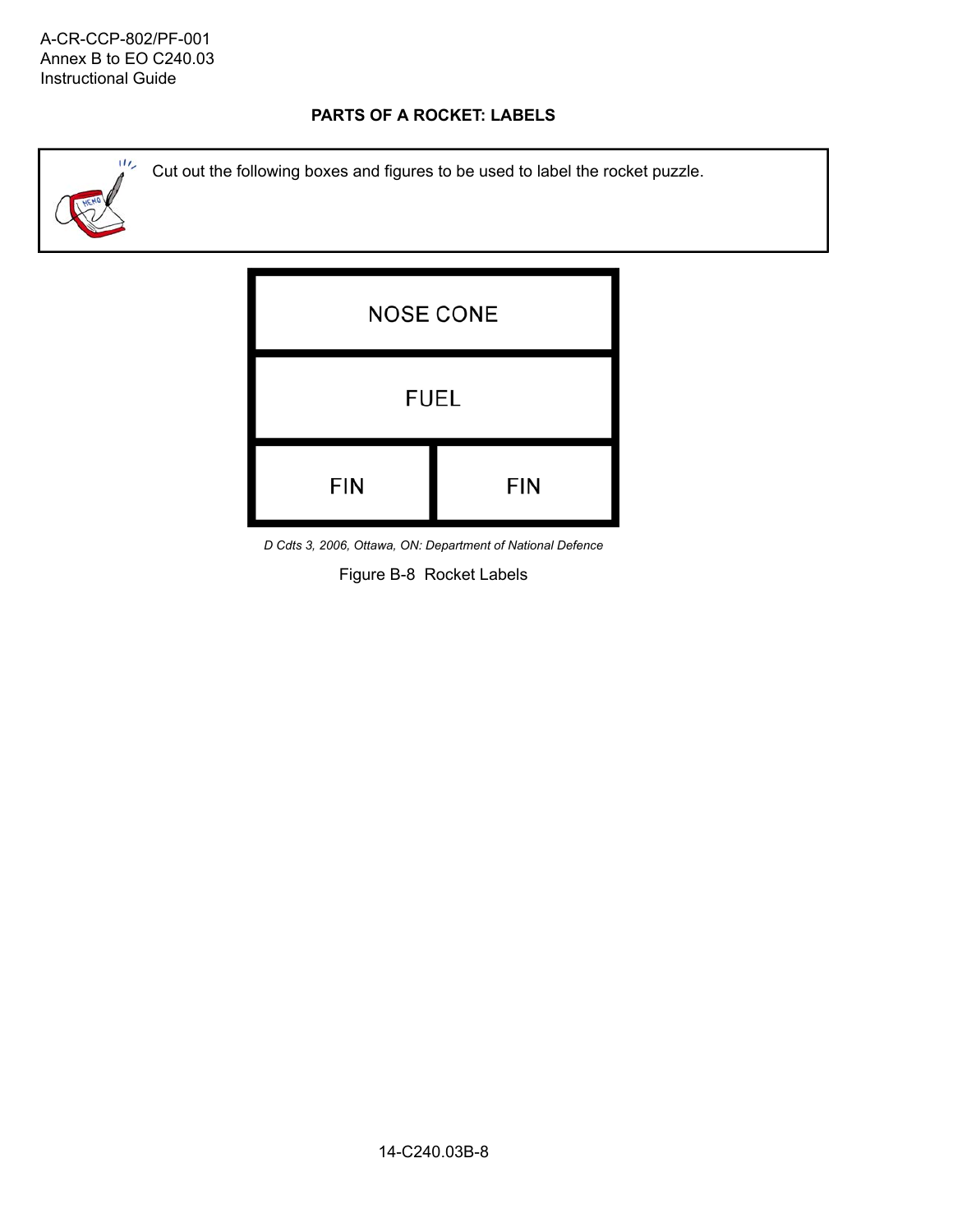## PARTS OF A ROCKET: LABELS

> Cut out the following boxes and figures to be used to label the rocket puzzle.

| NOSE CONE | |
|---|---|
| FUEL | |
| FIN | FIN |

*D Cdts 3, 2006, Ottawa, ON: Department of National Defence*

Figure B-8 Rocket Labels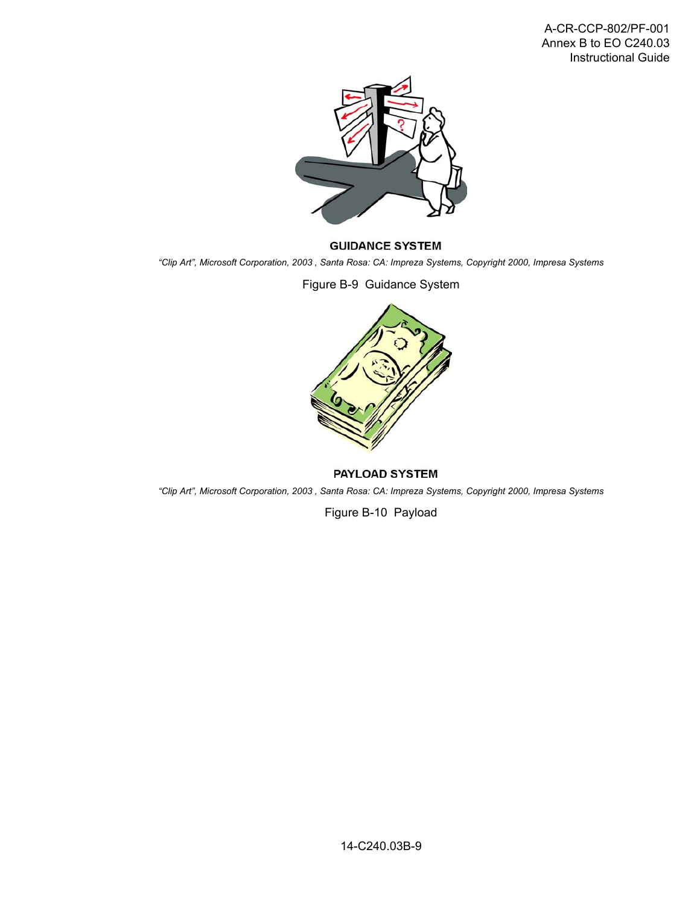**GUIDANCE SYSTEM**

*"Clip Art", Microsoft Corporation, 2003 , Santa Rosa: CA: Impreza Systems, Copyright 2000, Impresa Systems*

Figure B-9 Guidance System

**PAYLOAD SYSTEM**

*"Clip Art", Microsoft Corporation, 2003 , Santa Rosa: CA: Impreza Systems, Copyright 2000, Impresa Systems*

Figure B-10 Payload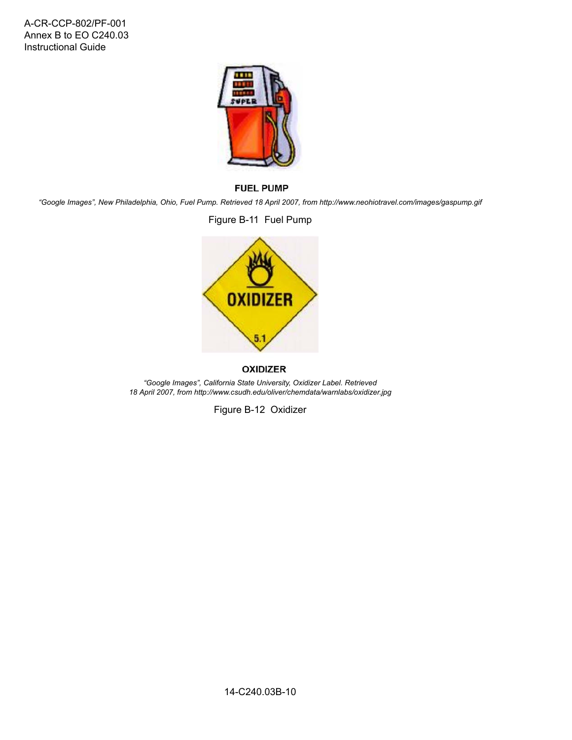**FUEL PUMP**

*"Google Images", New Philadelphia, Ohio, Fuel Pump. Retrieved 18 April 2007, from http://www.neohiotravel.com/images/gaspump.gif*

Figure B-11 Fuel Pump

**OXIDIZER**

*"Google Images", California State University, Oxidizer Label. Retrieved 18 April 2007, from http://www.csudh.edu/oliver/chemdata/warnlabs/oxidizer.jpg*

Figure B-12 Oxidizer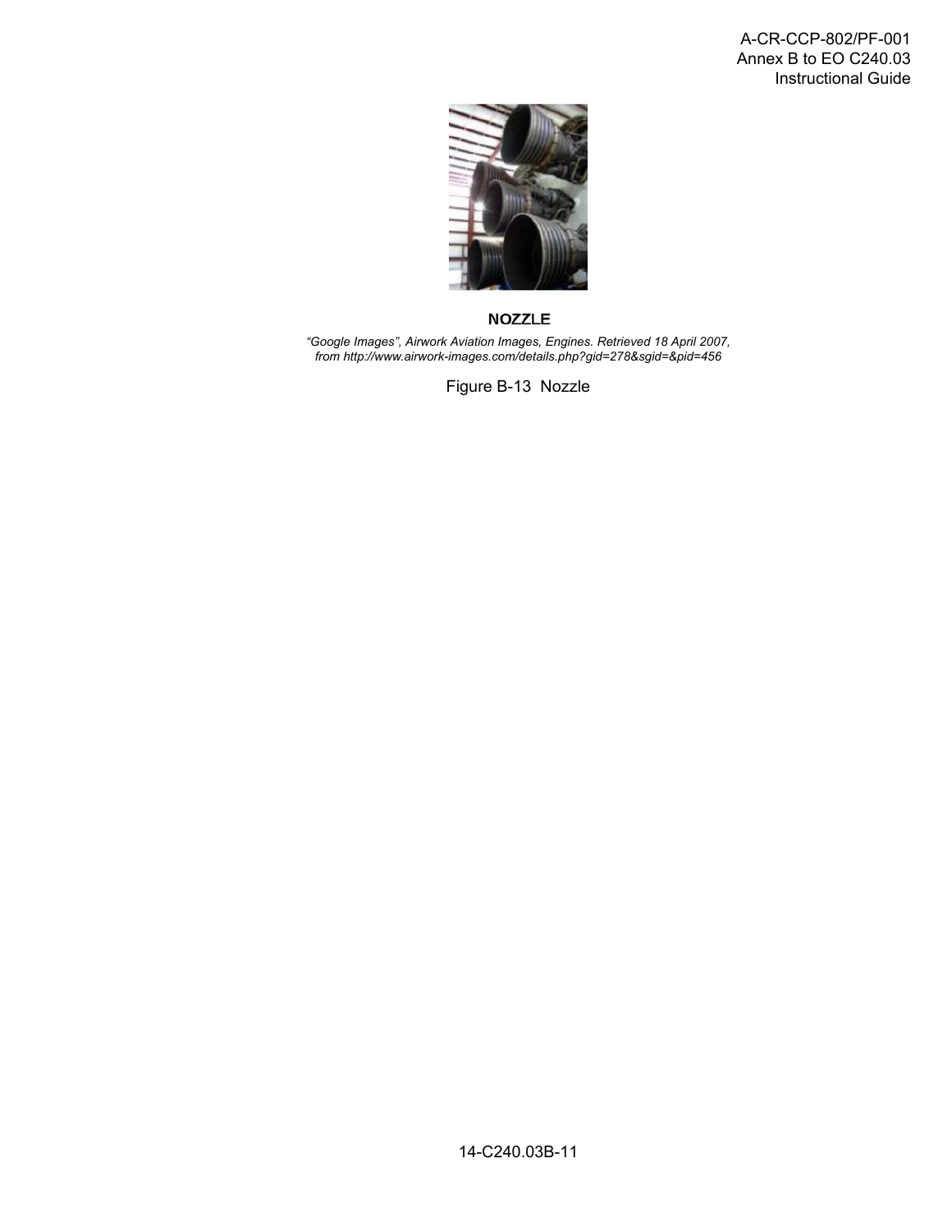**NOZZLE**

*"Google Images", Airwork Aviation Images, Engines. Retrieved 18 April 2007, from http://www.airwork-images.com/details.php?gid=278&sgid=&pid=456*

Figure B-13 Nozzle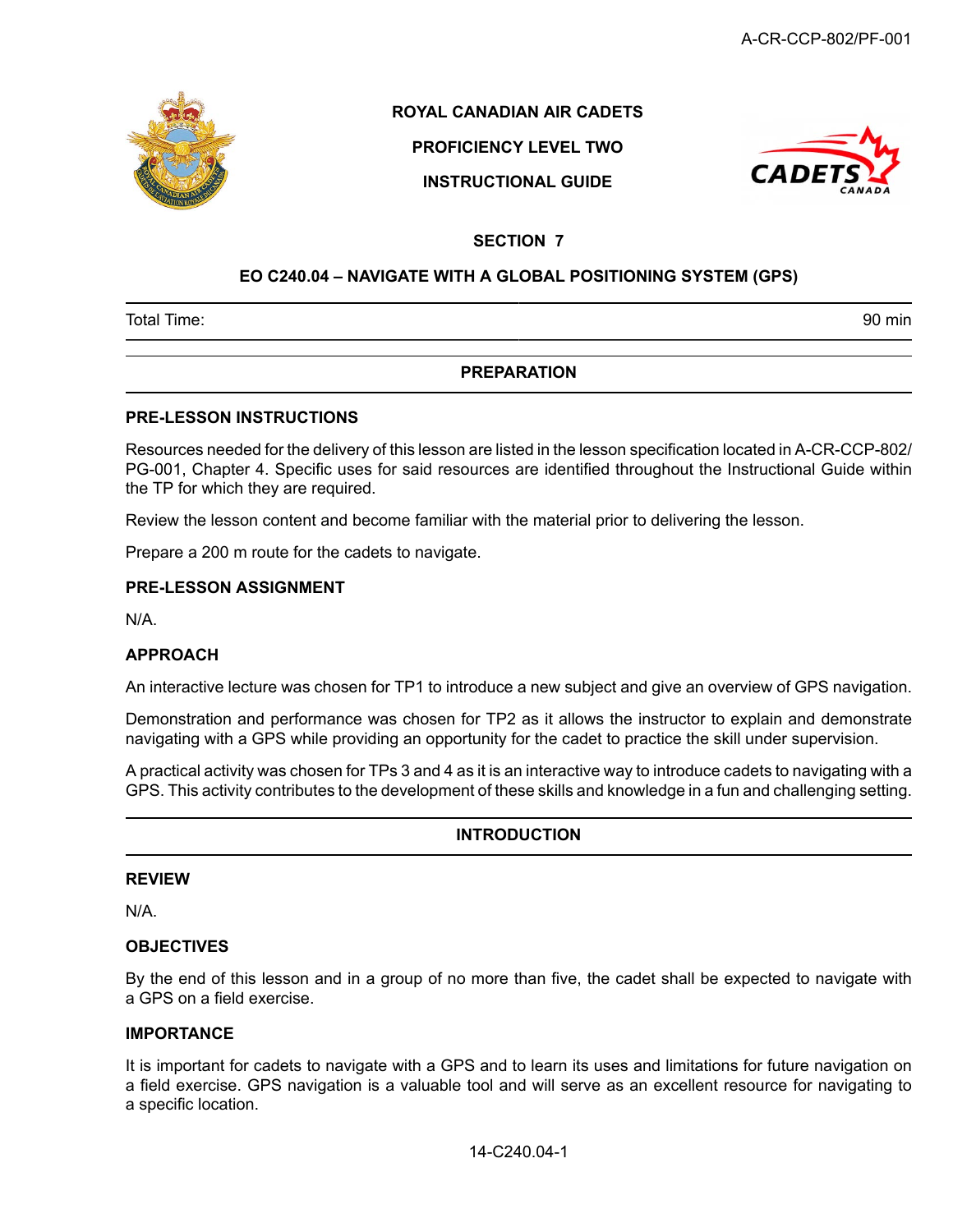**ROYAL CANADIAN AIR CADETS**

**PROFICIENCY LEVEL TWO**

**INSTRUCTIONAL GUIDE**

## SECTION 7

## EO C240.04 – NAVIGATE WITH A GLOBAL POSITIONING SYSTEM (GPS)

| Total Time: | 90 min |
|---|---|

## PREPARATION

### PRE-LESSON INSTRUCTIONS

Resources needed for the delivery of this lesson are listed in the lesson specification located in A-CR-CCP-802/PG-001, Chapter 4. Specific uses for said resources are identified throughout the Instructional Guide within the TP for which they are required.

Review the lesson content and become familiar with the material prior to delivering the lesson.

Prepare a 200 m route for the cadets to navigate.

### PRE-LESSON ASSIGNMENT

N/A.

### APPROACH

An interactive lecture was chosen for TP1 to introduce a new subject and give an overview of GPS navigation.

Demonstration and performance was chosen for TP2 as it allows the instructor to explain and demonstrate navigating with a GPS while providing an opportunity for the cadet to practice the skill under supervision.

A practical activity was chosen for TPs 3 and 4 as it is an interactive way to introduce cadets to navigating with a GPS. This activity contributes to the development of these skills and knowledge in a fun and challenging setting.

## INTRODUCTION

### REVIEW

N/A.

### OBJECTIVES

By the end of this lesson and in a group of no more than five, the cadet shall be expected to navigate with a GPS on a field exercise.

### IMPORTANCE

It is important for cadets to navigate with a GPS and to learn its uses and limitations for future navigation on a field exercise. GPS navigation is a valuable tool and will serve as an excellent resource for navigating to a specific location.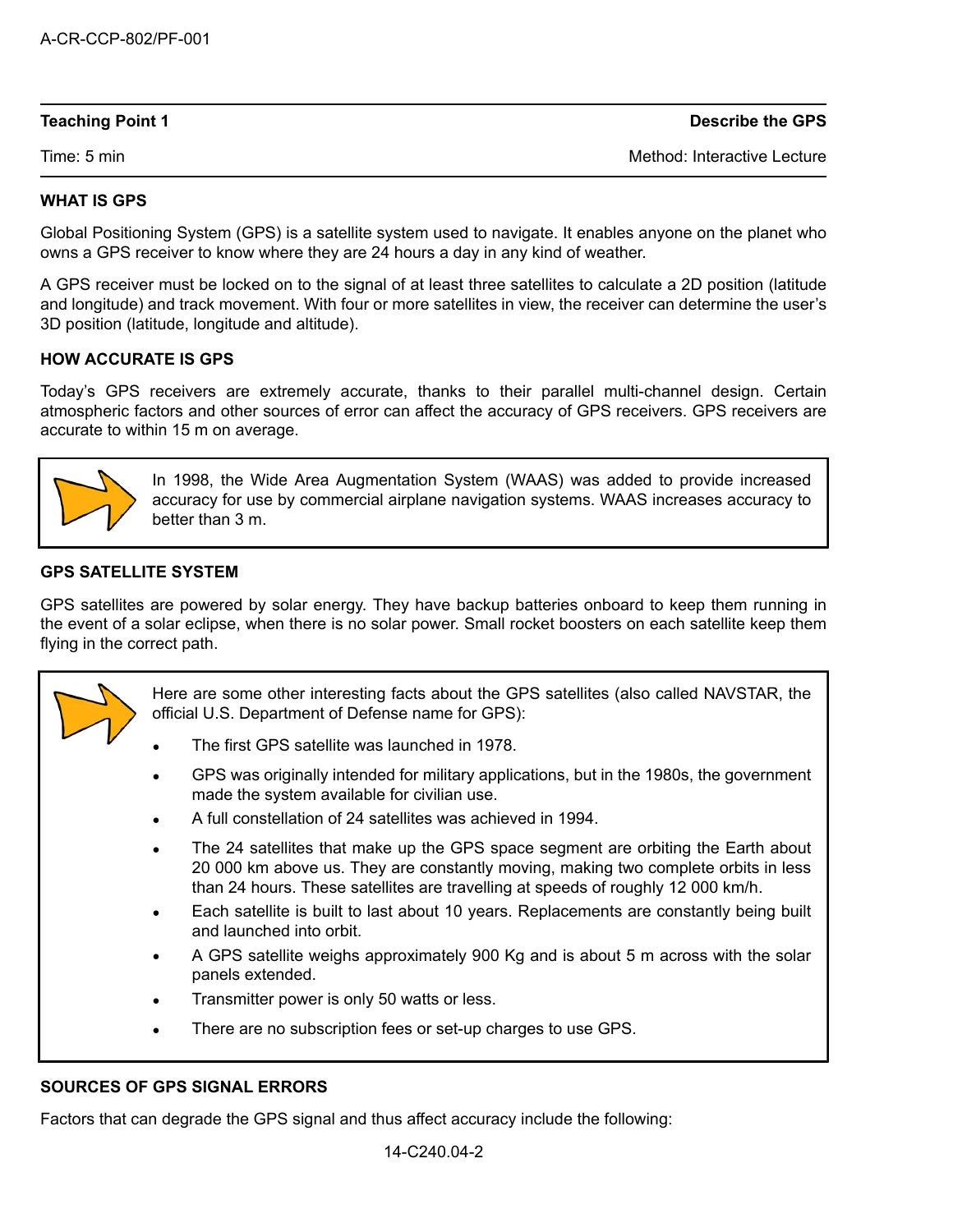| Teaching Point 1 | Describe the GPS |
|---|---|
| Time: 5 min | Method: Interactive Lecture |

**WHAT IS GPS**

Global Positioning System (GPS) is a satellite system used to navigate. It enables anyone on the planet who owns a GPS receiver to know where they are 24 hours a day in any kind of weather.

A GPS receiver must be locked on to the signal of at least three satellites to calculate a 2D position (latitude and longitude) and track movement. With four or more satellites in view, the receiver can determine the user's 3D position (latitude, longitude and altitude).

**HOW ACCURATE IS GPS**

Today's GPS receivers are extremely accurate, thanks to their parallel multi-channel design. Certain atmospheric factors and other sources of error can affect the accuracy of GPS receivers. GPS receivers are accurate to within 15 m on average.

> In 1998, the Wide Area Augmentation System (WAAS) was added to provide increased accuracy for use by commercial airplane navigation systems. WAAS increases accuracy to better than 3 m.

**GPS SATELLITE SYSTEM**

GPS satellites are powered by solar energy. They have backup batteries onboard to keep them running in the event of a solar eclipse, when there is no solar power. Small rocket boosters on each satellite keep them flying in the correct path.

> Here are some other interesting facts about the GPS satellites (also called NAVSTAR, the official U.S. Department of Defense name for GPS):
>
> - The first GPS satellite was launched in 1978.
> - GPS was originally intended for military applications, but in the 1980s, the government made the system available for civilian use.
> - A full constellation of 24 satellites was achieved in 1994.
> - The 24 satellites that make up the GPS space segment are orbiting the Earth about 20 000 km above us. They are constantly moving, making two complete orbits in less than 24 hours. These satellites are travelling at speeds of roughly 12 000 km/h.
> - Each satellite is built to last about 10 years. Replacements are constantly being built and launched into orbit.
> - A GPS satellite weighs approximately 900 Kg and is about 5 m across with the solar panels extended.
> - Transmitter power is only 50 watts or less.
> - There are no subscription fees or set-up charges to use GPS.

**SOURCES OF GPS SIGNAL ERRORS**

Factors that can degrade the GPS signal and thus affect accuracy include the following: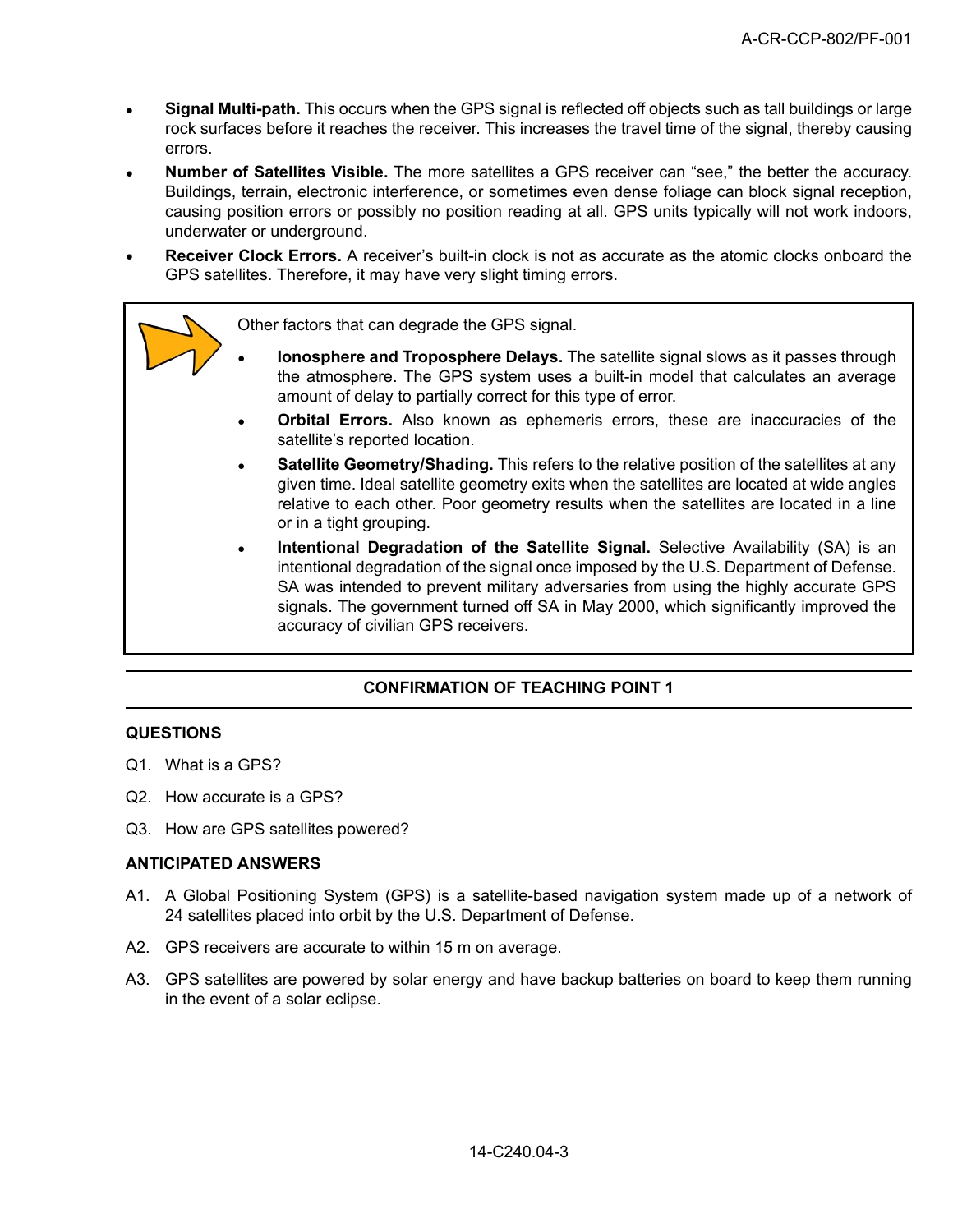- **Signal Multi-path.** This occurs when the GPS signal is reflected off objects such as tall buildings or large rock surfaces before it reaches the receiver. This increases the travel time of the signal, thereby causing errors.
- **Number of Satellites Visible.** The more satellites a GPS receiver can "see," the better the accuracy. Buildings, terrain, electronic interference, or sometimes even dense foliage can block signal reception, causing position errors or possibly no position reading at all. GPS units typically will not work indoors, underwater or underground.
- **Receiver Clock Errors.** A receiver's built-in clock is not as accurate as the atomic clocks onboard the GPS satellites. Therefore, it may have very slight timing errors.

> Other factors that can degrade the GPS signal.
>
> - **Ionosphere and Troposphere Delays.** The satellite signal slows as it passes through the atmosphere. The GPS system uses a built-in model that calculates an average amount of delay to partially correct for this type of error.
> - **Orbital Errors.** Also known as ephemeris errors, these are inaccuracies of the satellite's reported location.
> - **Satellite Geometry/Shading.** This refers to the relative position of the satellites at any given time. Ideal satellite geometry exits when the satellites are located at wide angles relative to each other. Poor geometry results when the satellites are located in a line or in a tight grouping.
> - **Intentional Degradation of the Satellite Signal.** Selective Availability (SA) is an intentional degradation of the signal once imposed by the U.S. Department of Defense. SA was intended to prevent military adversaries from using the highly accurate GPS signals. The government turned off SA in May 2000, which significantly improved the accuracy of civilian GPS receivers.

## CONFIRMATION OF TEACHING POINT 1

### QUESTIONS

Q1. What is a GPS?

Q2. How accurate is a GPS?

Q3. How are GPS satellites powered?

### ANTICIPATED ANSWERS

A1. A Global Positioning System (GPS) is a satellite-based navigation system made up of a network of 24 satellites placed into orbit by the U.S. Department of Defense.

A2. GPS receivers are accurate to within 15 m on average.

A3. GPS satellites are powered by solar energy and have backup batteries on board to keep them running in the event of a solar eclipse.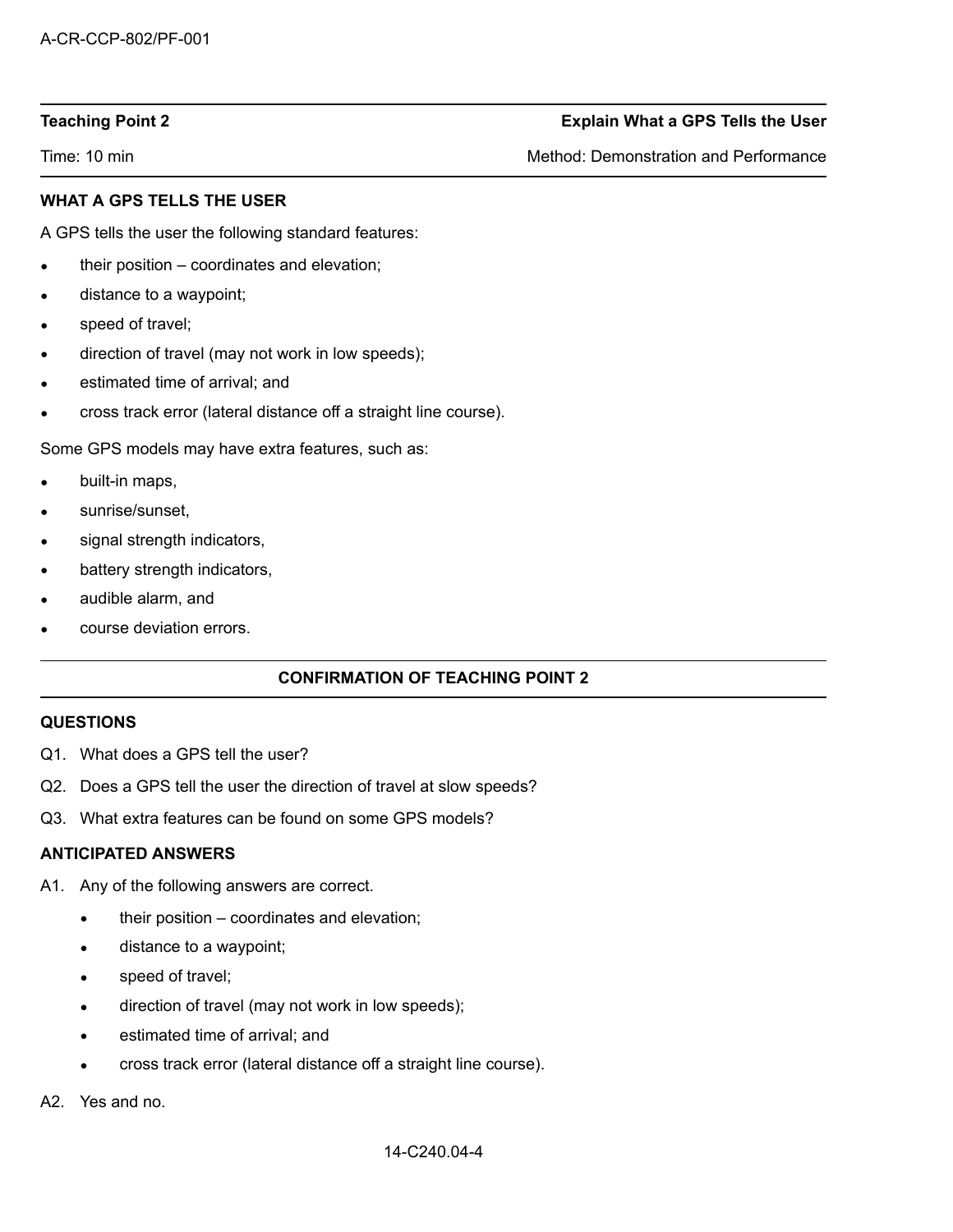| Teaching Point 2 | Explain What a GPS Tells the User |
|---|---|
| Time: 10 min | Method: Demonstration and Performance |

**WHAT A GPS TELLS THE USER**

A GPS tells the user the following standard features:

- their position – coordinates and elevation;
- distance to a waypoint;
- speed of travel;
- direction of travel (may not work in low speeds);
- estimated time of arrival; and
- cross track error (lateral distance off a straight line course).

Some GPS models may have extra features, such as:

- built-in maps,
- sunrise/sunset,
- signal strength indicators,
- battery strength indicators,
- audible alarm, and
- course deviation errors.

**CONFIRMATION OF TEACHING POINT 2**

**QUESTIONS**

Q1. What does a GPS tell the user?

Q2. Does a GPS tell the user the direction of travel at slow speeds?

Q3. What extra features can be found on some GPS models?

**ANTICIPATED ANSWERS**

A1. Any of the following answers are correct.

- their position – coordinates and elevation;
- distance to a waypoint;
- speed of travel;
- direction of travel (may not work in low speeds);
- estimated time of arrival; and
- cross track error (lateral distance off a straight line course).

A2. Yes and no.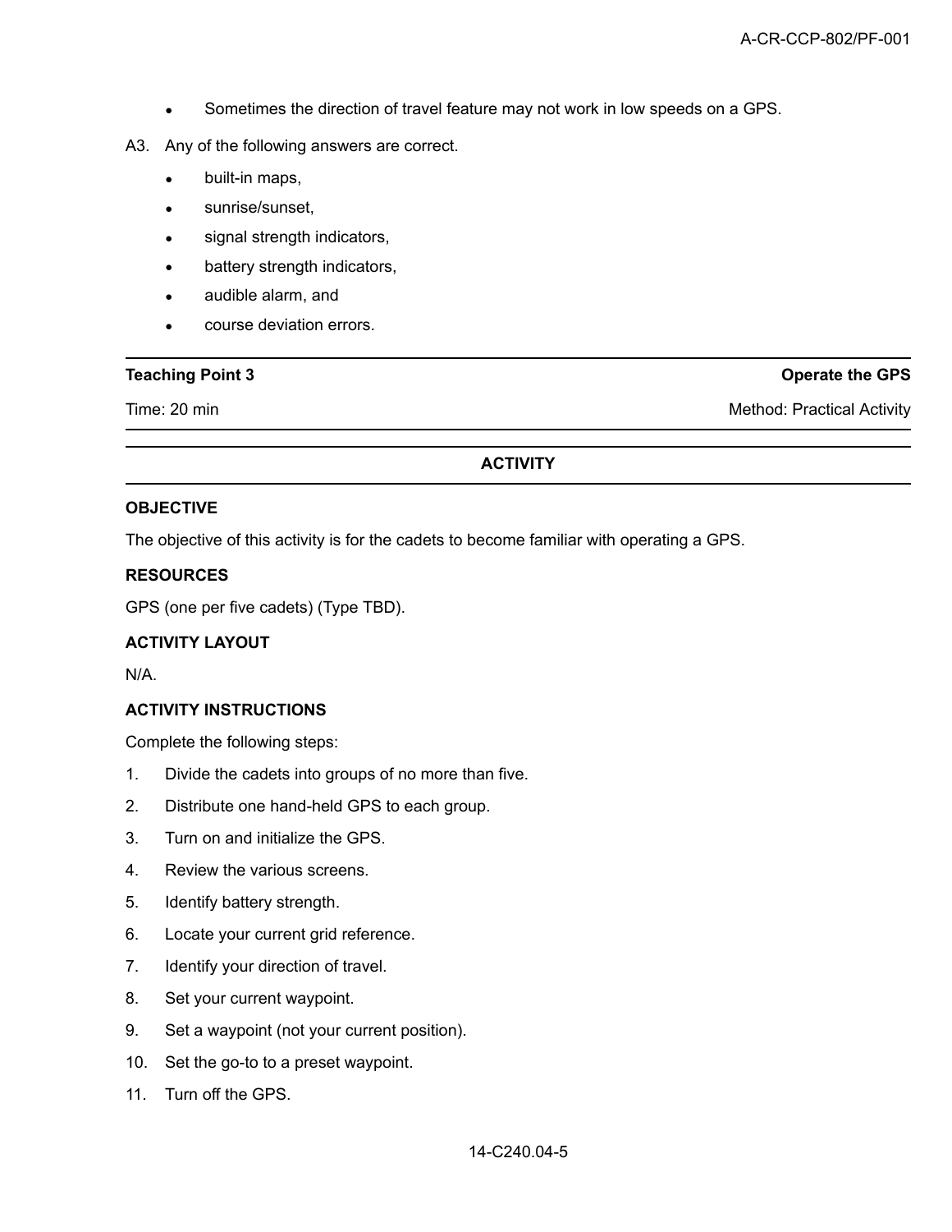- Sometimes the direction of travel feature may not work in low speeds on a GPS.

A3. Any of the following answers are correct.

- built-in maps,
- sunrise/sunset,
- signal strength indicators,
- battery strength indicators,
- audible alarm, and
- course deviation errors.

| **Teaching Point 3** | **Operate the GPS** |
|---|---|
| Time: 20 min | Method: Practical Activity |

**ACTIVITY**

**OBJECTIVE**

The objective of this activity is for the cadets to become familiar with operating a GPS.

**RESOURCES**

GPS (one per five cadets) (Type TBD).

**ACTIVITY LAYOUT**

N/A.

**ACTIVITY INSTRUCTIONS**

Complete the following steps:

1. Divide the cadets into groups of no more than five.
2. Distribute one hand-held GPS to each group.
3. Turn on and initialize the GPS.
4. Review the various screens.
5. Identify battery strength.
6. Locate your current grid reference.
7. Identify your direction of travel.
8. Set your current waypoint.
9. Set a waypoint (not your current position).
10. Set the go-to to a preset waypoint.
11. Turn off the GPS.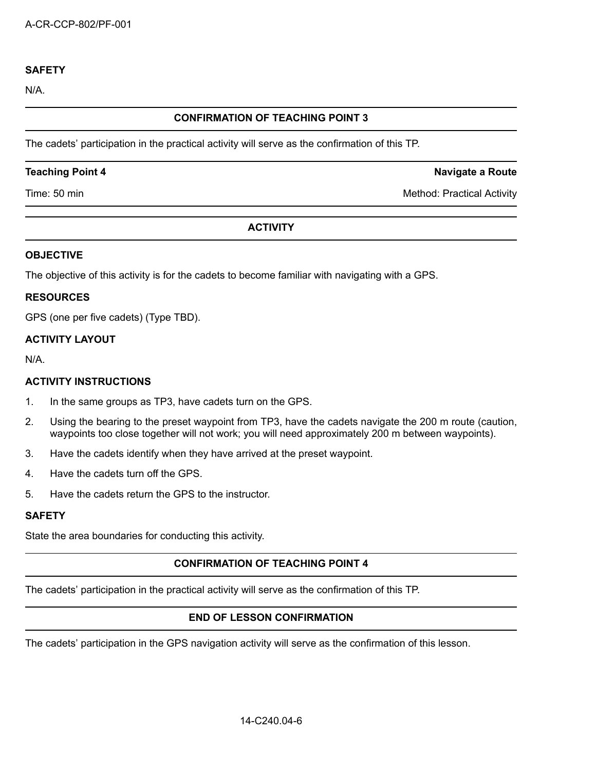**SAFETY**

N/A.

**CONFIRMATION OF TEACHING POINT 3**

The cadets' participation in the practical activity will serve as the confirmation of this TP.

| **Teaching Point 4** | **Navigate a Route** |
| --- | --- |
| Time: 50 min | Method: Practical Activity |

**ACTIVITY**

**OBJECTIVE**

The objective of this activity is for the cadets to become familiar with navigating with a GPS.

**RESOURCES**

GPS (one per five cadets) (Type TBD).

**ACTIVITY LAYOUT**

N/A.

**ACTIVITY INSTRUCTIONS**

1. In the same groups as TP3, have cadets turn on the GPS.
2. Using the bearing to the preset waypoint from TP3, have the cadets navigate the 200 m route (caution, waypoints too close together will not work; you will need approximately 200 m between waypoints).
3. Have the cadets identify when they have arrived at the preset waypoint.
4. Have the cadets turn off the GPS.
5. Have the cadets return the GPS to the instructor.

**SAFETY**

State the area boundaries for conducting this activity.

**CONFIRMATION OF TEACHING POINT 4**

The cadets' participation in the practical activity will serve as the confirmation of this TP.

**END OF LESSON CONFIRMATION**

The cadets' participation in the GPS navigation activity will serve as the confirmation of this lesson.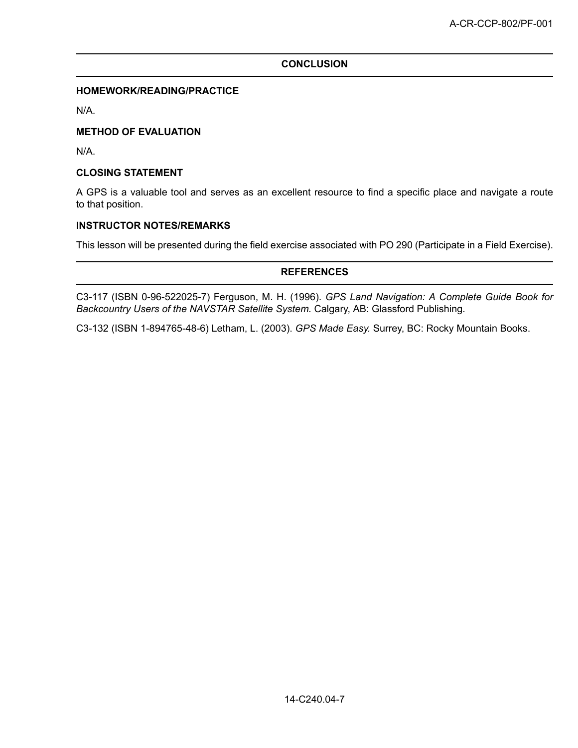## CONCLUSION

### HOMEWORK/READING/PRACTICE

N/A.

### METHOD OF EVALUATION

N/A.

### CLOSING STATEMENT

A GPS is a valuable tool and serves as an excellent resource to find a specific place and navigate a route to that position.

### INSTRUCTOR NOTES/REMARKS

This lesson will be presented during the field exercise associated with PO 290 (Participate in a Field Exercise).

## REFERENCES

C3-117 (ISBN 0-96-522025-7) Ferguson, M. H. (1996). *GPS Land Navigation: A Complete Guide Book for Backcountry Users of the NAVSTAR Satellite System.* Calgary, AB: Glassford Publishing.

C3-132 (ISBN 1-894765-48-6) Letham, L. (2003). *GPS Made Easy.* Surrey, BC: Rocky Mountain Books.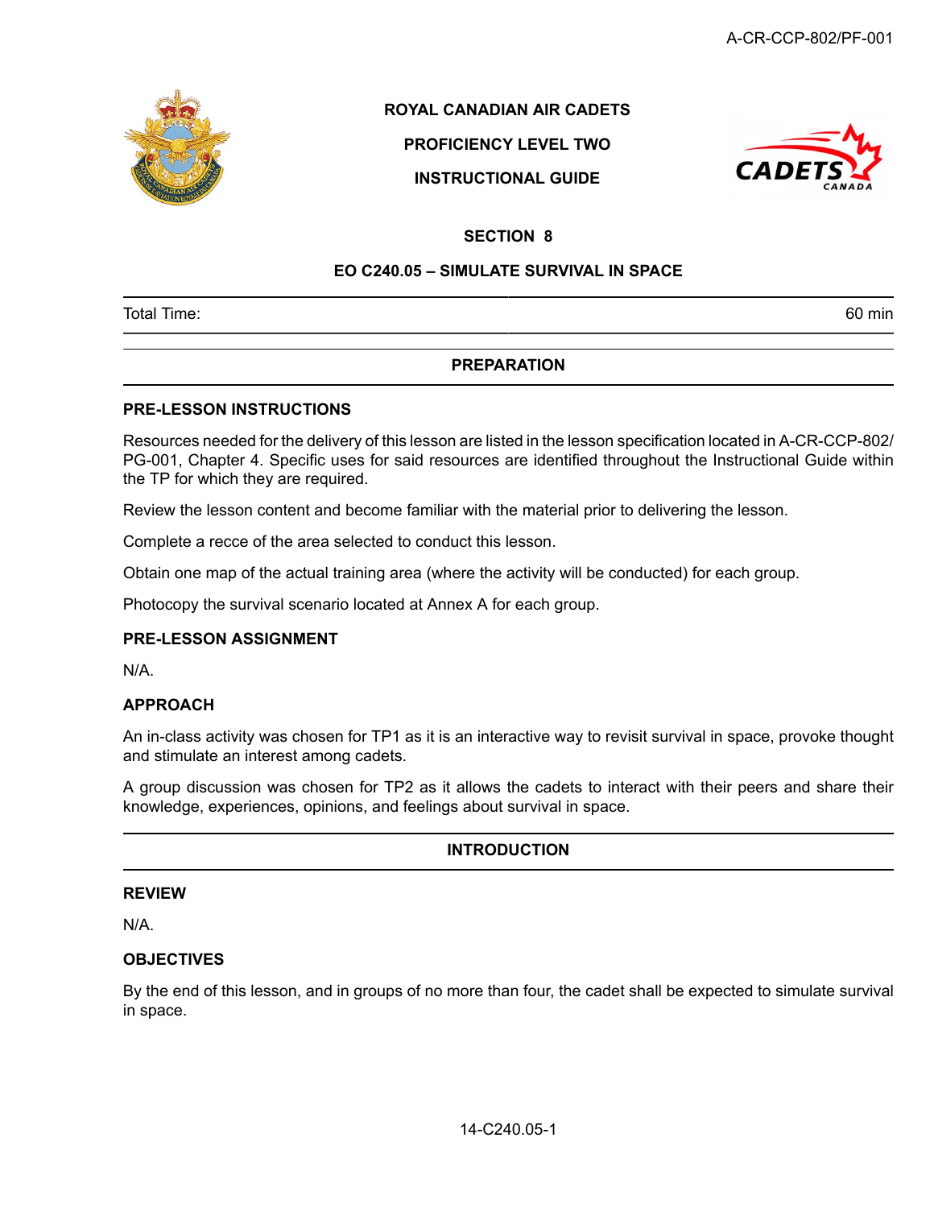**ROYAL CANADIAN AIR CADETS**

**PROFICIENCY LEVEL TWO**

**INSTRUCTIONAL GUIDE**

**SECTION 8**

**EO C240.05 – SIMULATE SURVIVAL IN SPACE**

| Total Time: | 60 min |
|---|---|

## PREPARATION

### PRE-LESSON INSTRUCTIONS

Resources needed for the delivery of this lesson are listed in the lesson specification located in A-CR-CCP-802/PG-001, Chapter 4. Specific uses for said resources are identified throughout the Instructional Guide within the TP for which they are required.

Review the lesson content and become familiar with the material prior to delivering the lesson.

Complete a recce of the area selected to conduct this lesson.

Obtain one map of the actual training area (where the activity will be conducted) for each group.

Photocopy the survival scenario located at Annex A for each group.

### PRE-LESSON ASSIGNMENT

N/A.

### APPROACH

An in-class activity was chosen for TP1 as it is an interactive way to revisit survival in space, provoke thought and stimulate an interest among cadets.

A group discussion was chosen for TP2 as it allows the cadets to interact with their peers and share their knowledge, experiences, opinions, and feelings about survival in space.

## INTRODUCTION

### REVIEW

N/A.

### OBJECTIVES

By the end of this lesson, and in groups of no more than four, the cadet shall be expected to simulate survival in space.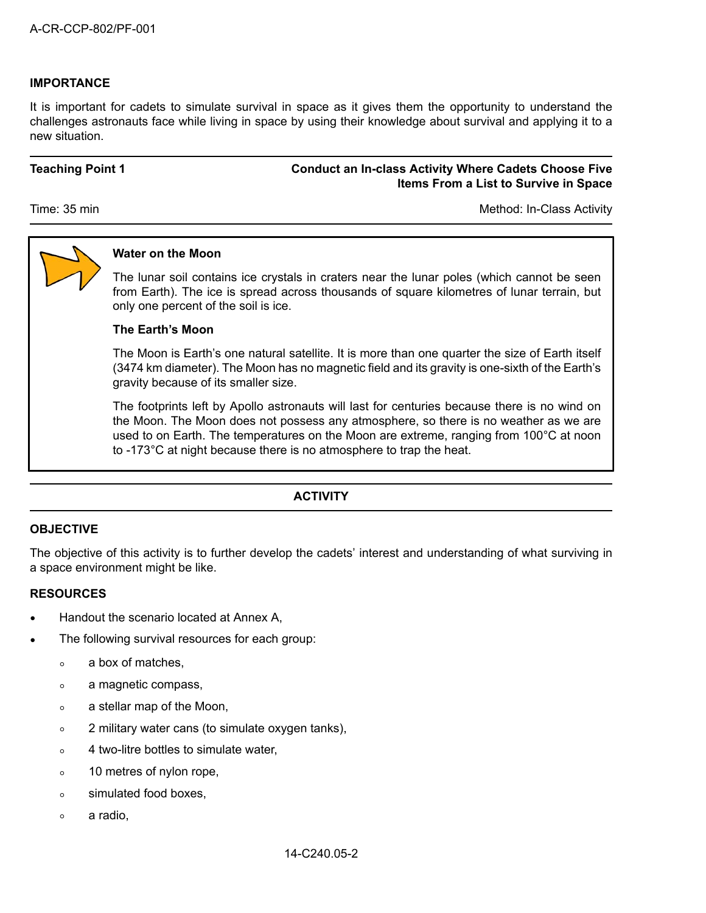## IMPORTANCE

It is important for cadets to simulate survival in space as it gives them the opportunity to understand the challenges astronauts face while living in space by using their knowledge about survival and applying it to a new situation.

---

**Teaching Point 1** — **Conduct an In-class Activity Where Cadets Choose Five Items From a List to Survive in Space**

Time: 35 min — Method: In-Class Activity

---

> **Water on the Moon**
>
> The lunar soil contains ice crystals in craters near the lunar poles (which cannot be seen from Earth). The ice is spread across thousands of square kilometres of lunar terrain, but only one percent of the soil is ice.
>
> **The Earth's Moon**
>
> The Moon is Earth's one natural satellite. It is more than one quarter the size of Earth itself (3474 km diameter). The Moon has no magnetic field and its gravity is one-sixth of the Earth's gravity because of its smaller size.
>
> The footprints left by Apollo astronauts will last for centuries because there is no wind on the Moon. The Moon does not possess any atmosphere, so there is no weather as we are used to on Earth. The temperatures on the Moon are extreme, ranging from 100°C at noon to -173°C at night because there is no atmosphere to trap the heat.

---

## ACTIVITY

---

### OBJECTIVE

The objective of this activity is to further develop the cadets' interest and understanding of what surviving in a space environment might be like.

### RESOURCES

- Handout the scenario located at Annex A,
- The following survival resources for each group:
  - a box of matches,
  - a magnetic compass,
  - a stellar map of the Moon,
  - 2 military water cans (to simulate oxygen tanks),
  - 4 two-litre bottles to simulate water,
  - 10 metres of nylon rope,
  - simulated food boxes,
  - a radio,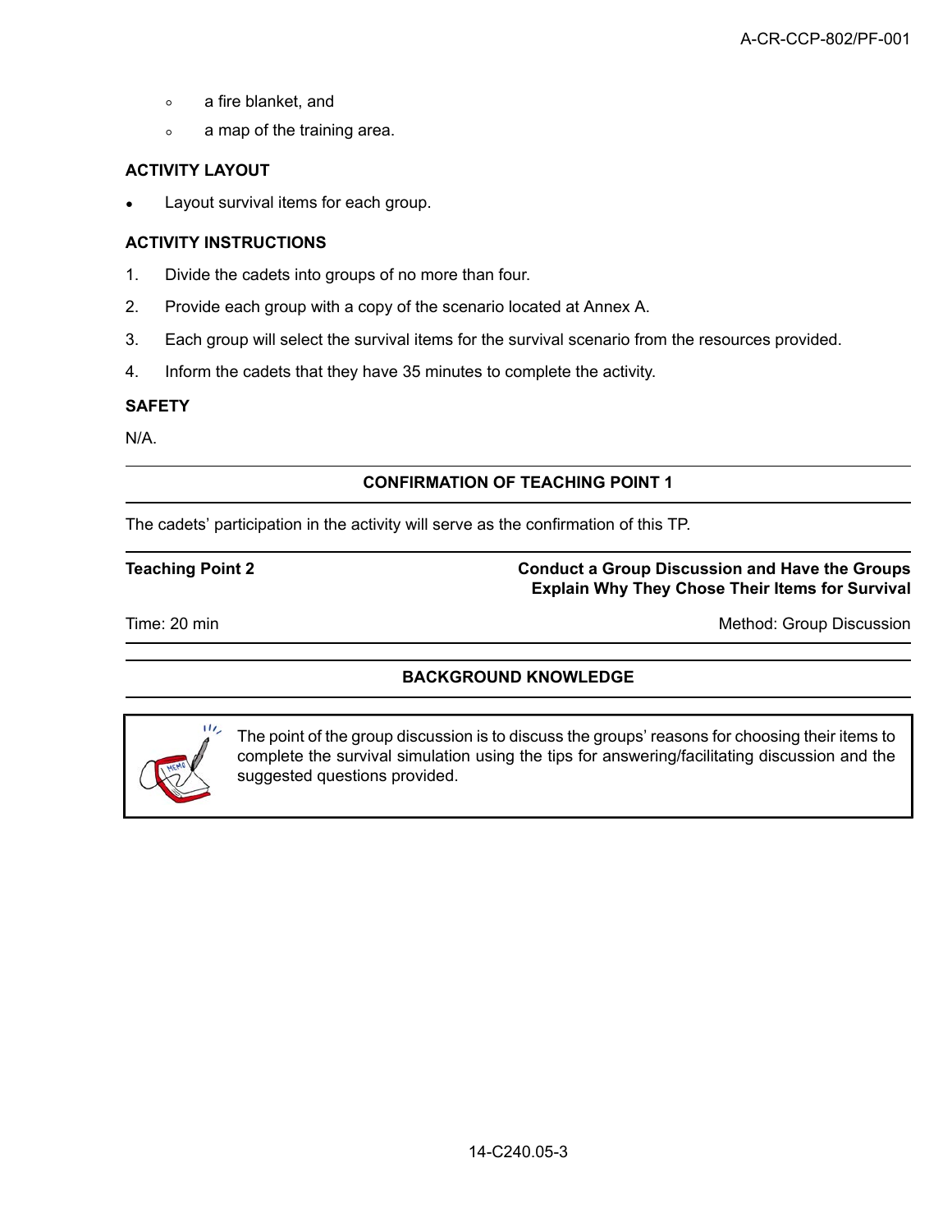- a fire blanket, and
- a map of the training area.

**ACTIVITY LAYOUT**

- Layout survival items for each group.

**ACTIVITY INSTRUCTIONS**

1. Divide the cadets into groups of no more than four.
2. Provide each group with a copy of the scenario located at Annex A.
3. Each group will select the survival items for the survival scenario from the resources provided.
4. Inform the cadets that they have 35 minutes to complete the activity.

**SAFETY**

N/A.

---

**CONFIRMATION OF TEACHING POINT 1**

---

The cadets' participation in the activity will serve as the confirmation of this TP.

---

| **Teaching Point 2** | **Conduct a Group Discussion and Have the Groups Explain Why They Chose Their Items for Survival** |
|---|---|
| Time: 20 min | Method: Group Discussion |

---

**BACKGROUND KNOWLEDGE**

---

The point of the group discussion is to discuss the groups' reasons for choosing their items to complete the survival simulation using the tips for answering/facilitating discussion and the suggested questions provided.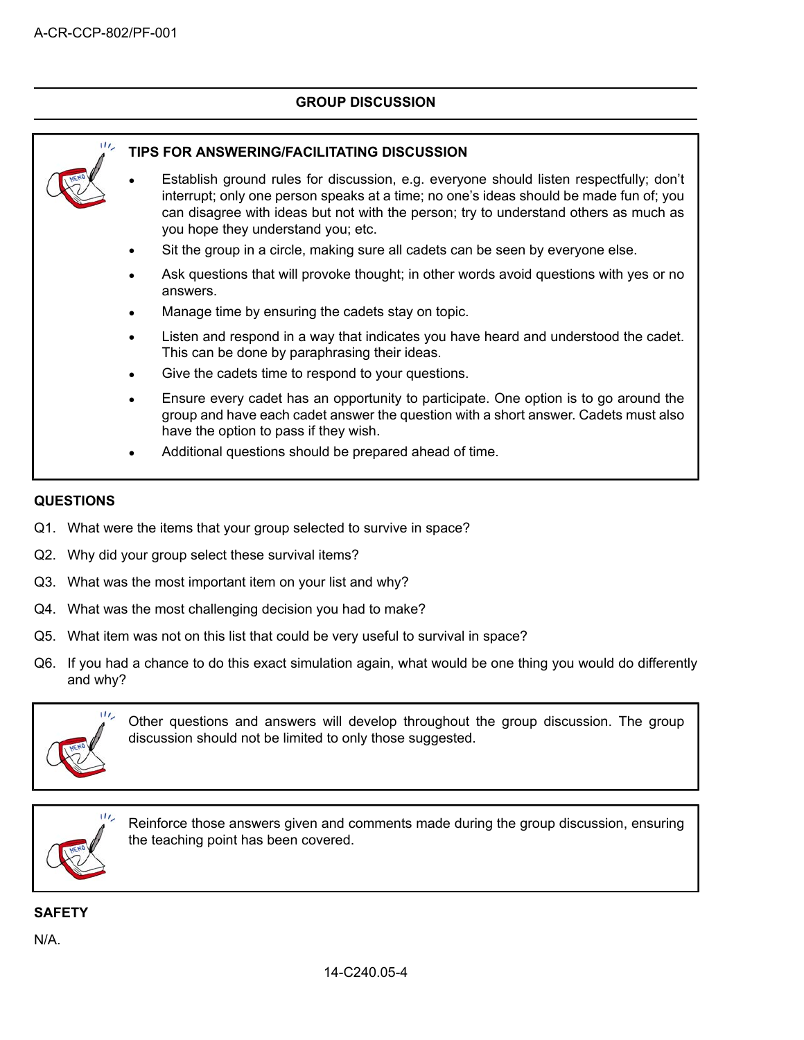## GROUP DISCUSSION

**TIPS FOR ANSWERING/FACILITATING DISCUSSION**

- Establish ground rules for discussion, e.g. everyone should listen respectfully; don't interrupt; only one person speaks at a time; no one's ideas should be made fun of; you can disagree with ideas but not with the person; try to understand others as much as you hope they understand you; etc.
- Sit the group in a circle, making sure all cadets can be seen by everyone else.
- Ask questions that will provoke thought; in other words avoid questions with yes or no answers.
- Manage time by ensuring the cadets stay on topic.
- Listen and respond in a way that indicates you have heard and understood the cadet. This can be done by paraphrasing their ideas.
- Give the cadets time to respond to your questions.
- Ensure every cadet has an opportunity to participate. One option is to go around the group and have each cadet answer the question with a short answer. Cadets must also have the option to pass if they wish.
- Additional questions should be prepared ahead of time.

**QUESTIONS**

Q1. What were the items that your group selected to survive in space?

Q2. Why did your group select these survival items?

Q3. What was the most important item on your list and why?

Q4. What was the most challenging decision you had to make?

Q5. What item was not on this list that could be very useful to survival in space?

Q6. If you had a chance to do this exact simulation again, what would be one thing you would do differently and why?

Other questions and answers will develop throughout the group discussion. The group discussion should not be limited to only those suggested.

Reinforce those answers given and comments made during the group discussion, ensuring the teaching point has been covered.

**SAFETY**

N/A.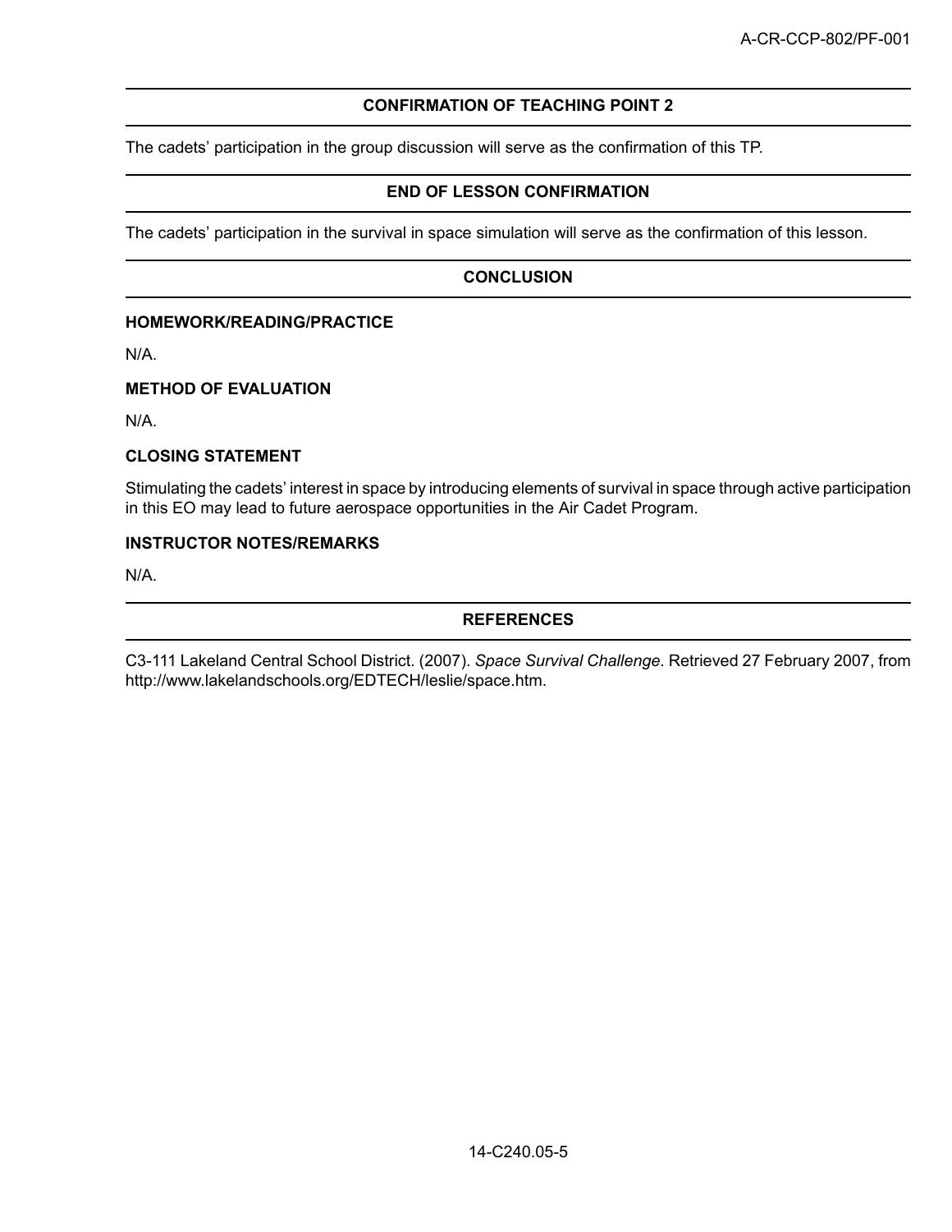## CONFIRMATION OF TEACHING POINT 2

The cadets' participation in the group discussion will serve as the confirmation of this TP.

## END OF LESSON CONFIRMATION

The cadets' participation in the survival in space simulation will serve as the confirmation of this lesson.

## CONCLUSION

### HOMEWORK/READING/PRACTICE

N/A.

### METHOD OF EVALUATION

N/A.

### CLOSING STATEMENT

Stimulating the cadets' interest in space by introducing elements of survival in space through active participation in this EO may lead to future aerospace opportunities in the Air Cadet Program.

### INSTRUCTOR NOTES/REMARKS

N/A.

## REFERENCES

C3-111 Lakeland Central School District. (2007). *Space Survival Challenge*. Retrieved 27 February 2007, from http://www.lakelandschools.org/EDTECH/leslie/space.htm.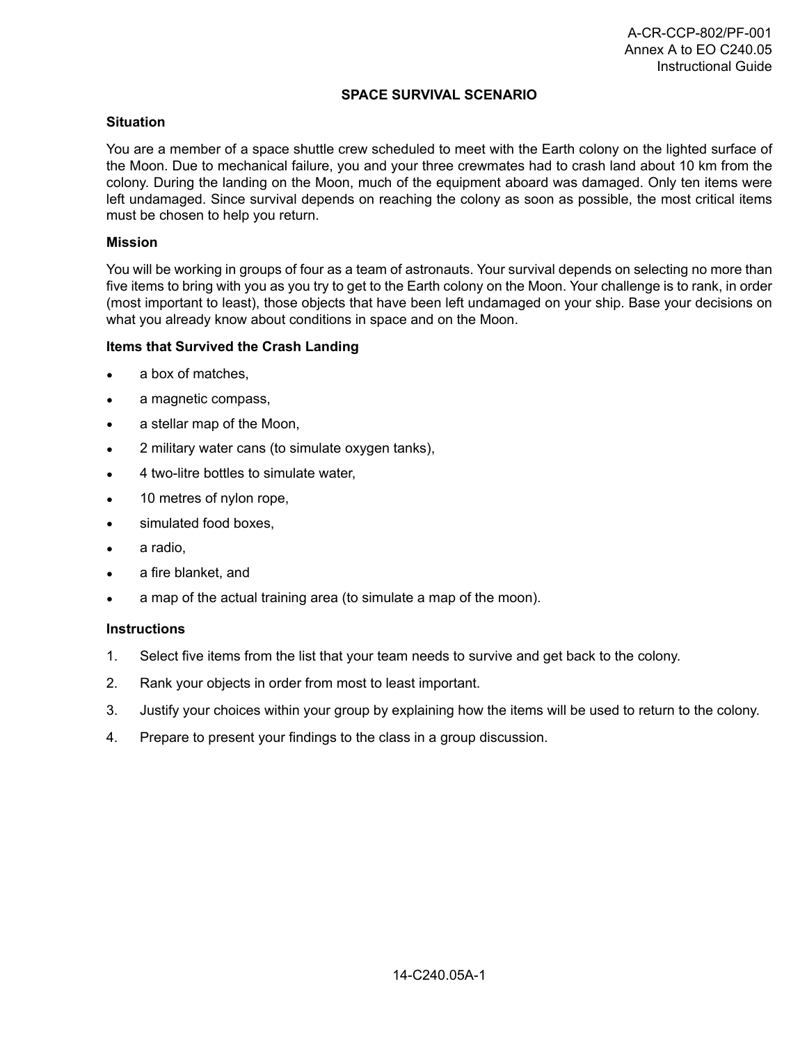# SPACE SURVIVAL SCENARIO

**Situation**

You are a member of a space shuttle crew scheduled to meet with the Earth colony on the lighted surface of the Moon. Due to mechanical failure, you and your three crewmates had to crash land about 10 km from the colony. During the landing on the Moon, much of the equipment aboard was damaged. Only ten items were left undamaged. Since survival depends on reaching the colony as soon as possible, the most critical items must be chosen to help you return.

**Mission**

You will be working in groups of four as a team of astronauts. Your survival depends on selecting no more than five items to bring with you as you try to get to the Earth colony on the Moon. Your challenge is to rank, in order (most important to least), those objects that have been left undamaged on your ship. Base your decisions on what you already know about conditions in space and on the Moon.

**Items that Survived the Crash Landing**

- a box of matches,
- a magnetic compass,
- a stellar map of the Moon,
- 2 military water cans (to simulate oxygen tanks),
- 4 two-litre bottles to simulate water,
- 10 metres of nylon rope,
- simulated food boxes,
- a radio,
- a fire blanket, and
- a map of the actual training area (to simulate a map of the moon).

**Instructions**

1. Select five items from the list that your team needs to survive and get back to the colony.
2. Rank your objects in order from most to least important.
3. Justify your choices within your group by explaining how the items will be used to return to the colony.
4. Prepare to present your findings to the class in a group discussion.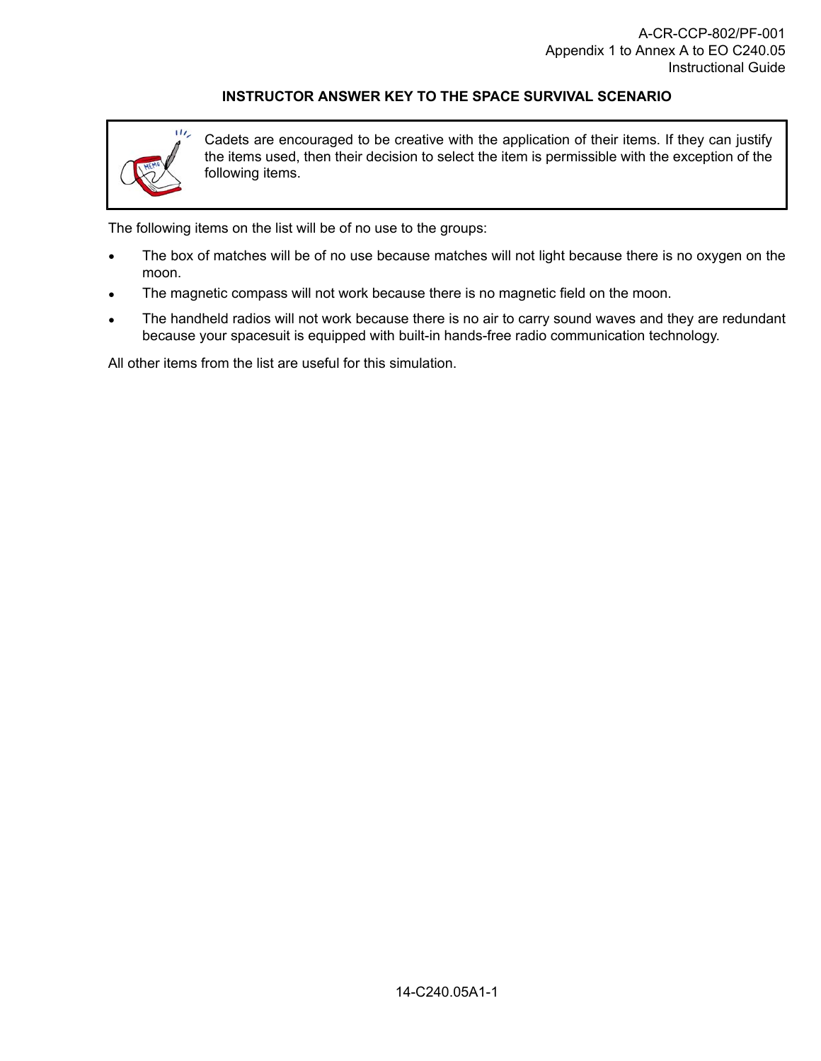## INSTRUCTOR ANSWER KEY TO THE SPACE SURVIVAL SCENARIO

> Cadets are encouraged to be creative with the application of their items. If they can justify the items used, then their decision to select the item is permissible with the exception of the following items.

The following items on the list will be of no use to the groups:

- The box of matches will be of no use because matches will not light because there is no oxygen on the moon.
- The magnetic compass will not work because there is no magnetic field on the moon.
- The handheld radios will not work because there is no air to carry sound waves and they are redundant because your spacesuit is equipped with built-in hands-free radio communication technology.

All other items from the list are useful for this simulation.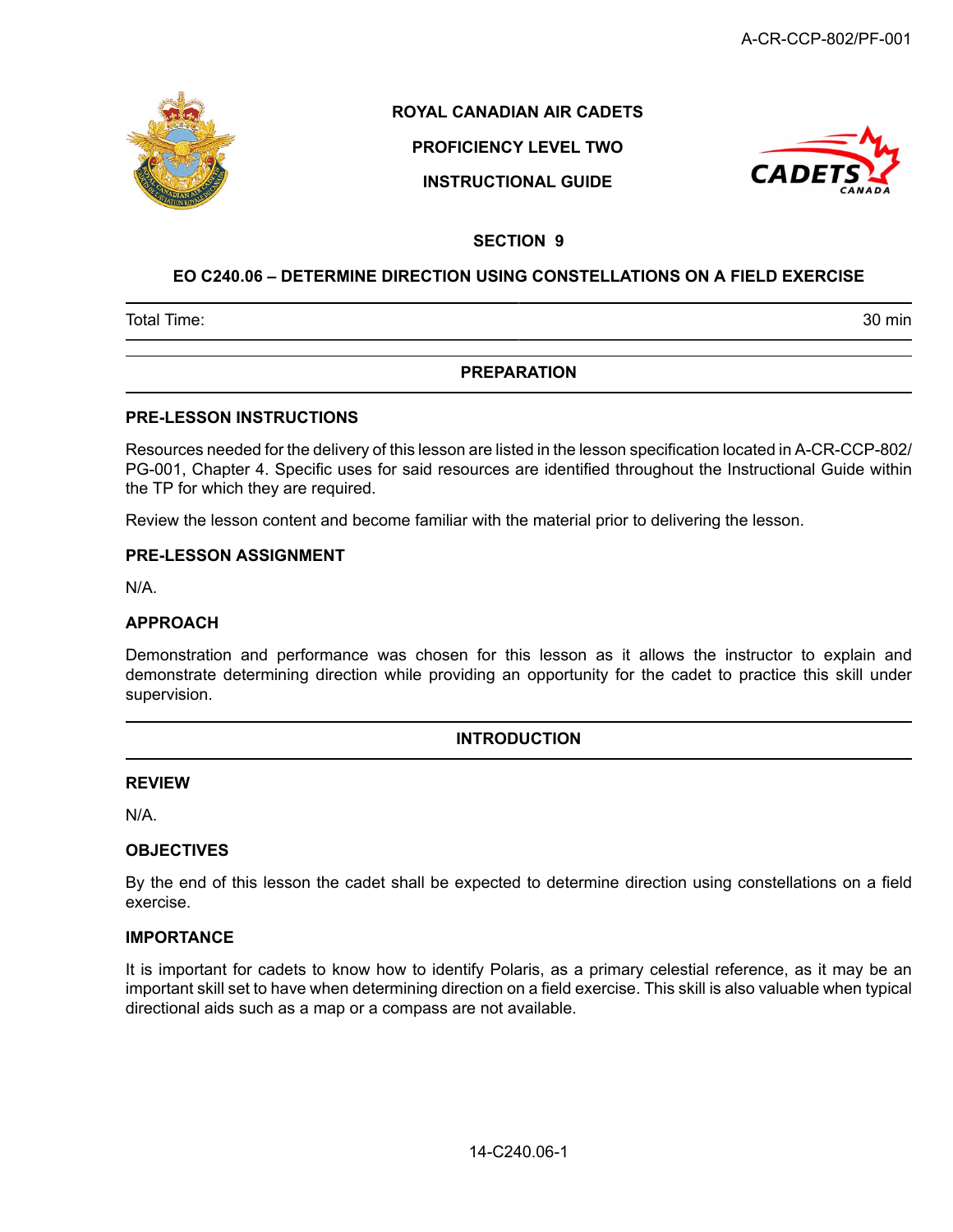**ROYAL CANADIAN AIR CADETS**

**PROFICIENCY LEVEL TWO**

**INSTRUCTIONAL GUIDE**

## SECTION 9

## EO C240.06 – DETERMINE DIRECTION USING CONSTELLATIONS ON A FIELD EXERCISE

| Total Time: | 30 min |
|---|---|

## PREPARATION

### PRE-LESSON INSTRUCTIONS

Resources needed for the delivery of this lesson are listed in the lesson specification located in A-CR-CCP-802/PG-001, Chapter 4. Specific uses for said resources are identified throughout the Instructional Guide within the TP for which they are required.

Review the lesson content and become familiar with the material prior to delivering the lesson.

### PRE-LESSON ASSIGNMENT

N/A.

### APPROACH

Demonstration and performance was chosen for this lesson as it allows the instructor to explain and demonstrate determining direction while providing an opportunity for the cadet to practice this skill under supervision.

## INTRODUCTION

### REVIEW

N/A.

### OBJECTIVES

By the end of this lesson the cadet shall be expected to determine direction using constellations on a field exercise.

### IMPORTANCE

It is important for cadets to know how to identify Polaris, as a primary celestial reference, as it may be an important skill set to have when determining direction on a field exercise. This skill is also valuable when typical directional aids such as a map or a compass are not available.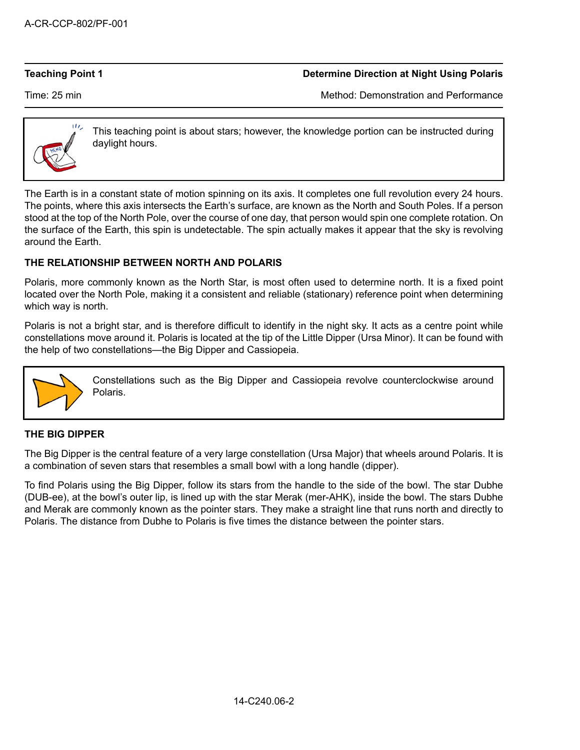| Teaching Point 1 | Determine Direction at Night Using Polaris |
|---|---|
| Time: 25 min | Method: Demonstration and Performance |

> This teaching point is about stars; however, the knowledge portion can be instructed during daylight hours.

The Earth is in a constant state of motion spinning on its axis. It completes one full revolution every 24 hours. The points, where this axis intersects the Earth's surface, are known as the North and South Poles. If a person stood at the top of the North Pole, over the course of one day, that person would spin one complete rotation. On the surface of the Earth, this spin is undetectable. The spin actually makes it appear that the sky is revolving around the Earth.

**THE RELATIONSHIP BETWEEN NORTH AND POLARIS**

Polaris, more commonly known as the North Star, is most often used to determine north. It is a fixed point located over the North Pole, making it a consistent and reliable (stationary) reference point when determining which way is north.

Polaris is not a bright star, and is therefore difficult to identify in the night sky. It acts as a centre point while constellations move around it. Polaris is located at the tip of the Little Dipper (Ursa Minor). It can be found with the help of two constellations—the Big Dipper and Cassiopeia.

> Constellations such as the Big Dipper and Cassiopeia revolve counterclockwise around Polaris.

**THE BIG DIPPER**

The Big Dipper is the central feature of a very large constellation (Ursa Major) that wheels around Polaris. It is a combination of seven stars that resembles a small bowl with a long handle (dipper).

To find Polaris using the Big Dipper, follow its stars from the handle to the side of the bowl. The star Dubhe (DUB-ee), at the bowl's outer lip, is lined up with the star Merak (mer-AHK), inside the bowl. The stars Dubhe and Merak are commonly known as the pointer stars. They make a straight line that runs north and directly to Polaris. The distance from Dubhe to Polaris is five times the distance between the pointer stars.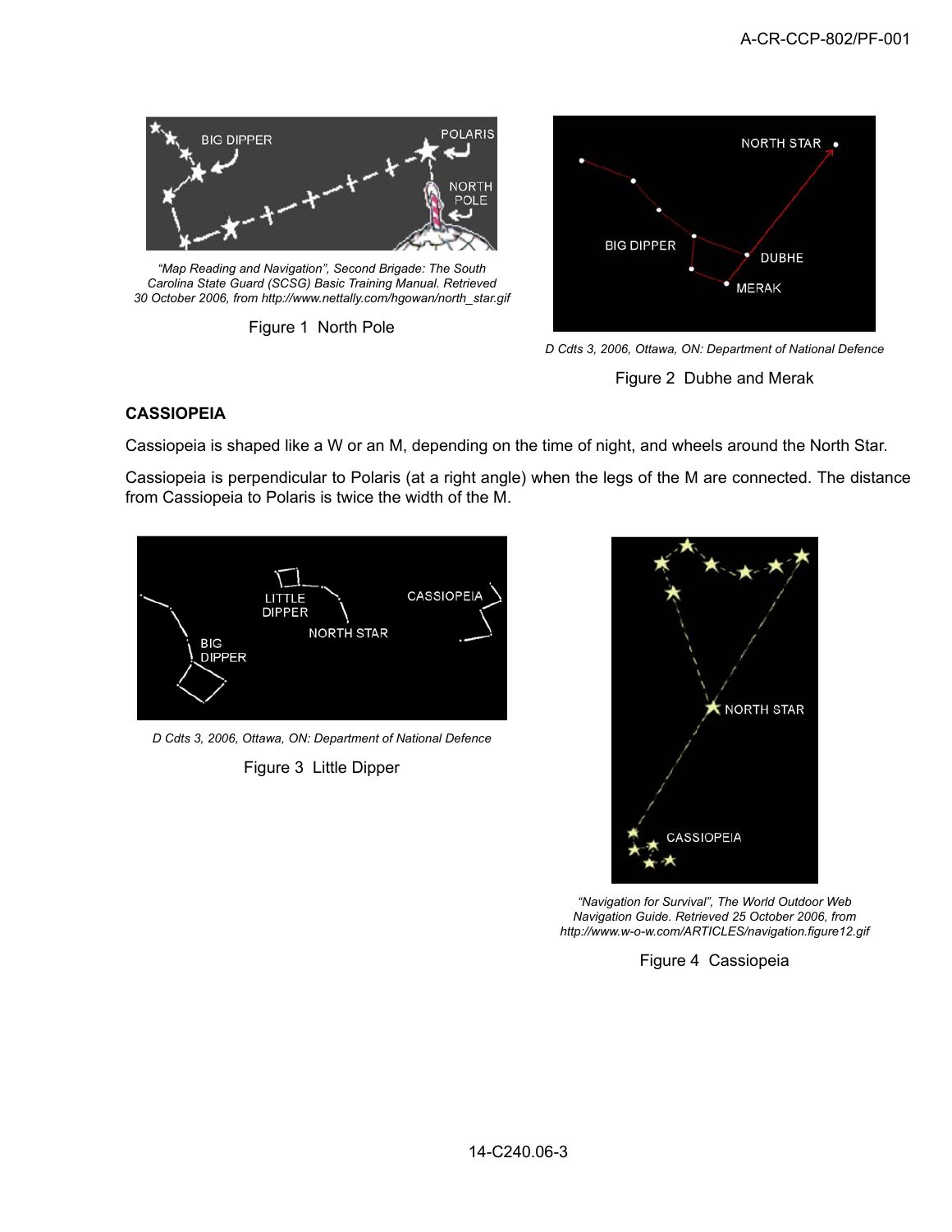“Map Reading and Navigation”, Second Brigade: The South Carolina State Guard (SCSG) Basic Training Manual. Retrieved 30 October 2006, from http://www.nettally.com/hgowan/north_star.gif

Figure 1 North Pole

D Cdts 3, 2006, Ottawa, ON: Department of National Defence

Figure 2 Dubhe and Merak

**CASSIOPEIA**

Cassiopeia is shaped like a W or an M, depending on the time of night, and wheels around the North Star.

Cassiopeia is perpendicular to Polaris (at a right angle) when the legs of the M are connected. The distance from Cassiopeia to Polaris is twice the width of the M.

D Cdts 3, 2006, Ottawa, ON: Department of National Defence

Figure 3 Little Dipper

“Navigation for Survival”, The World Outdoor Web Navigation Guide. Retrieved 25 October 2006, from http://www.w-o-w.com/ARTICLES/navigation.figure12.gif

Figure 4 Cassiopeia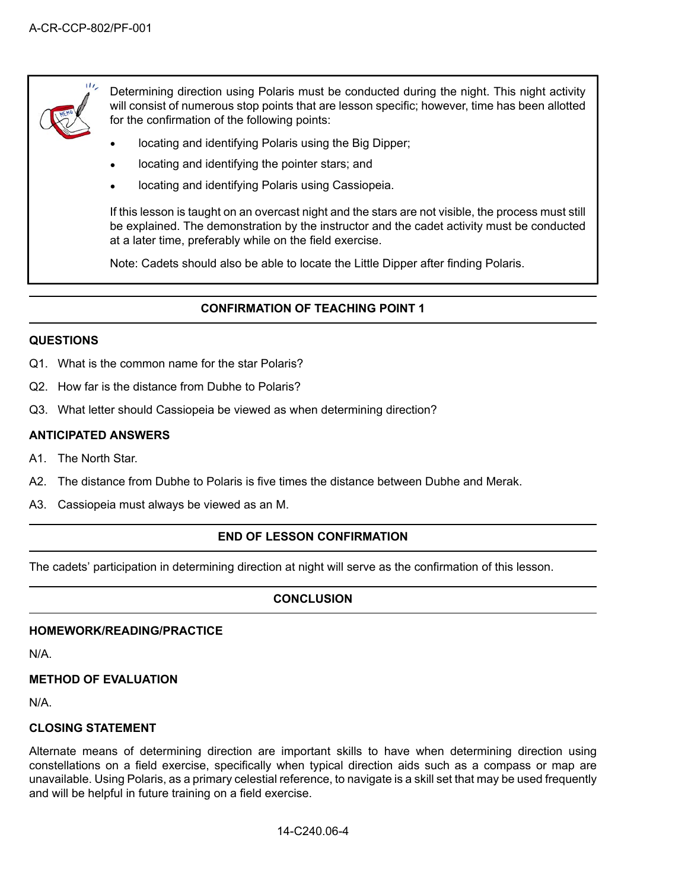Determining direction using Polaris must be conducted during the night. This night activity will consist of numerous stop points that are lesson specific; however, time has been allotted for the confirmation of the following points:

- locating and identifying Polaris using the Big Dipper;
- locating and identifying the pointer stars; and
- locating and identifying Polaris using Cassiopeia.

If this lesson is taught on an overcast night and the stars are not visible, the process must still be explained. The demonstration by the instructor and the cadet activity must be conducted at a later time, preferably while on the field exercise.

Note: Cadets should also be able to locate the Little Dipper after finding Polaris.

## CONFIRMATION OF TEACHING POINT 1

### QUESTIONS

Q1. What is the common name for the star Polaris?

Q2. How far is the distance from Dubhe to Polaris?

Q3. What letter should Cassiopeia be viewed as when determining direction?

### ANTICIPATED ANSWERS

A1. The North Star.

A2. The distance from Dubhe to Polaris is five times the distance between Dubhe and Merak.

A3. Cassiopeia must always be viewed as an M.

## END OF LESSON CONFIRMATION

The cadets' participation in determining direction at night will serve as the confirmation of this lesson.

## CONCLUSION

### HOMEWORK/READING/PRACTICE

N/A.

### METHOD OF EVALUATION

N/A.

### CLOSING STATEMENT

Alternate means of determining direction are important skills to have when determining direction using constellations on a field exercise, specifically when typical direction aids such as a compass or map are unavailable. Using Polaris, as a primary celestial reference, to navigate is a skill set that may be used frequently and will be helpful in future training on a field exercise.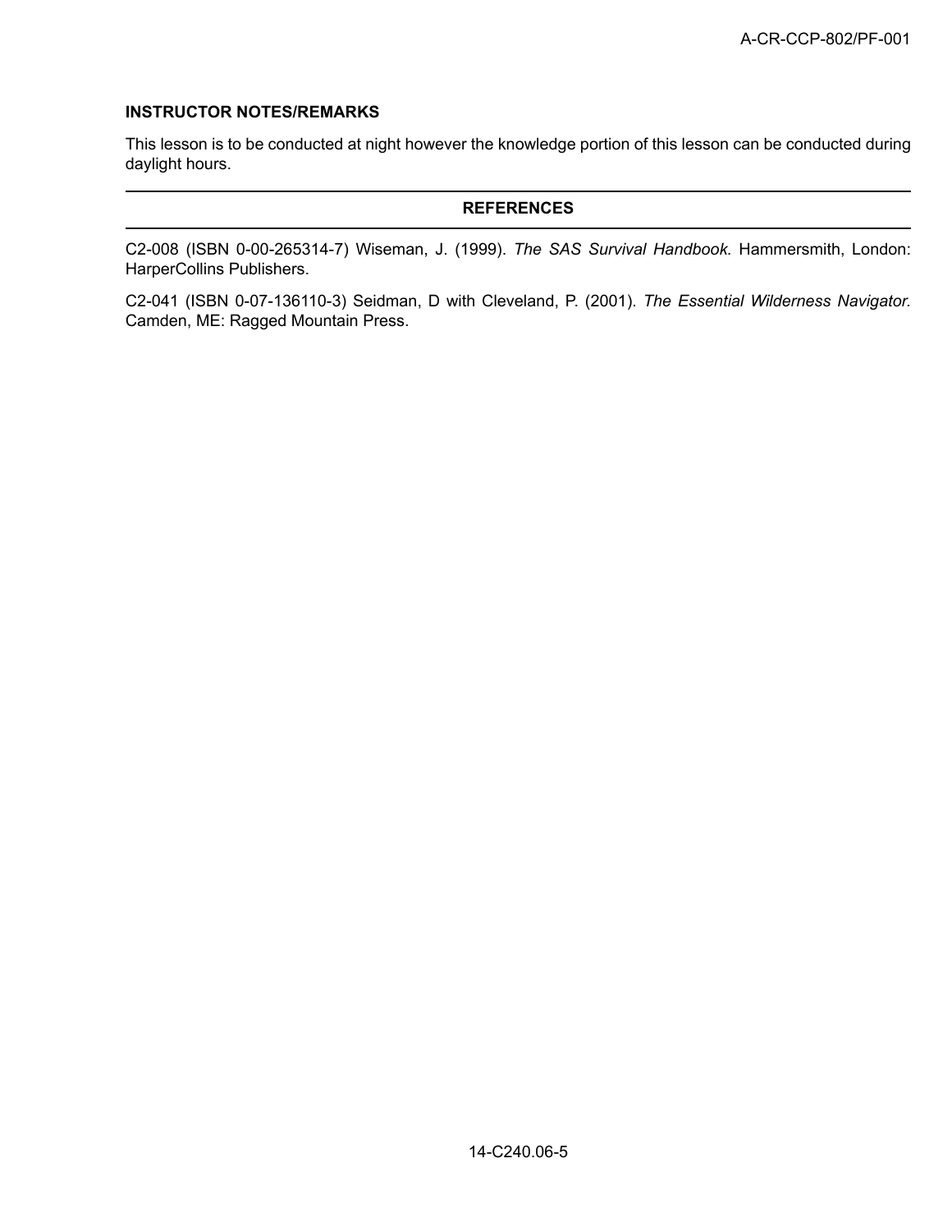**INSTRUCTOR NOTES/REMARKS**

This lesson is to be conducted at night however the knowledge portion of this lesson can be conducted during daylight hours.

## REFERENCES

C2-008 (ISBN 0-00-265314-7) Wiseman, J. (1999). *The SAS Survival Handbook*. Hammersmith, London: HarperCollins Publishers.

C2-041 (ISBN 0-07-136110-3) Seidman, D with Cleveland, P. (2001). *The Essential Wilderness Navigator*. Camden, ME: Ragged Mountain Press.